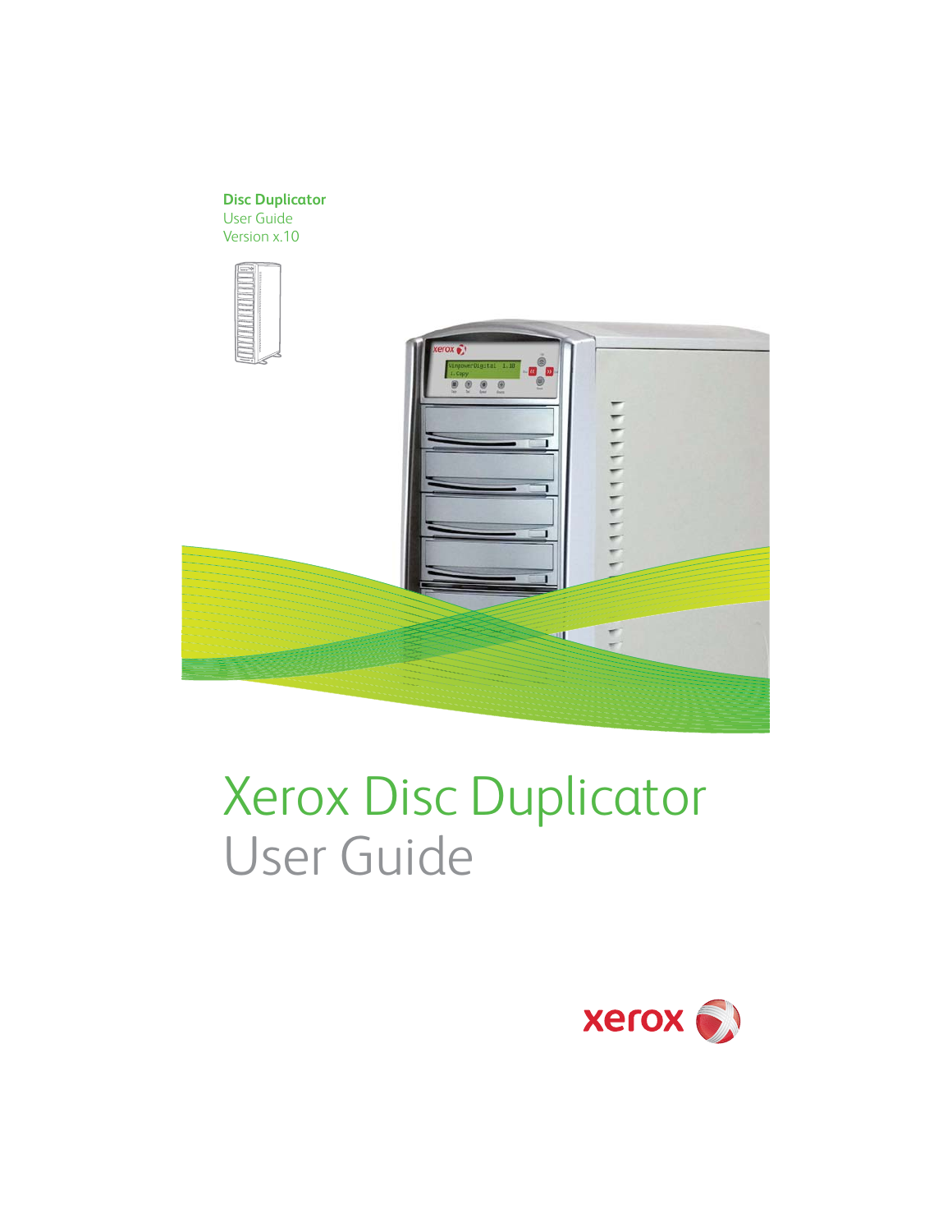**Disc Duplicator**
User Guide
Version x.10

# Xerox Disc Duplicator
User Guide

xerox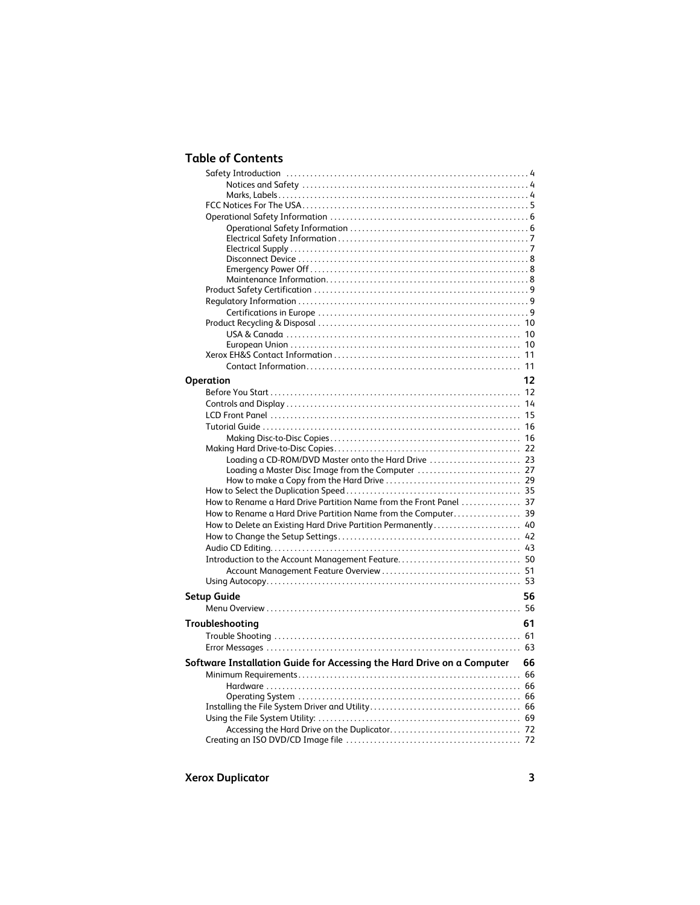## Table of Contents

- Safety Introduction . . . . 4
  - Notices and Safety . . . . 4
  - Marks, Labels . . . . 4
- FCC Notices For The USA . . . . 5
- Operational Safety Information . . . . 6
  - Operational Safety Information . . . . 6
  - Electrical Safety Information . . . . 7
  - Electrical Supply . . . . 7
  - Disconnect Device . . . . 8
  - Emergency Power Off . . . . 8
  - Maintenance Information . . . . 8
- Product Safety Certification . . . . 9
- Regulatory Information . . . . 9
  - Certifications in Europe . . . . 9
- Product Recycling & Disposal . . . . 10
  - USA & Canada . . . . 10
  - European Union . . . . 10
- Xerox EH&S Contact Information . . . . 11
  - Contact Information . . . . 11

**Operation** 12

- Before You Start . . . . 12
- Controls and Display . . . . 14
- LCD Front Panel . . . . 15
- Tutorial Guide . . . . 16
  - Making Disc-to-Disc Copies . . . . 16
- Making Hard Drive-to-Disc Copies . . . . 22
  - Loading a CD-ROM/DVD Master onto the Hard Drive . . . . 23
  - Loading a Master Disc Image from the Computer . . . . 27
  - How to make a Copy from the Hard Drive . . . . 29
- How to Select the Duplication Speed . . . . 35
- How to Rename a Hard Drive Partition Name from the Front Panel . . . . 37
- How to Rename a Hard Drive Partition Name from the Computer . . . . 39
- How to Delete an Existing Hard Drive Partition Permanently . . . . 40
- How to Change the Setup Settings . . . . 42
- Audio CD Editing . . . . 43
- Introduction to the Account Management Feature . . . . 50
  - Account Management Feature Overview . . . . 51
- Using Autocopy . . . . 53

**Setup Guide** 56

- Menu Overview . . . . 56

**Troubleshooting** 61

- Trouble Shooting . . . . 61
- Error Messages . . . . 63

**Software Installation Guide for Accessing the Hard Drive on a Computer** 66

- Minimum Requirements . . . . 66
  - Hardware . . . . 66
  - Operating System . . . . 66
- Installing the File System Driver and Utility . . . . 66
- Using the File System Utility: . . . . 69
  - Accessing the Hard Drive on the Duplicator . . . . 72
- Creating an ISO DVD/CD Image file . . . . 72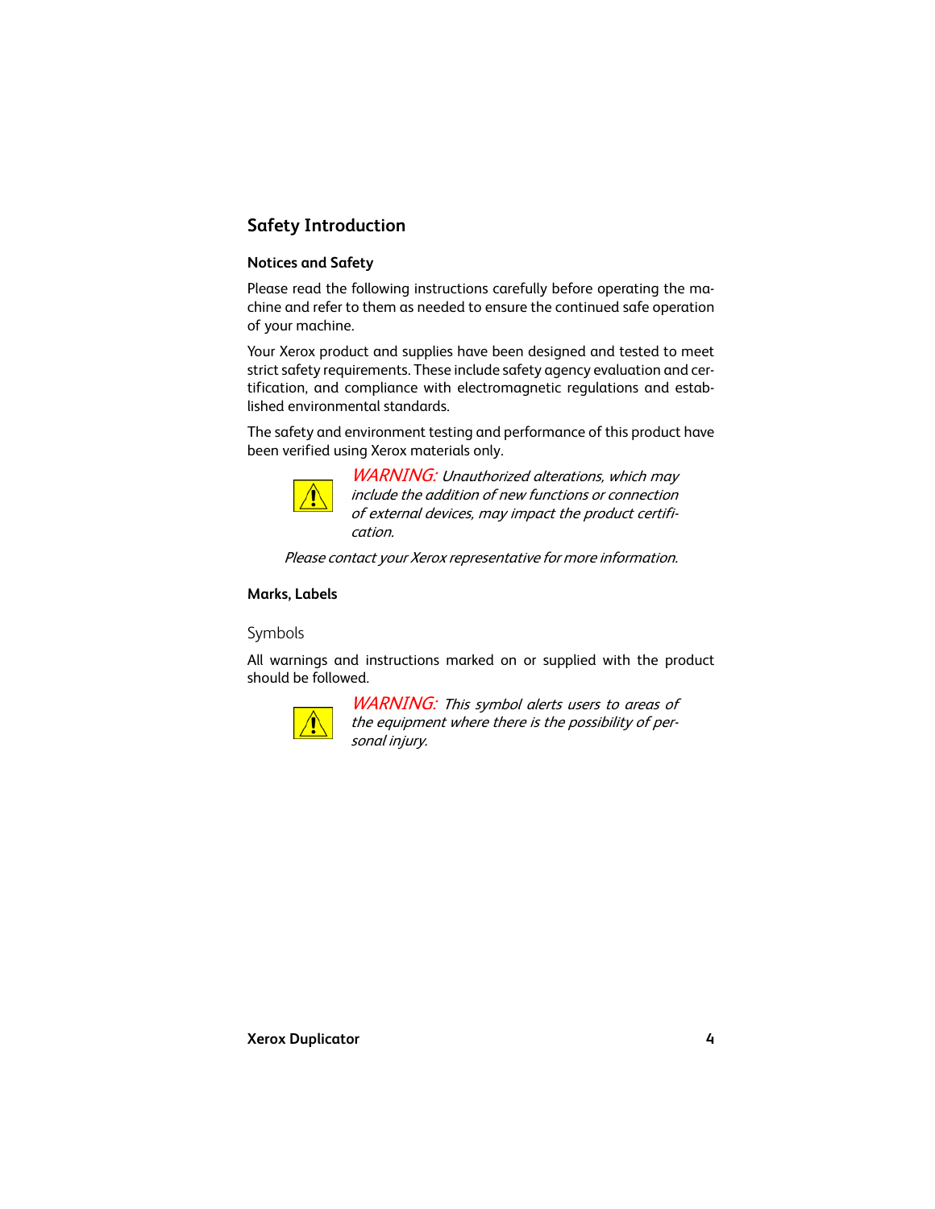## Safety Introduction

### Notices and Safety

Please read the following instructions carefully before operating the machine and refer to them as needed to ensure the continued safe operation of your machine.

Your Xerox product and supplies have been designed and tested to meet strict safety requirements. These include safety agency evaluation and certification, and compliance with electromagnetic regulations and established environmental standards.

The safety and environment testing and performance of this product have been verified using Xerox materials only.

*WARNING: Unauthorized alterations, which may include the addition of new functions or connection of external devices, may impact the product certification.*

*Please contact your Xerox representative for more information.*

### Marks, Labels

#### Symbols

All warnings and instructions marked on or supplied with the product should be followed.

*WARNING: This symbol alerts users to areas of the equipment where there is the possibility of personal injury.*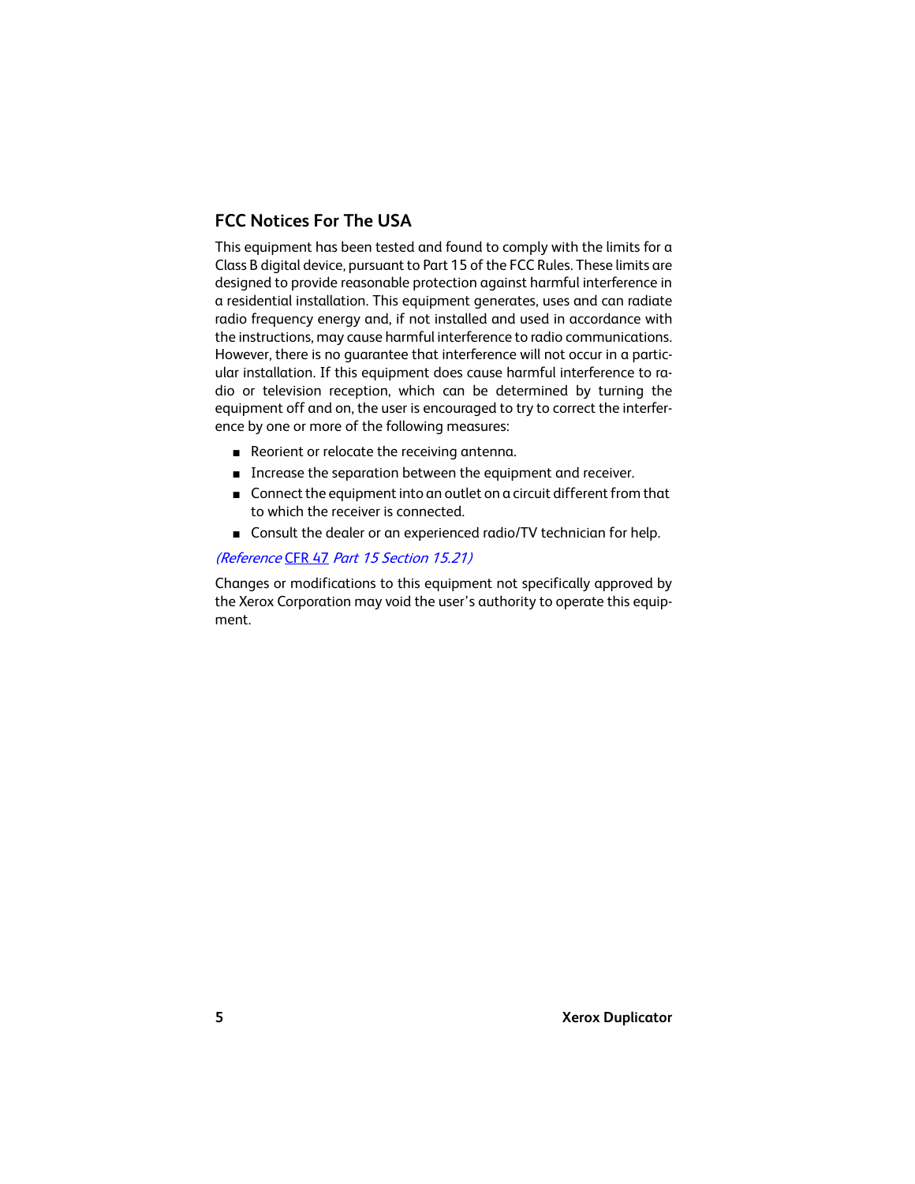## FCC Notices For The USA

This equipment has been tested and found to comply with the limits for a Class B digital device, pursuant to Part 15 of the FCC Rules. These limits are designed to provide reasonable protection against harmful interference in a residential installation. This equipment generates, uses and can radiate radio frequency energy and, if not installed and used in accordance with the instructions, may cause harmful interference to radio communications. However, there is no guarantee that interference will not occur in a particular installation. If this equipment does cause harmful interference to radio or television reception, which can be determined by turning the equipment off and on, the user is encouraged to try to correct the interference by one or more of the following measures:

- Reorient or relocate the receiving antenna.
- Increase the separation between the equipment and receiver.
- Connect the equipment into an outlet on a circuit different from that to which the receiver is connected.
- Consult the dealer or an experienced radio/TV technician for help.

*(Reference* CFR 47 *Part 15 Section 15.21)*

Changes or modifications to this equipment not specifically approved by the Xerox Corporation may void the user's authority to operate this equipment.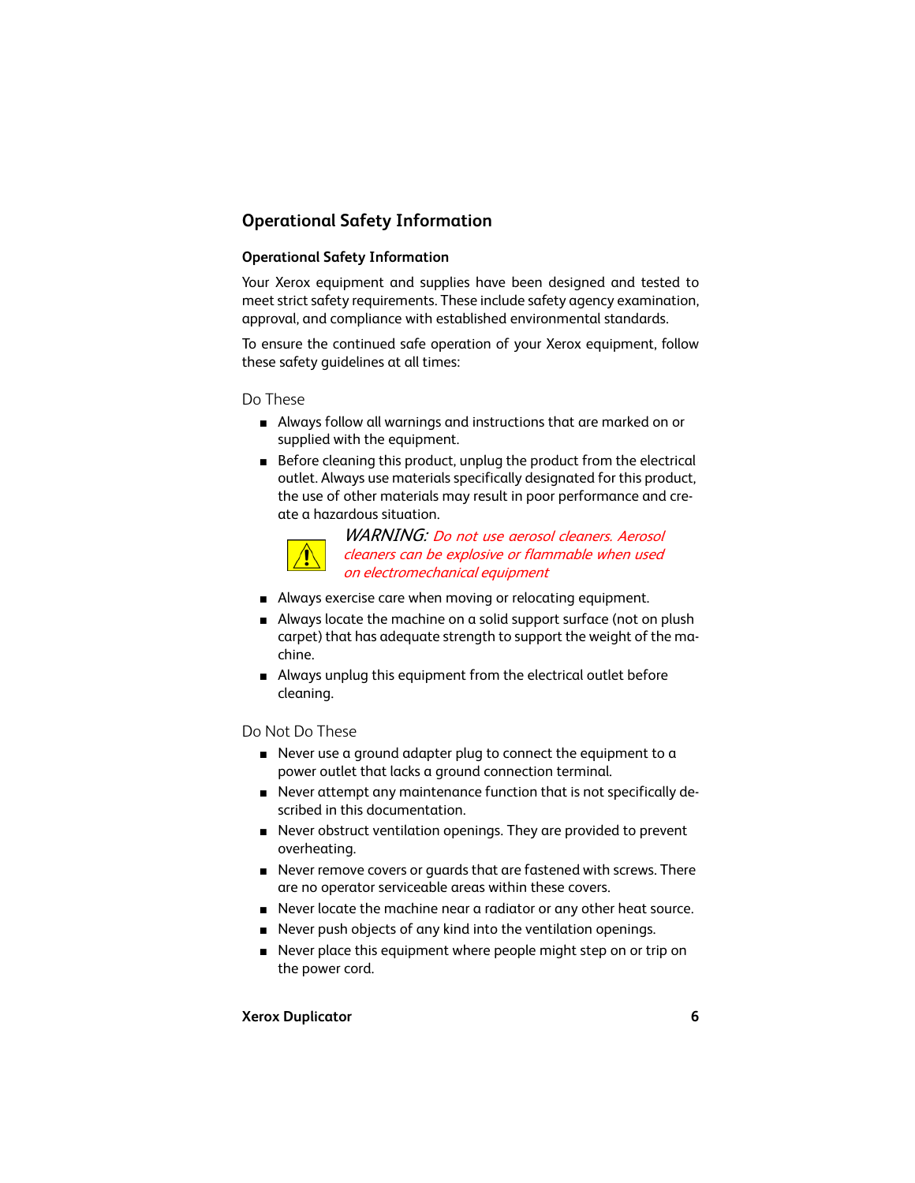## Operational Safety Information

### Operational Safety Information

Your Xerox equipment and supplies have been designed and tested to meet strict safety requirements. These include safety agency examination, approval, and compliance with established environmental standards.

To ensure the continued safe operation of your Xerox equipment, follow these safety guidelines at all times:

#### Do These

- Always follow all warnings and instructions that are marked on or supplied with the equipment.
- Before cleaning this product, unplug the product from the electrical outlet. Always use materials specifically designated for this product, the use of other materials may result in poor performance and create a hazardous situation.

  *WARNING: Do not use aerosol cleaners. Aerosol cleaners can be explosive or flammable when used on electromechanical equipment*

- Always exercise care when moving or relocating equipment.
- Always locate the machine on a solid support surface (not on plush carpet) that has adequate strength to support the weight of the machine.
- Always unplug this equipment from the electrical outlet before cleaning.

#### Do Not Do These

- Never use a ground adapter plug to connect the equipment to a power outlet that lacks a ground connection terminal.
- Never attempt any maintenance function that is not specifically described in this documentation.
- Never obstruct ventilation openings. They are provided to prevent overheating.
- Never remove covers or guards that are fastened with screws. There are no operator serviceable areas within these covers.
- Never locate the machine near a radiator or any other heat source.
- Never push objects of any kind into the ventilation openings.
- Never place this equipment where people might step on or trip on the power cord.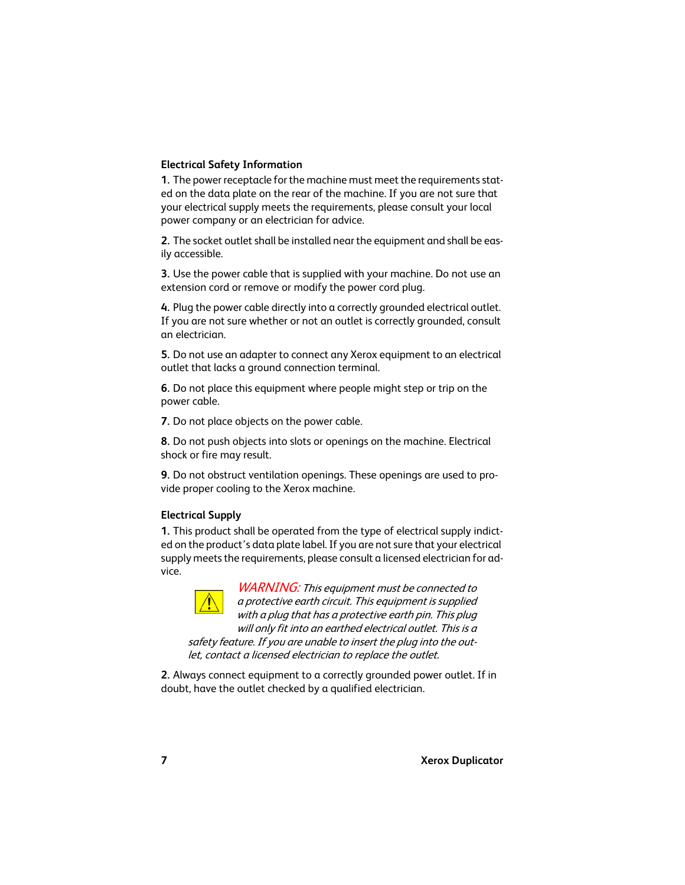### Electrical Safety Information

**1.** The power receptacle for the machine must meet the requirements stated on the data plate on the rear of the machine. If you are not sure that your electrical supply meets the requirements, please consult your local power company or an electrician for advice.

**2.** The socket outlet shall be installed near the equipment and shall be easily accessible.

**3.** Use the power cable that is supplied with your machine. Do not use an extension cord or remove or modify the power cord plug.

**4.** Plug the power cable directly into a correctly grounded electrical outlet. If you are not sure whether or not an outlet is correctly grounded, consult an electrician.

**5.** Do not use an adapter to connect any Xerox equipment to an electrical outlet that lacks a ground connection terminal.

**6.** Do not place this equipment where people might step or trip on the power cable.

**7.** Do not place objects on the power cable.

**8.** Do not push objects into slots or openings on the machine. Electrical shock or fire may result.

**9.** Do not obstruct ventilation openings. These openings are used to provide proper cooling to the Xerox machine.

### Electrical Supply

**1.** This product shall be operated from the type of electrical supply indicted on the product's data plate label. If you are not sure that your electrical supply meets the requirements, please consult a licensed electrician for advice.

*WARNING: This equipment must be connected to a protective earth circuit. This equipment is supplied with a plug that has a protective earth pin. This plug will only fit into an earthed electrical outlet. This is a safety feature. If you are unable to insert the plug into the outlet, contact a licensed electrician to replace the outlet.*

**2.** Always connect equipment to a correctly grounded power outlet. If in doubt, have the outlet checked by a qualified electrician.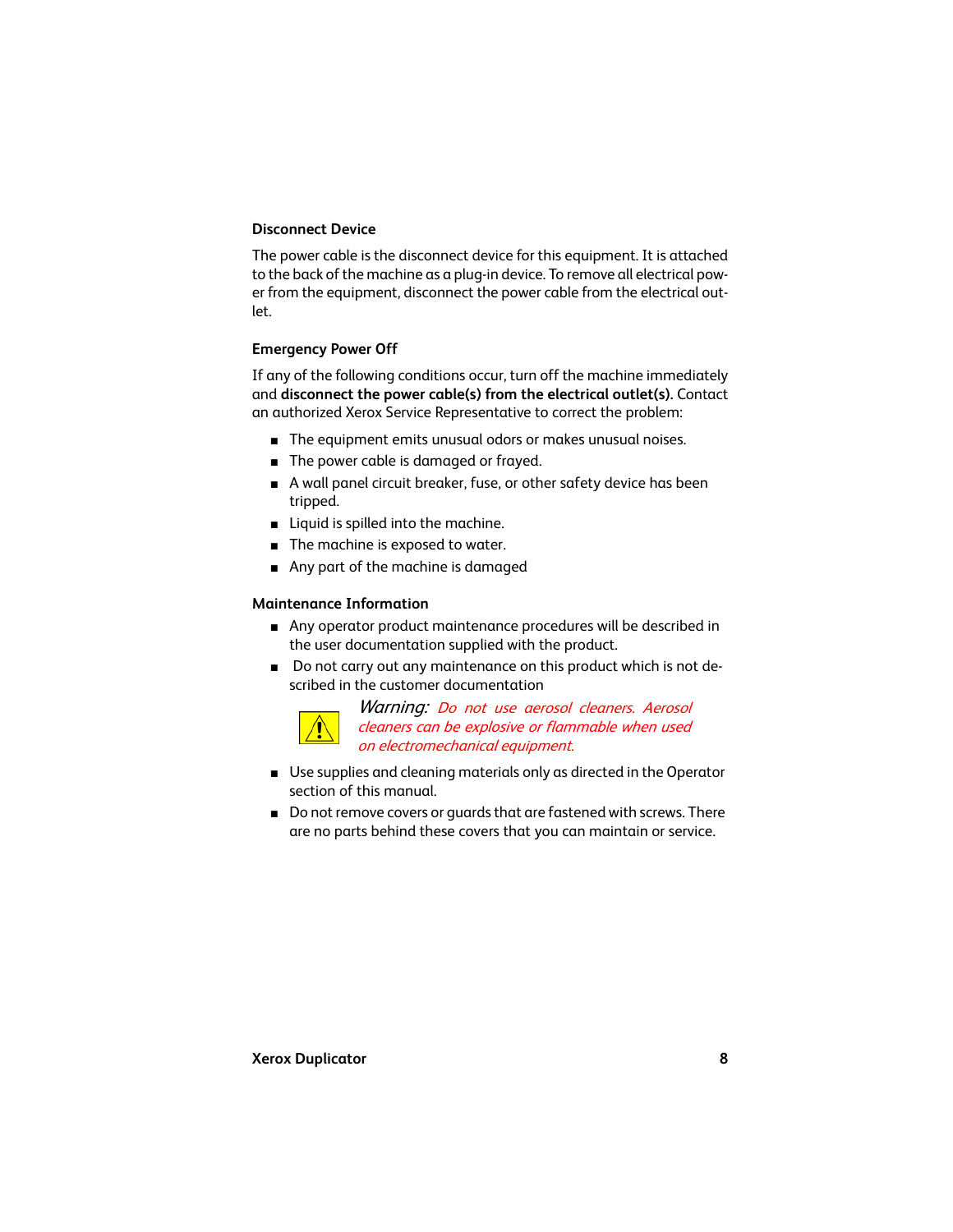### Disconnect Device

The power cable is the disconnect device for this equipment. It is attached to the back of the machine as a plug-in device. To remove all electrical power from the equipment, disconnect the power cable from the electrical outlet.

### Emergency Power Off

If any of the following conditions occur, turn off the machine immediately and **disconnect the power cable(s) from the electrical outlet(s).** Contact an authorized Xerox Service Representative to correct the problem:

- The equipment emits unusual odors or makes unusual noises.
- The power cable is damaged or frayed.
- A wall panel circuit breaker, fuse, or other safety device has been tripped.
- Liquid is spilled into the machine.
- The machine is exposed to water.
- Any part of the machine is damaged

### Maintenance Information

- Any operator product maintenance procedures will be described in the user documentation supplied with the product.
- Do not carry out any maintenance on this product which is not described in the customer documentation

*Warning: Do not use aerosol cleaners. Aerosol cleaners can be explosive or flammable when used on electromechanical equipment.*

- Use supplies and cleaning materials only as directed in the Operator section of this manual.
- Do not remove covers or guards that are fastened with screws. There are no parts behind these covers that you can maintain or service.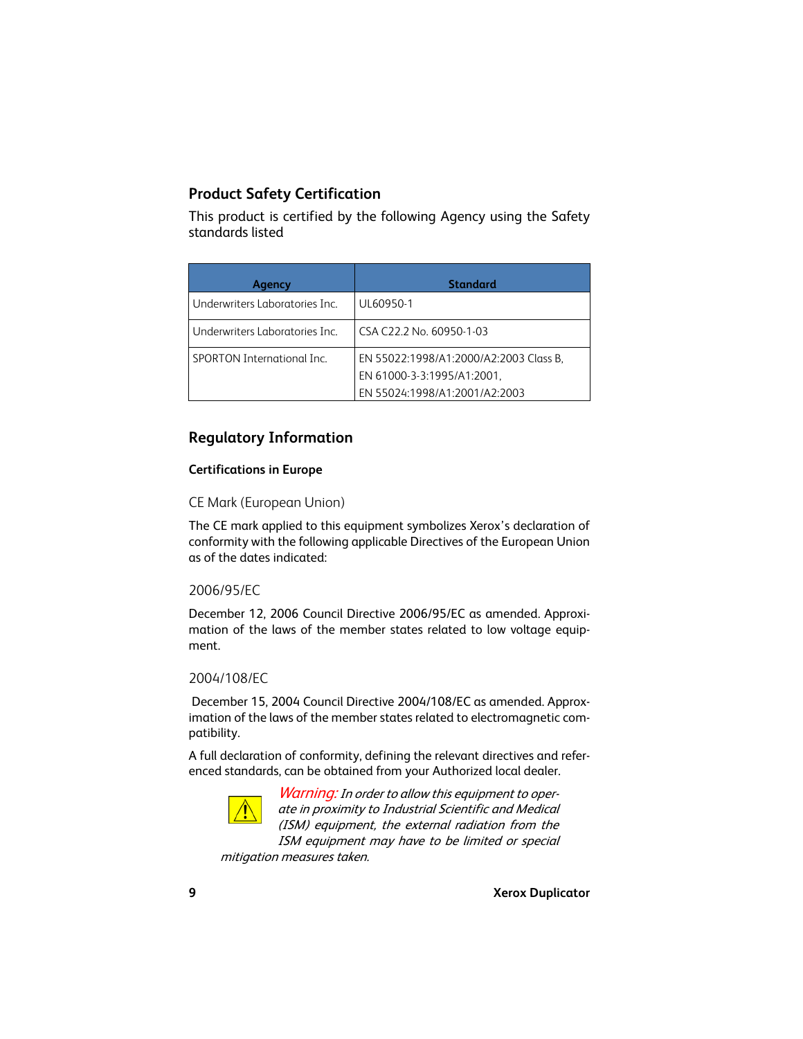## Product Safety Certification

This product is certified by the following Agency using the Safety standards listed

| Agency | Standard |
|---|---|
| Underwriters Laboratories Inc. | UL60950-1 |
| Underwriters Laboratories Inc. | CSA C22.2 No. 60950-1-03 |
| SPORTON International Inc. | EN 55022:1998/A1:2000/A2:2003 Class B, EN 61000-3-3:1995/A1:2001, EN 55024:1998/A1:2001/A2:2003 |

## Regulatory Information

### Certifications in Europe

#### CE Mark (European Union)

The CE mark applied to this equipment symbolizes Xerox's declaration of conformity with the following applicable Directives of the European Union as of the dates indicated:

#### 2006/95/EC

December 12, 2006 Council Directive 2006/95/EC as amended. Approximation of the laws of the member states related to low voltage equipment.

#### 2004/108/EC

December 15, 2004 Council Directive 2004/108/EC as amended. Approximation of the laws of the member states related to electromagnetic compatibility.

A full declaration of conformity, defining the relevant directives and referenced standards, can be obtained from your Authorized local dealer.

*Warning: In order to allow this equipment to operate in proximity to Industrial Scientific and Medical (ISM) equipment, the external radiation from the ISM equipment may have to be limited or special mitigation measures taken.*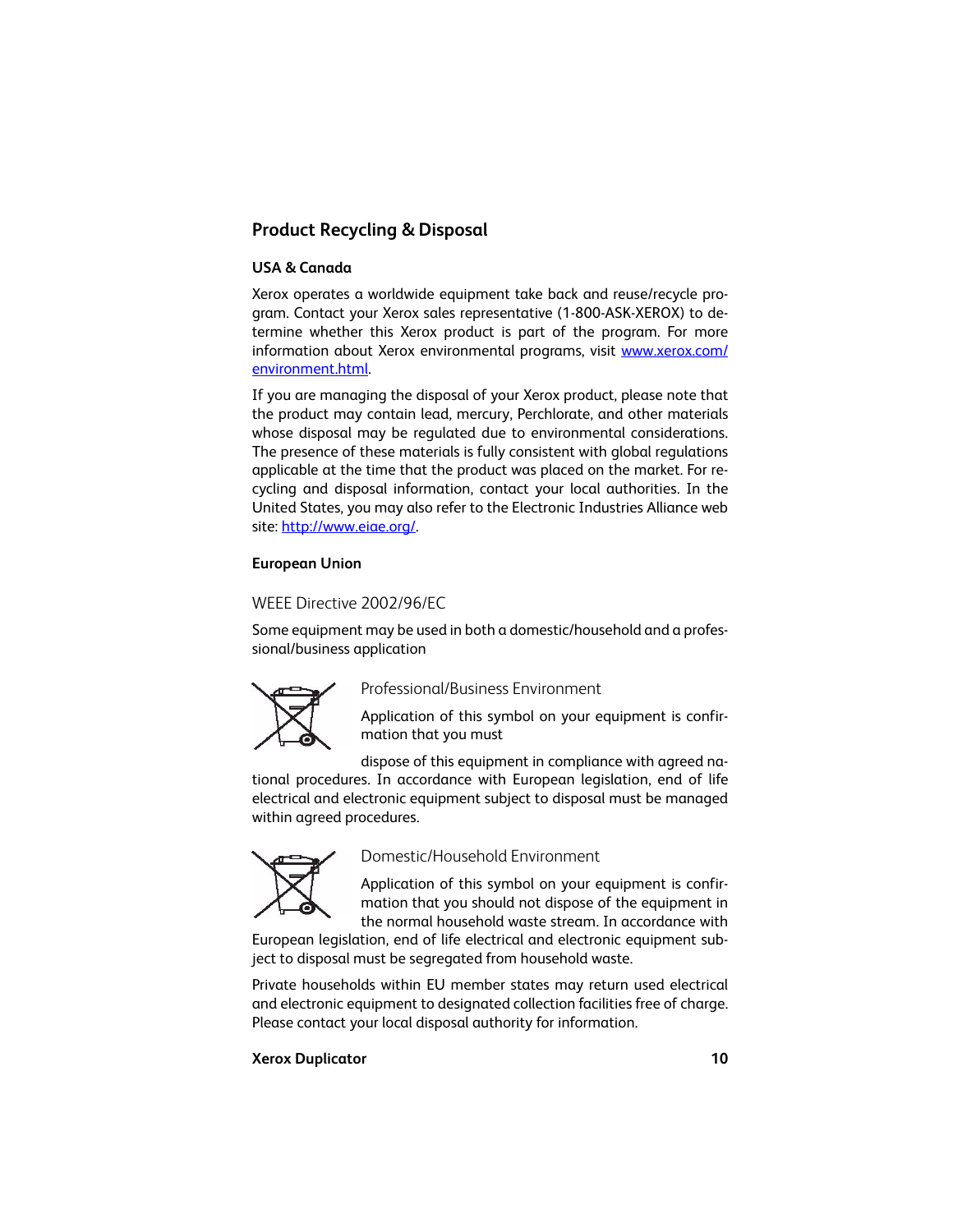## Product Recycling & Disposal

### USA & Canada

Xerox operates a worldwide equipment take back and reuse/recycle program. Contact your Xerox sales representative (1-800-ASK-XEROX) to determine whether this Xerox product is part of the program. For more information about Xerox environmental programs, visit www.xerox.com/environment.html.

If you are managing the disposal of your Xerox product, please note that the product may contain lead, mercury, Perchlorate, and other materials whose disposal may be regulated due to environmental considerations. The presence of these materials is fully consistent with global regulations applicable at the time that the product was placed on the market. For recycling and disposal information, contact your local authorities. In the United States, you may also refer to the Electronic Industries Alliance web site: http://www.eiae.org/.

### European Union

#### WEEE Directive 2002/96/EC

Some equipment may be used in both a domestic/household and a professional/business application

#### Professional/Business Environment

Application of this symbol on your equipment is confirmation that you must dispose of this equipment in compliance with agreed national procedures. In accordance with European legislation, end of life electrical and electronic equipment subject to disposal must be managed within agreed procedures.

#### Domestic/Household Environment

Application of this symbol on your equipment is confirmation that you should not dispose of the equipment in the normal household waste stream. In accordance with European legislation, end of life electrical and electronic equipment subject to disposal must be segregated from household waste.

Private households within EU member states may return used electrical and electronic equipment to designated collection facilities free of charge. Please contact your local disposal authority for information.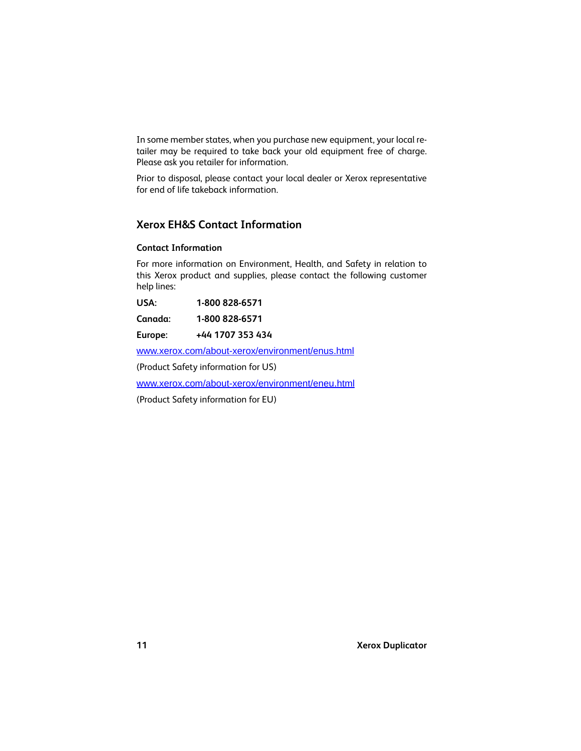In some member states, when you purchase new equipment, your local retailer may be required to take back your old equipment free of charge. Please ask you retailer for information.

Prior to disposal, please contact your local dealer or Xerox representative for end of life takeback information.

## Xerox EH&S Contact Information

### Contact Information

For more information on Environment, Health, and Safety in relation to this Xerox product and supplies, please contact the following customer help lines:

**USA:** **1-800 828-6571**

**Canada:** **1-800 828-6571**

**Europe:** **+44 1707 353 434**

[www.xerox.com/about-xerox/environment/enus.html](http://www.xerox.com/about-xerox/environment/enus.html)

(Product Safety information for US)

[www.xerox.com/about-xerox/environment/eneu.html](http://www.xerox.com/about-xerox/environment/eneu.html)

(Product Safety information for EU)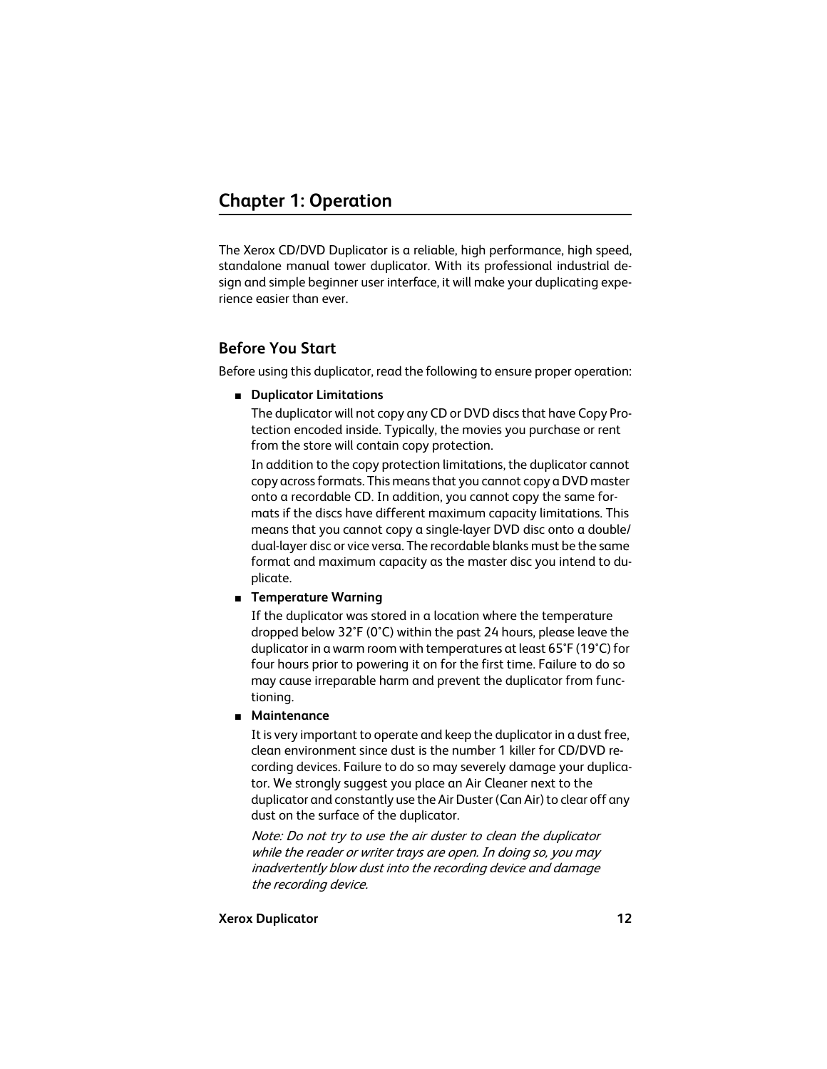# Chapter 1: Operation

The Xerox CD/DVD Duplicator is a reliable, high performance, high speed, standalone manual tower duplicator. With its professional industrial design and simple beginner user interface, it will make your duplicating experience easier than ever.

## Before You Start

Before using this duplicator, read the following to ensure proper operation:

- **Duplicator Limitations**

  The duplicator will not copy any CD or DVD discs that have Copy Protection encoded inside. Typically, the movies you purchase or rent from the store will contain copy protection.

  In addition to the copy protection limitations, the duplicator cannot copy across formats. This means that you cannot copy a DVD master onto a recordable CD. In addition, you cannot copy the same formats if the discs have different maximum capacity limitations. This means that you cannot copy a single-layer DVD disc onto a double/dual-layer disc or vice versa. The recordable blanks must be the same format and maximum capacity as the master disc you intend to duplicate.

- **Temperature Warning**

  If the duplicator was stored in a location where the temperature dropped below 32˚F (0˚C) within the past 24 hours, please leave the duplicator in a warm room with temperatures at least 65˚F (19˚C) for four hours prior to powering it on for the first time. Failure to do so may cause irreparable harm and prevent the duplicator from functioning.

- **Maintenance**

  It is very important to operate and keep the duplicator in a dust free, clean environment since dust is the number 1 killer for CD/DVD recording devices. Failure to do so may severely damage your duplicator. We strongly suggest you place an Air Cleaner next to the duplicator and constantly use the Air Duster (Can Air) to clear off any dust on the surface of the duplicator.

  *Note: Do not try to use the air duster to clean the duplicator while the reader or writer trays are open. In doing so, you may inadvertently blow dust into the recording device and damage the recording device.*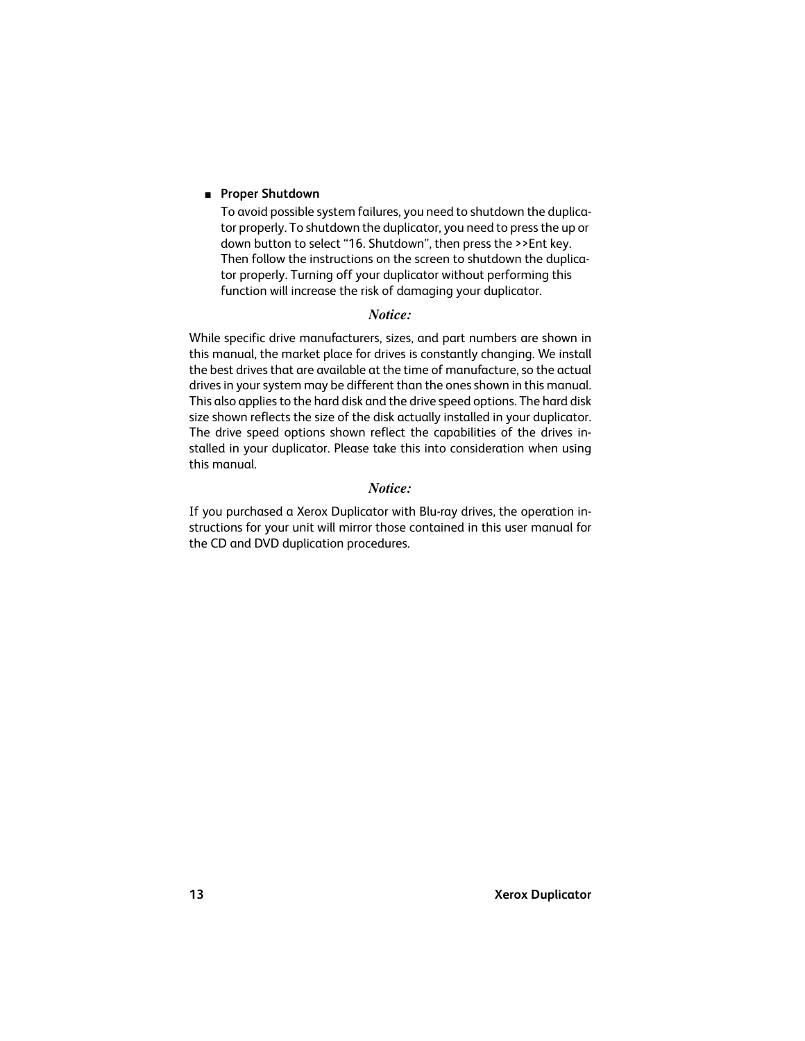- **Proper Shutdown**

  To avoid possible system failures, you need to shutdown the duplicator properly. To shutdown the duplicator, you need to press the up or down button to select "16. Shutdown", then press the >>Ent key. Then follow the instructions on the screen to shutdown the duplicator properly. Turning off your duplicator without performing this function will increase the risk of damaging your duplicator.

*Notice:*

While specific drive manufacturers, sizes, and part numbers are shown in this manual, the market place for drives is constantly changing. We install the best drives that are available at the time of manufacture, so the actual drives in your system may be different than the ones shown in this manual. This also applies to the hard disk and the drive speed options. The hard disk size shown reflects the size of the disk actually installed in your duplicator. The drive speed options shown reflect the capabilities of the drives installed in your duplicator. Please take this into consideration when using this manual.

*Notice:*

If you purchased a Xerox Duplicator with Blu-ray drives, the operation instructions for your unit will mirror those contained in this user manual for the CD and DVD duplication procedures.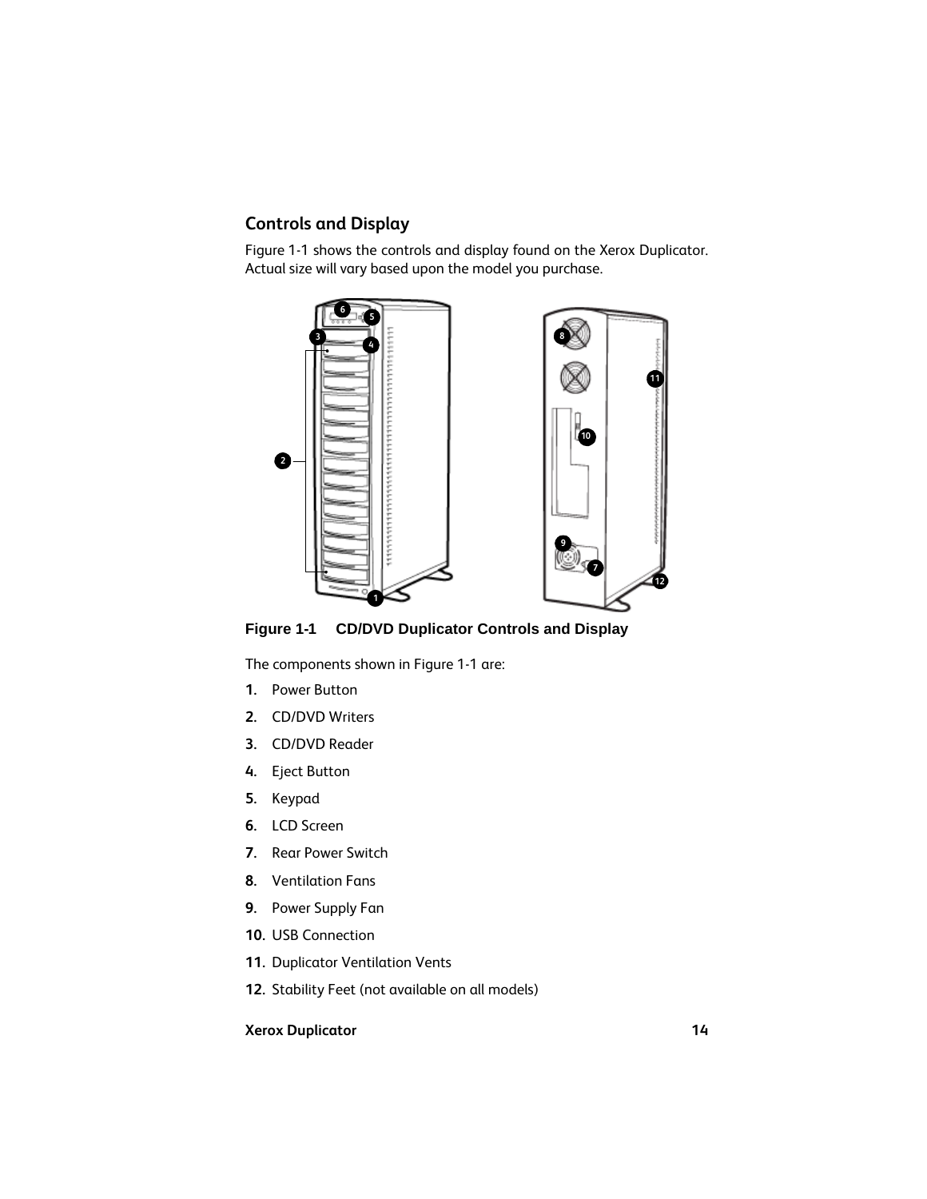## Controls and Display

Figure 1-1 shows the controls and display found on the Xerox Duplicator. Actual size will vary based upon the model you purchase.

**Figure 1-1 CD/DVD Duplicator Controls and Display**

The components shown in Figure 1-1 are:

1. Power Button
2. CD/DVD Writers
3. CD/DVD Reader
4. Eject Button
5. Keypad
6. LCD Screen
7. Rear Power Switch
8. Ventilation Fans
9. Power Supply Fan
10. USB Connection
11. Duplicator Ventilation Vents
12. Stability Feet (not available on all models)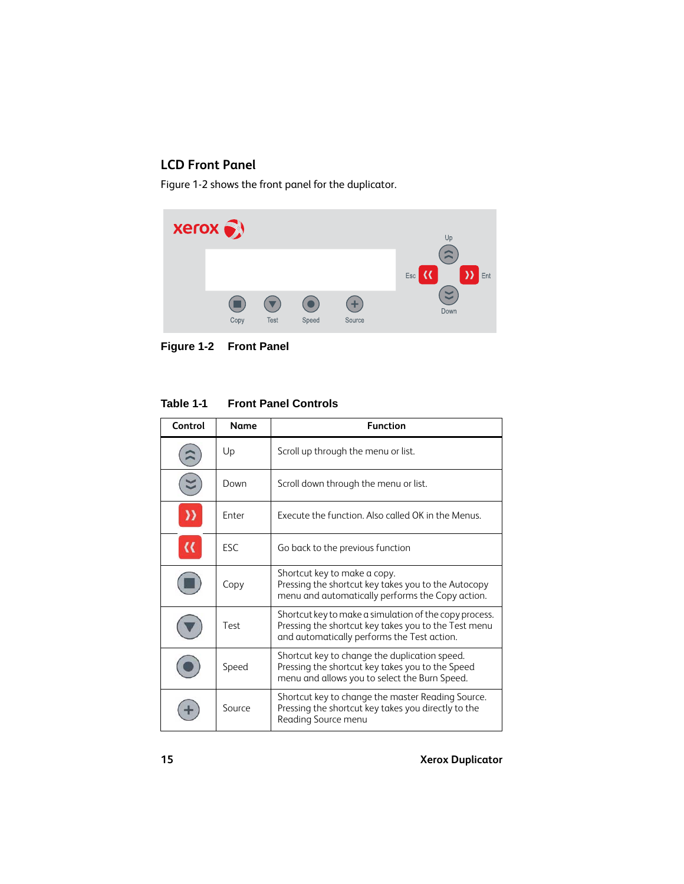## LCD Front Panel

Figure 1-2 shows the front panel for the duplicator.

**Figure 1-2 Front Panel**

**Table 1-1 Front Panel Controls**

| Control | Name | Function |
|---|---|---|
| | Up | Scroll up through the menu or list. |
| | Down | Scroll down through the menu or list. |
| | Enter | Execute the function. Also called OK in the Menus. |
| | ESC | Go back to the previous function |
| | Copy | Shortcut key to make a copy. Pressing the shortcut key takes you to the Autocopy menu and automatically performs the Copy action. |
| | Test | Shortcut key to make a simulation of the copy process. Pressing the shortcut key takes you to the Test menu and automatically performs the Test action. |
| | Speed | Shortcut key to change the duplication speed. Pressing the shortcut key takes you to the Speed menu and allows you to select the Burn Speed. |
| | Source | Shortcut key to change the master Reading Source. Pressing the shortcut key takes you directly to the Reading Source menu |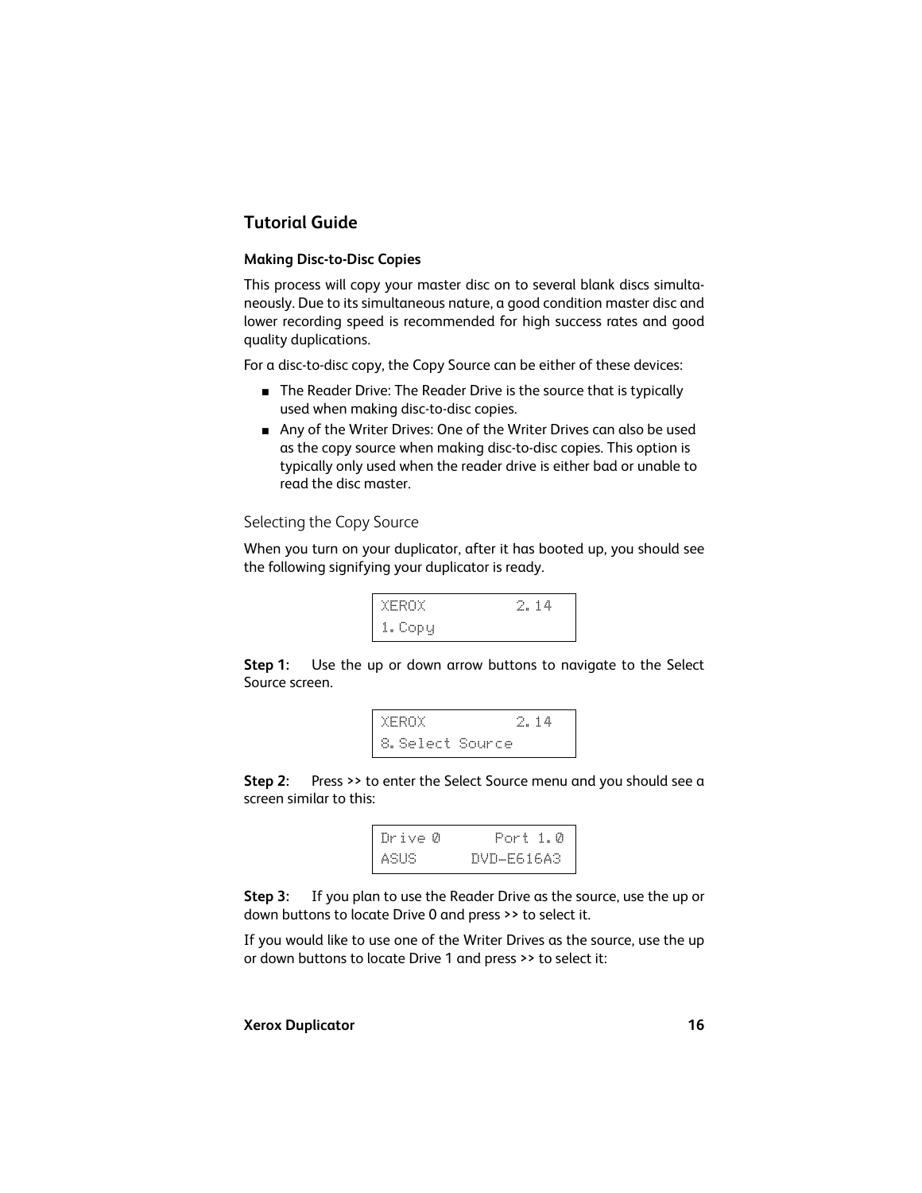## Tutorial Guide

### Making Disc-to-Disc Copies

This process will copy your master disc on to several blank discs simultaneously. Due to its simultaneous nature, a good condition master disc and lower recording speed is recommended for high success rates and good quality duplications.

For a disc-to-disc copy, the Copy Source can be either of these devices:

- The Reader Drive: The Reader Drive is the source that is typically used when making disc-to-disc copies.
- Any of the Writer Drives: One of the Writer Drives can also be used as the copy source when making disc-to-disc copies. This option is typically only used when the reader drive is either bad or unable to read the disc master.

### Selecting the Copy Source

When you turn on your duplicator, after it has booted up, you should see the following signifying your duplicator is ready.

```
XEROX          2.14
1.Copy
```

**Step 1:** Use the up or down arrow buttons to navigate to the Select Source screen.

```
XEROX          2.14
8.Select Source
```

**Step 2:** Press >> to enter the Select Source menu and you should see a screen similar to this:

```
Drive 0       Port 1.0
ASUS        DVD-E616A3
```

**Step 3:** If you plan to use the Reader Drive as the source, use the up or down buttons to locate Drive 0 and press >> to select it.

If you would like to use one of the Writer Drives as the source, use the up or down buttons to locate Drive 1 and press >> to select it: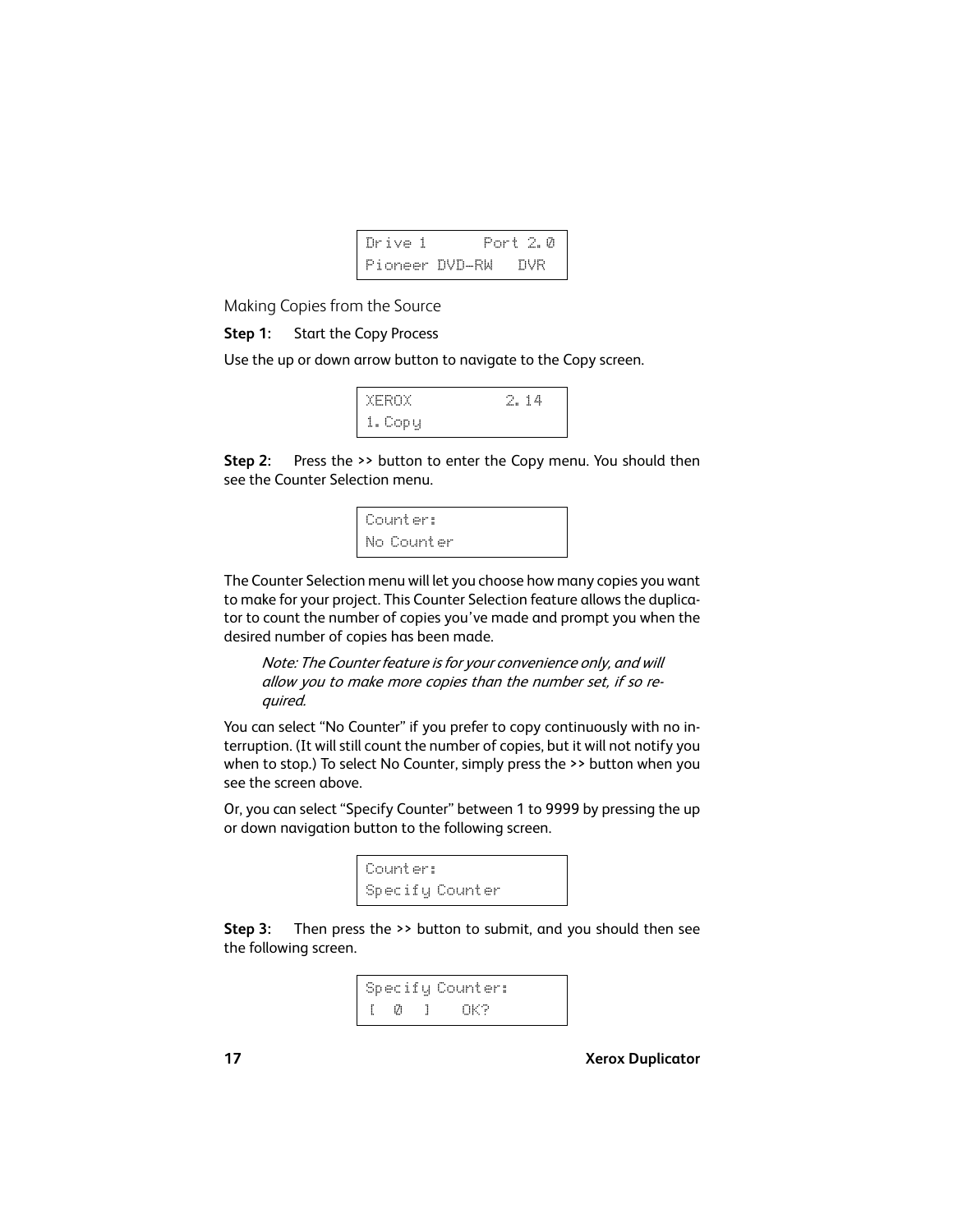```
Drive 1       Port 2.0
Pioneer DVD-RW   DVR
```

## Making Copies from the Source

**Step 1:** Start the Copy Process

Use the up or down arrow button to navigate to the Copy screen.

```
XEROX          2.14
1.Copy
```

**Step 2:** Press the >> button to enter the Copy menu. You should then see the Counter Selection menu.

```
Counter:
No Counter
```

The Counter Selection menu will let you choose how many copies you want to make for your project. This Counter Selection feature allows the duplicator to count the number of copies you've made and prompt you when the desired number of copies has been made.

> *Note: The Counter feature is for your convenience only, and will allow you to make more copies than the number set, if so required.*

You can select "No Counter" if you prefer to copy continuously with no interruption. (It will still count the number of copies, but it will not notify you when to stop.) To select No Counter, simply press the >> button when you see the screen above.

Or, you can select "Specify Counter" between 1 to 9999 by pressing the up or down navigation button to the following screen.

```
Counter:
Specify Counter
```

**Step 3:** Then press the >> button to submit, and you should then see the following screen.

```
Specify Counter:
[  0  ]    OK?
```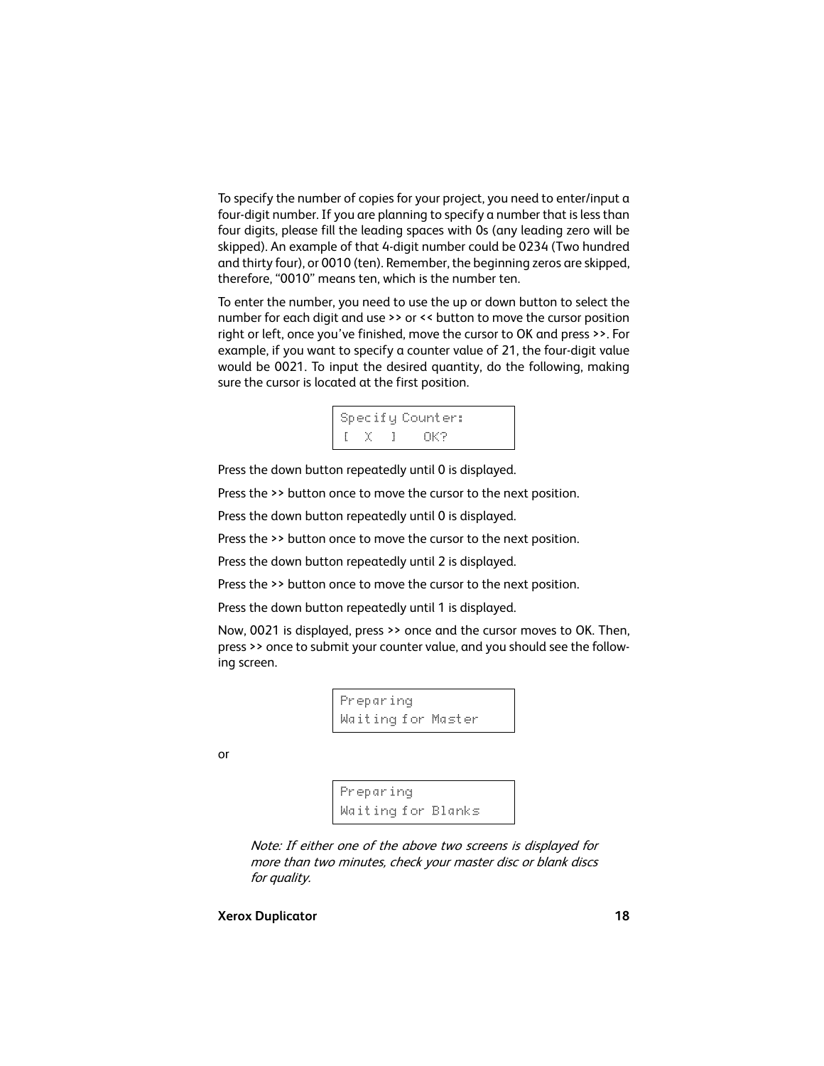To specify the number of copies for your project, you need to enter/input a four-digit number. If you are planning to specify a number that is less than four digits, please fill the leading spaces with 0s (any leading zero will be skipped). An example of that 4-digit number could be 0234 (Two hundred and thirty four), or 0010 (ten). Remember, the beginning zeros are skipped, therefore, "0010" means ten, which is the number ten.

To enter the number, you need to use the up or down button to select the number for each digit and use >> or << button to move the cursor position right or left, once you've finished, move the cursor to OK and press >>. For example, if you want to specify a counter value of 21, the four-digit value would be 0021. To input the desired quantity, do the following, making sure the cursor is located at the first position.

```
Specify Counter:
[  X  ]    OK?
```

Press the down button repeatedly until 0 is displayed.

Press the >> button once to move the cursor to the next position.

Press the down button repeatedly until 0 is displayed.

Press the >> button once to move the cursor to the next position.

Press the down button repeatedly until 2 is displayed.

Press the >> button once to move the cursor to the next position.

Press the down button repeatedly until 1 is displayed.

Now, 0021 is displayed, press >> once and the cursor moves to OK. Then, press >> once to submit your counter value, and you should see the following screen.

```
Preparing
Waiting for Master
```

or

```
Preparing
Waiting for Blanks
```

*Note: If either one of the above two screens is displayed for more than two minutes, check your master disc or blank discs for quality.*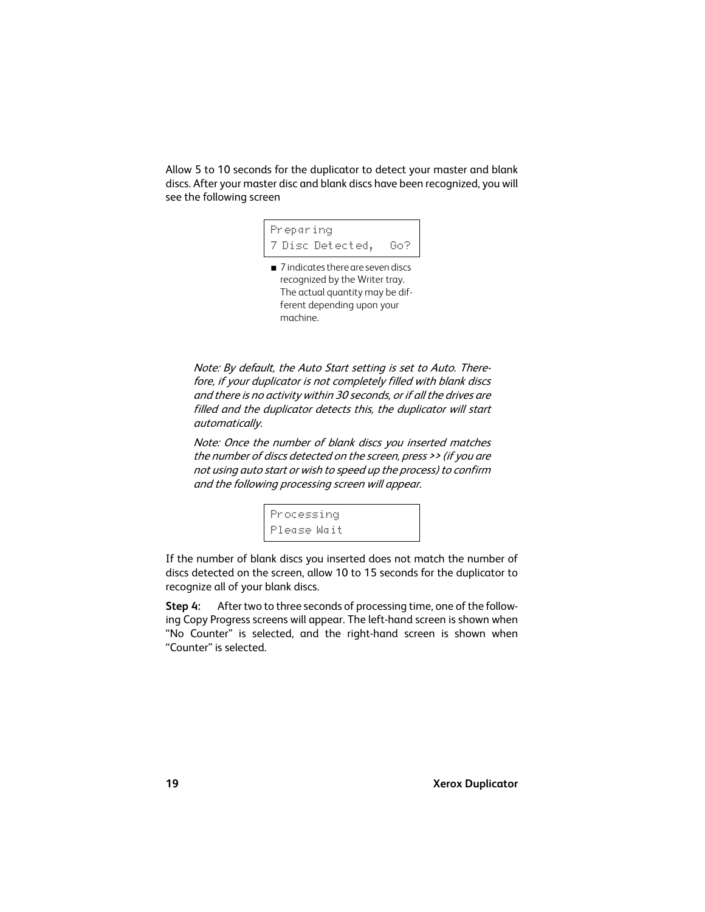Allow 5 to 10 seconds for the duplicator to detect your master and blank discs. After your master disc and blank discs have been recognized, you will see the following screen

```
Preparing
7 Disc Detected,   Go?
```

- 7 indicates there are seven discs recognized by the Writer tray. The actual quantity may be different depending upon your machine.

*Note: By default, the Auto Start setting is set to Auto. Therefore, if your duplicator is not completely filled with blank discs and there is no activity within 30 seconds, or if all the drives are filled and the duplicator detects this, the duplicator will start automatically.*

*Note: Once the number of blank discs you inserted matches the number of discs detected on the screen, press >> (if you are not using auto start or wish to speed up the process) to confirm and the following processing screen will appear.*

```
Processing
Please Wait
```

If the number of blank discs you inserted does not match the number of discs detected on the screen, allow 10 to 15 seconds for the duplicator to recognize all of your blank discs.

**Step 4:** After two to three seconds of processing time, one of the following Copy Progress screens will appear. The left-hand screen is shown when "No Counter" is selected, and the right-hand screen is shown when "Counter" is selected.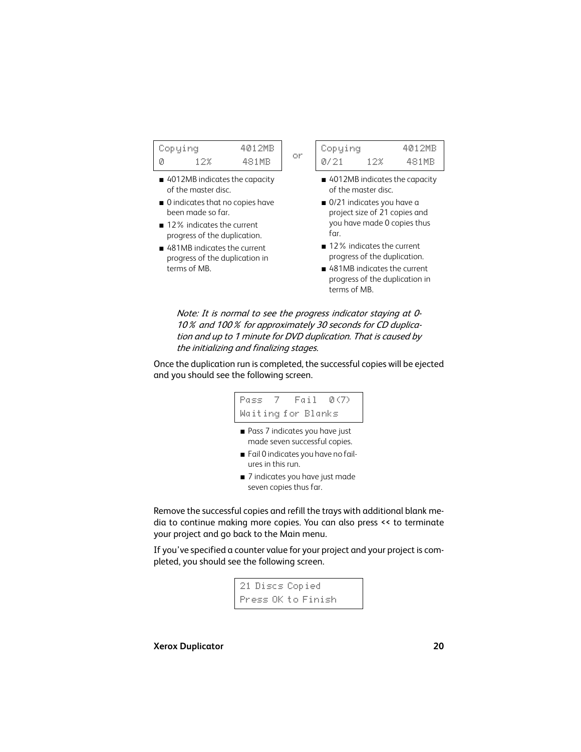```
Copying         4012MB
0      12%       481MB
```

- 4012MB indicates the capacity of the master disc.
- 0 indicates that no copies have been made so far.
- 12% indicates the current progress of the duplication.
- 481MB indicates the current progress of the duplication in terms of MB.

or

```
Copying         4012MB
0/21     12%     481MB
```

- 4012MB indicates the capacity of the master disc.
- 0/21 indicates you have a project size of 21 copies and you have made 0 copies thus far.
- 12% indicates the current progress of the duplication.
- 481MB indicates the current progress of the duplication in terms of MB.

*Note: It is normal to see the progress indicator staying at 0-10% and 100% for approximately 30 seconds for CD duplication and up to 1 minute for DVD duplication. That is caused by the initializing and finalizing stages.*

Once the duplication run is completed, the successful copies will be ejected and you should see the following screen.

```
Pass  7   Fail  0(7)
Waiting for Blanks
```

- Pass 7 indicates you have just made seven successful copies.
- Fail 0 indicates you have no failures in this run.
- 7 indicates you have just made seven copies thus far.

Remove the successful copies and refill the trays with additional blank media to continue making more copies. You can also press << to terminate your project and go back to the Main menu.

If you've specified a counter value for your project and your project is completed, you should see the following screen.

```
21 Discs Copied
Press OK to Finish
```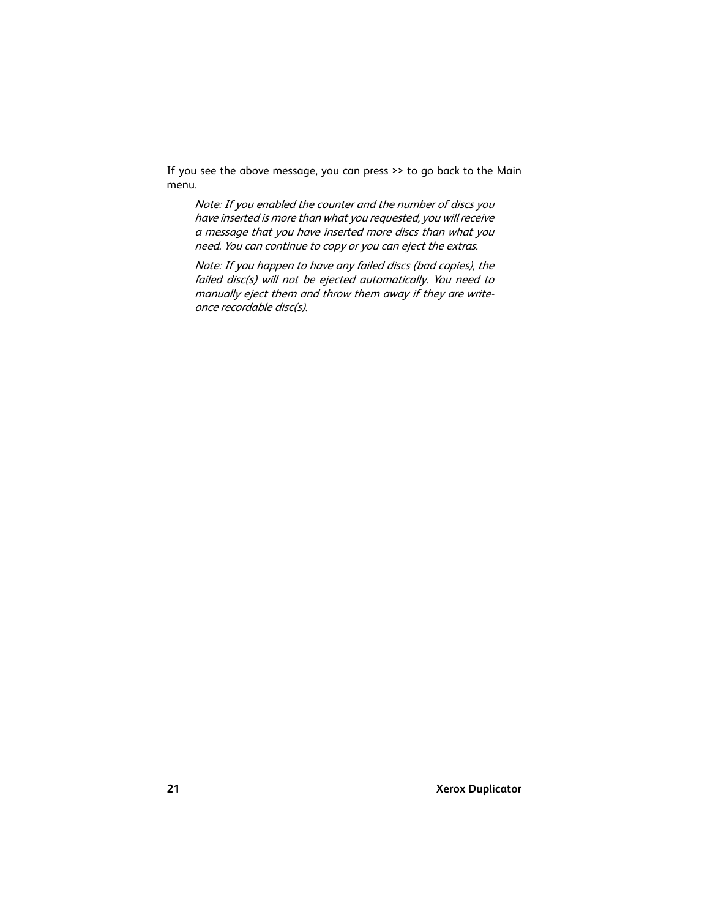If you see the above message, you can press >> to go back to the Main menu.

> *Note: If you enabled the counter and the number of discs you have inserted is more than what you requested, you will receive a message that you have inserted more discs than what you need. You can continue to copy or you can eject the extras.*
>
> *Note: If you happen to have any failed discs (bad copies), the failed disc(s) will not be ejected automatically. You need to manually eject them and throw them away if they are write-once recordable disc(s).*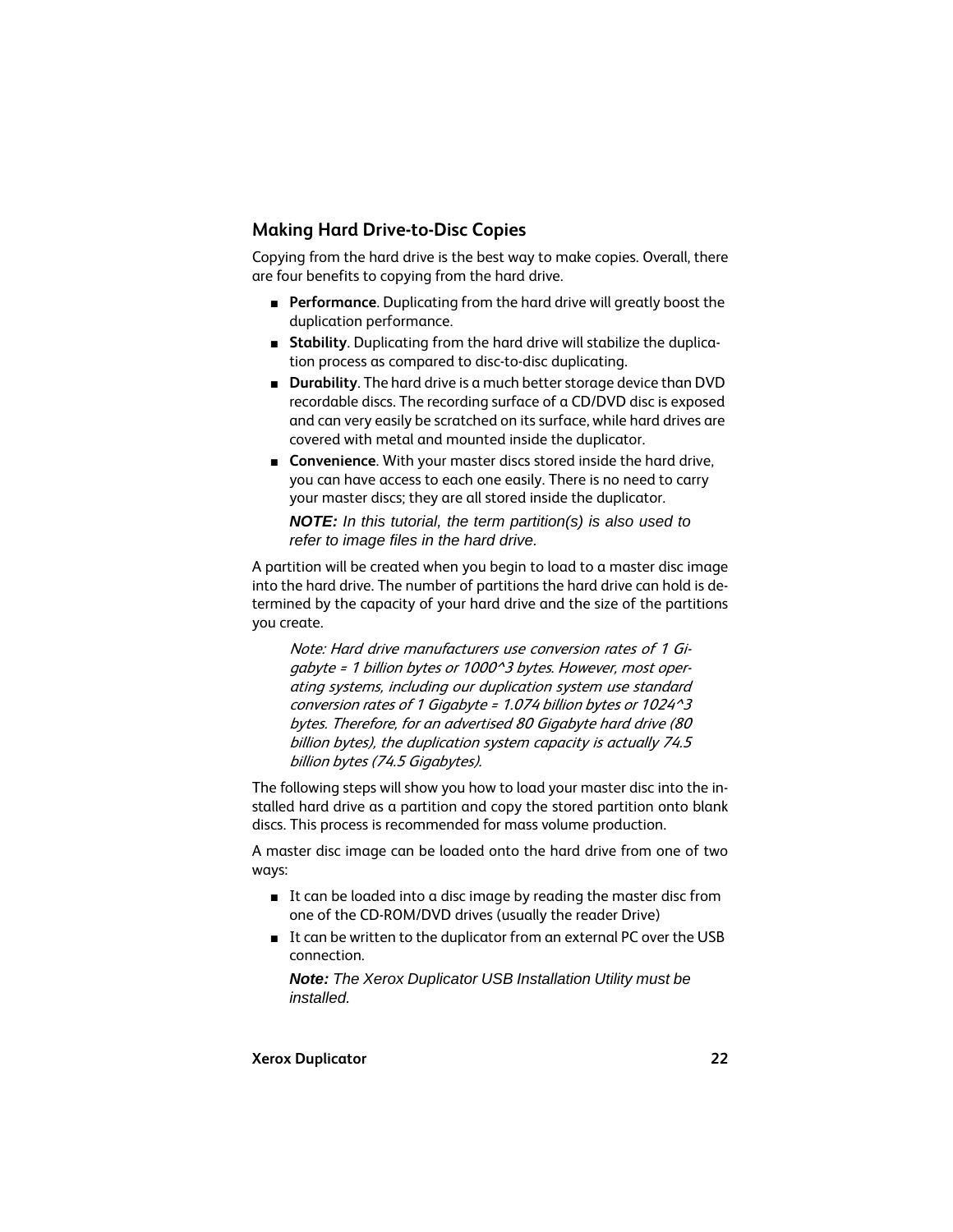## Making Hard Drive-to-Disc Copies

Copying from the hard drive is the best way to make copies. Overall, there are four benefits to copying from the hard drive.

- **Performance**. Duplicating from the hard drive will greatly boost the duplication performance.
- **Stability**. Duplicating from the hard drive will stabilize the duplication process as compared to disc-to-disc duplicating.
- **Durability**. The hard drive is a much better storage device than DVD recordable discs. The recording surface of a CD/DVD disc is exposed and can very easily be scratched on its surface, while hard drives are covered with metal and mounted inside the duplicator.
- **Convenience**. With your master discs stored inside the hard drive, you can have access to each one easily. There is no need to carry your master discs; they are all stored inside the duplicator.

  ***NOTE:*** *In this tutorial, the term partition(s) is also used to refer to image files in the hard drive.*

A partition will be created when you begin to load to a master disc image into the hard drive. The number of partitions the hard drive can hold is determined by the capacity of your hard drive and the size of the partitions you create.

*Note: Hard drive manufacturers use conversion rates of 1 Gigabyte = 1 billion bytes or 1000^3 bytes. However, most operating systems, including our duplication system use standard conversion rates of 1 Gigabyte = 1.074 billion bytes or 1024^3 bytes. Therefore, for an advertised 80 Gigabyte hard drive (80 billion bytes), the duplication system capacity is actually 74.5 billion bytes (74.5 Gigabytes).*

The following steps will show you how to load your master disc into the installed hard drive as a partition and copy the stored partition onto blank discs. This process is recommended for mass volume production.

A master disc image can be loaded onto the hard drive from one of two ways:

- It can be loaded into a disc image by reading the master disc from one of the CD-ROM/DVD drives (usually the reader Drive)
- It can be written to the duplicator from an external PC over the USB connection.

  ***Note:*** *The Xerox Duplicator USB Installation Utility must be installed.*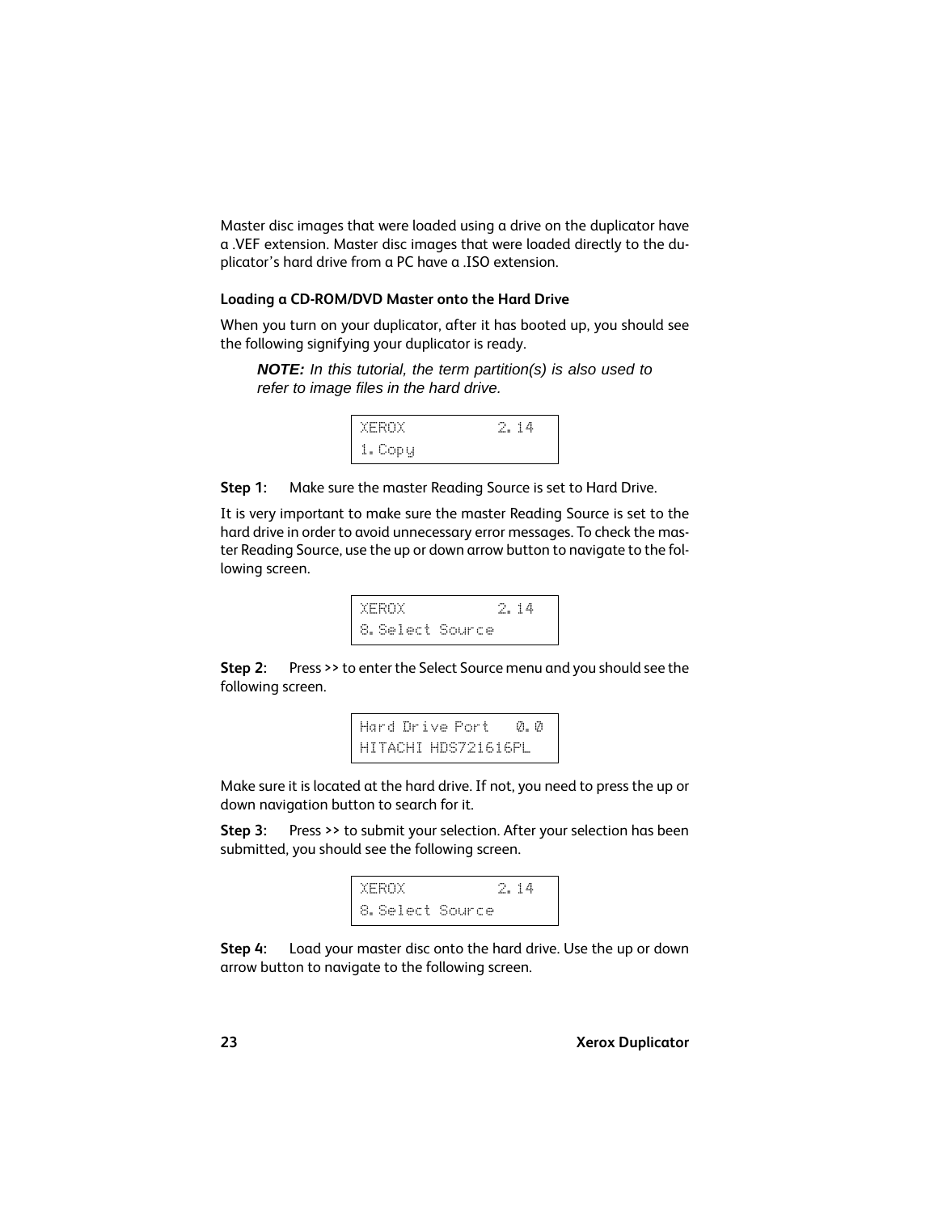Master disc images that were loaded using a drive on the duplicator have a .VEF extension. Master disc images that were loaded directly to the duplicator's hard drive from a PC have a .ISO extension.

### Loading a CD-ROM/DVD Master onto the Hard Drive

When you turn on your duplicator, after it has booted up, you should see the following signifying your duplicator is ready.

> ***NOTE:*** *In this tutorial, the term partition(s) is also used to refer to image files in the hard drive.*

```
XEROX          2.14
1.Copy
```

**Step 1:** Make sure the master Reading Source is set to Hard Drive.

It is very important to make sure the master Reading Source is set to the hard drive in order to avoid unnecessary error messages. To check the master Reading Source, use the up or down arrow button to navigate to the following screen.

```
XEROX          2.14
8.Select Source
```

**Step 2:** Press >> to enter the Select Source menu and you should see the following screen.

```
Hard Drive Port   0.0
HITACHI HDS721616PL
```

Make sure it is located at the hard drive. If not, you need to press the up or down navigation button to search for it.

**Step 3:** Press >> to submit your selection. After your selection has been submitted, you should see the following screen.

```
XEROX          2.14
8.Select Source
```

**Step 4:** Load your master disc onto the hard drive. Use the up or down arrow button to navigate to the following screen.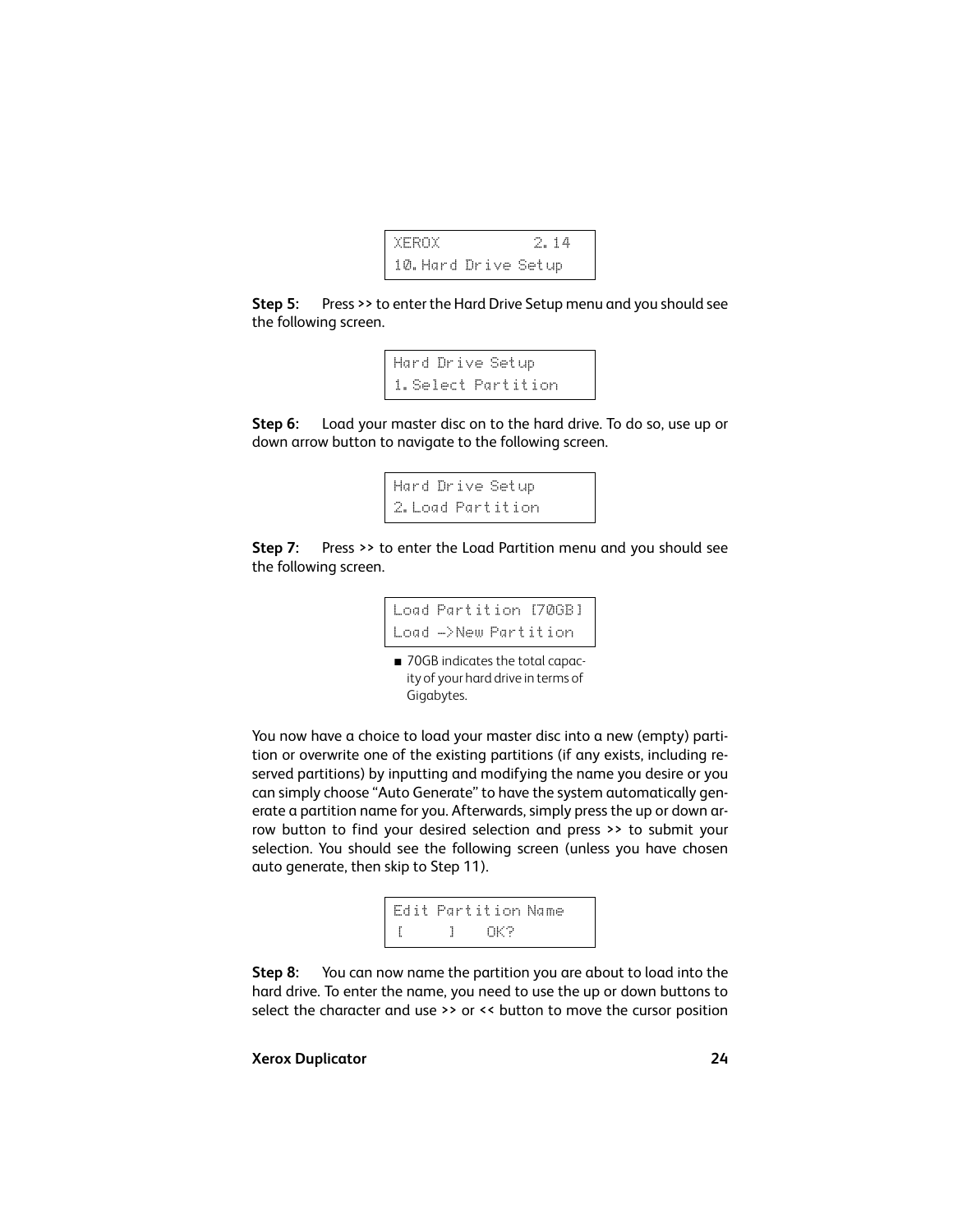```
XEROX           2.14
10.Hard Drive Setup
```

**Step 5:** Press >> to enter the Hard Drive Setup menu and you should see the following screen.

```
Hard Drive Setup
1.Select Partition
```

**Step 6:** Load your master disc on to the hard drive. To do so, use up or down arrow button to navigate to the following screen.

```
Hard Drive Setup
2.Load Partition
```

**Step 7:** Press >> to enter the Load Partition menu and you should see the following screen.

```
Load Partition [70GB]
Load ->New Partition
```

- 70GB indicates the total capacity of your hard drive in terms of Gigabytes.

You now have a choice to load your master disc into a new (empty) partition or overwrite one of the existing partitions (if any exists, including reserved partitions) by inputting and modifying the name you desire or you can simply choose "Auto Generate" to have the system automatically generate a partition name for you. Afterwards, simply press the up or down arrow button to find your desired selection and press >> to submit your selection. You should see the following screen (unless you have chosen auto generate, then skip to Step 11).

```
Edit Partition Name
[     ]   OK?
```

**Step 8:** You can now name the partition you are about to load into the hard drive. To enter the name, you need to use the up or down buttons to select the character and use >> or << button to move the cursor position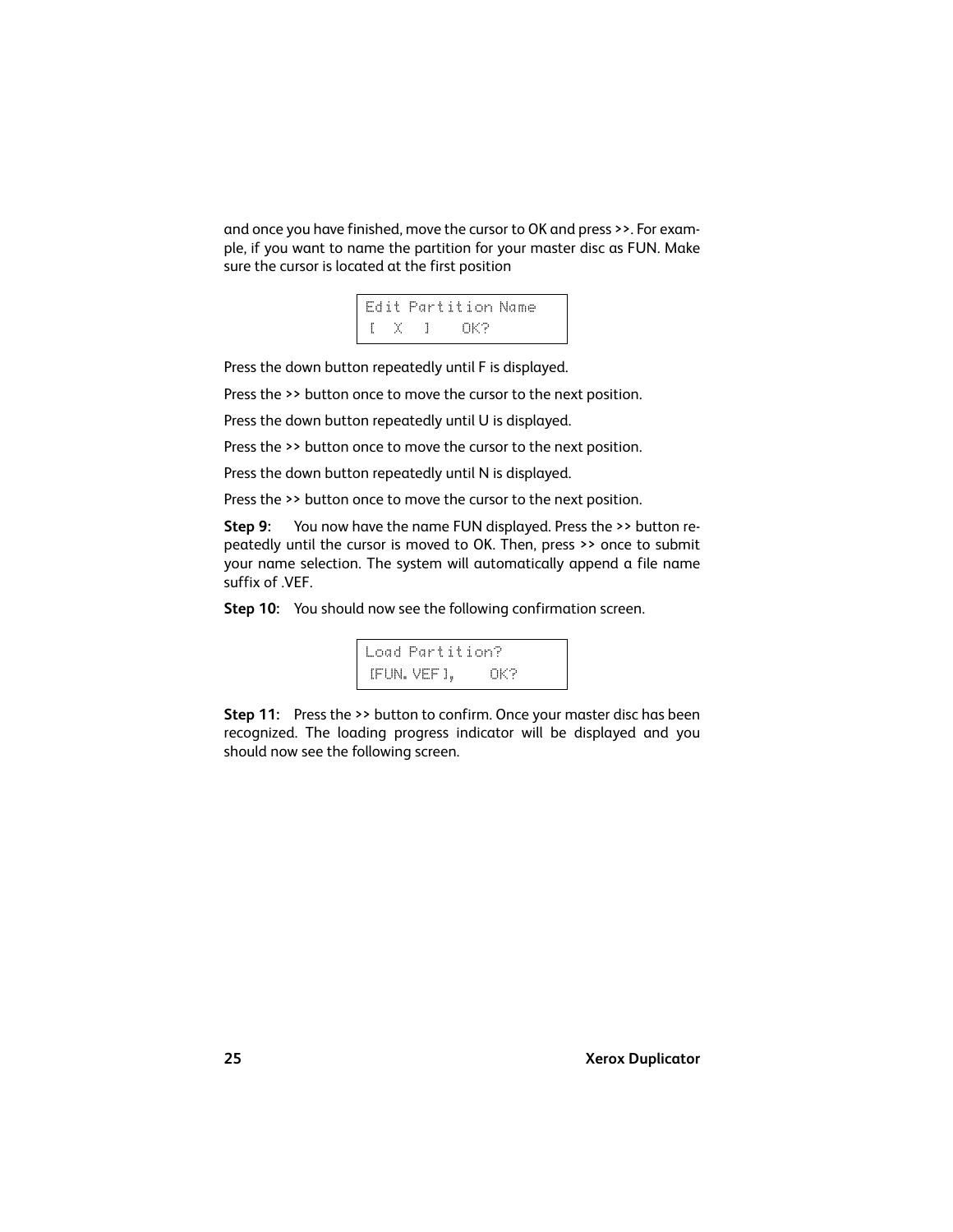and once you have finished, move the cursor to OK and press >>. For example, if you want to name the partition for your master disc as FUN. Make sure the cursor is located at the first position

```
Edit Partition Name
[  X   ]    OK?
```

Press the down button repeatedly until F is displayed.

Press the >> button once to move the cursor to the next position.

Press the down button repeatedly until U is displayed.

Press the >> button once to move the cursor to the next position.

Press the down button repeatedly until N is displayed.

Press the >> button once to move the cursor to the next position.

**Step 9:** You now have the name FUN displayed. Press the >> button repeatedly until the cursor is moved to OK. Then, press >> once to submit your name selection. The system will automatically append a file name suffix of .VEF.

**Step 10:** You should now see the following confirmation screen.

```
Load Partition?
[FUN.VEF],     OK?
```

**Step 11:** Press the >> button to confirm. Once your master disc has been recognized. The loading progress indicator will be displayed and you should now see the following screen.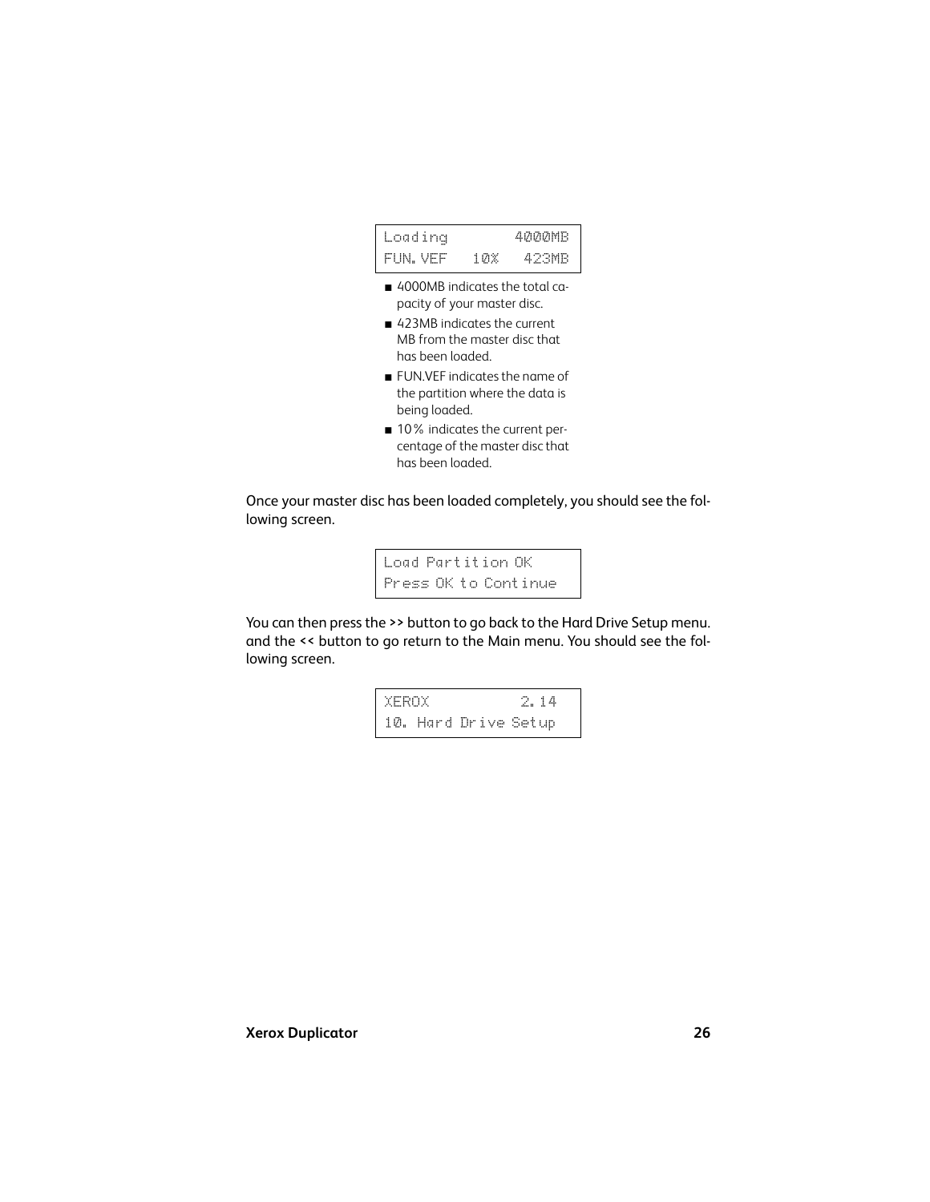```
Loading          4000MB
FUN.VEF    10%    423MB
```

- 4000MB indicates the total capacity of your master disc.
- 423MB indicates the current MB from the master disc that has been loaded.
- FUN.VEF indicates the name of the partition where the data is being loaded.
- 10% indicates the current percentage of the master disc that has been loaded.

Once your master disc has been loaded completely, you should see the following screen.

```
Load Partition OK
Press OK to Continue
```

You can then press the >> button to go back to the Hard Drive Setup menu. and the << button to go return to the Main menu. You should see the following screen.

```
XEROX              2.14
10. Hard Drive Setup
```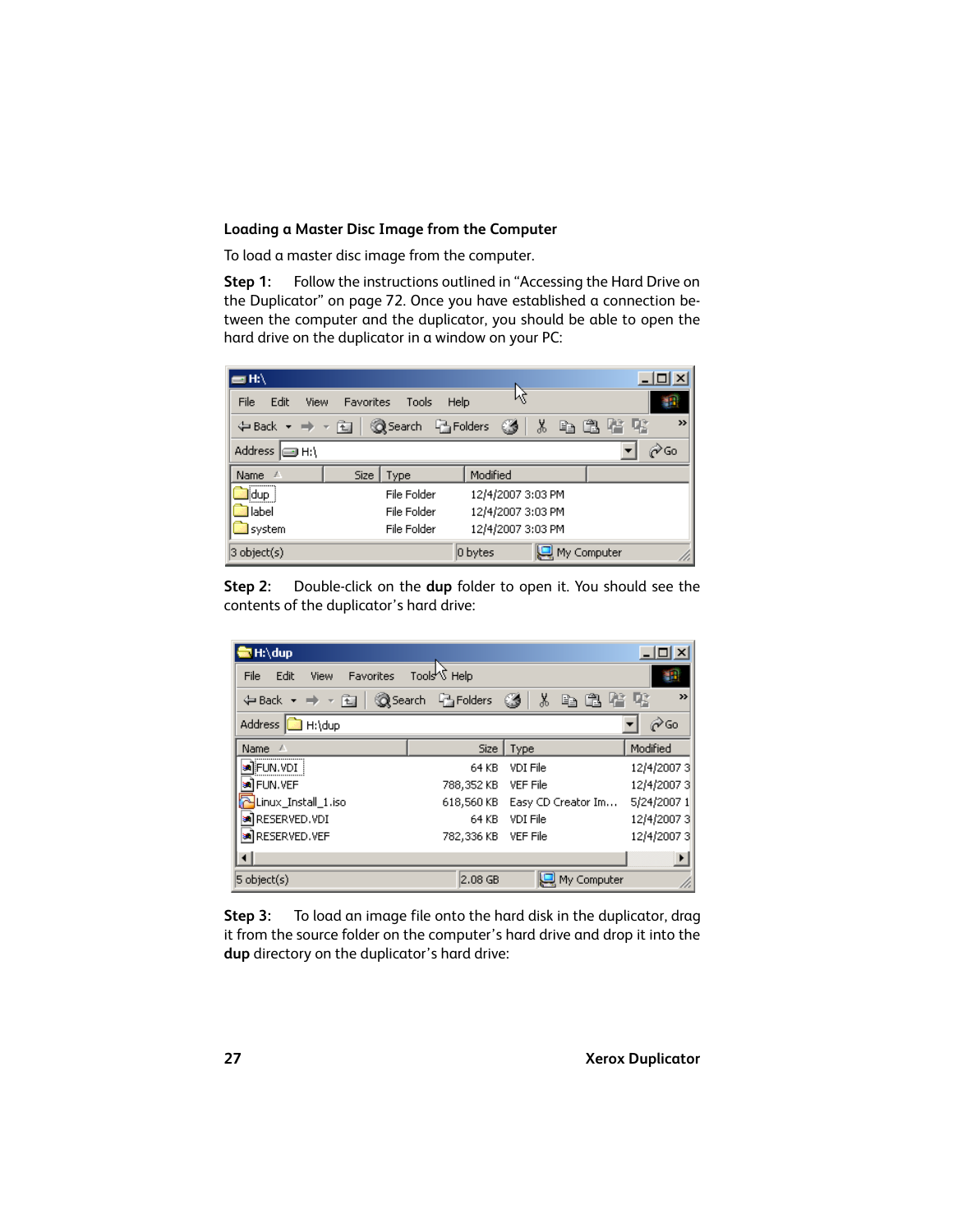### Loading a Master Disc Image from the Computer

To load a master disc image from the computer.

**Step 1:** Follow the instructions outlined in “Accessing the Hard Drive on the Duplicator” on page 72. Once you have established a connection between the computer and the duplicator, you should be able to open the hard drive on the duplicator in a window on your PC:

**Step 2:** Double-click on the **dup** folder to open it. You should see the contents of the duplicator’s hard drive:

**Step 3:** To load an image file onto the hard disk in the duplicator, drag it from the source folder on the computer’s hard drive and drop it into the **dup** directory on the duplicator’s hard drive: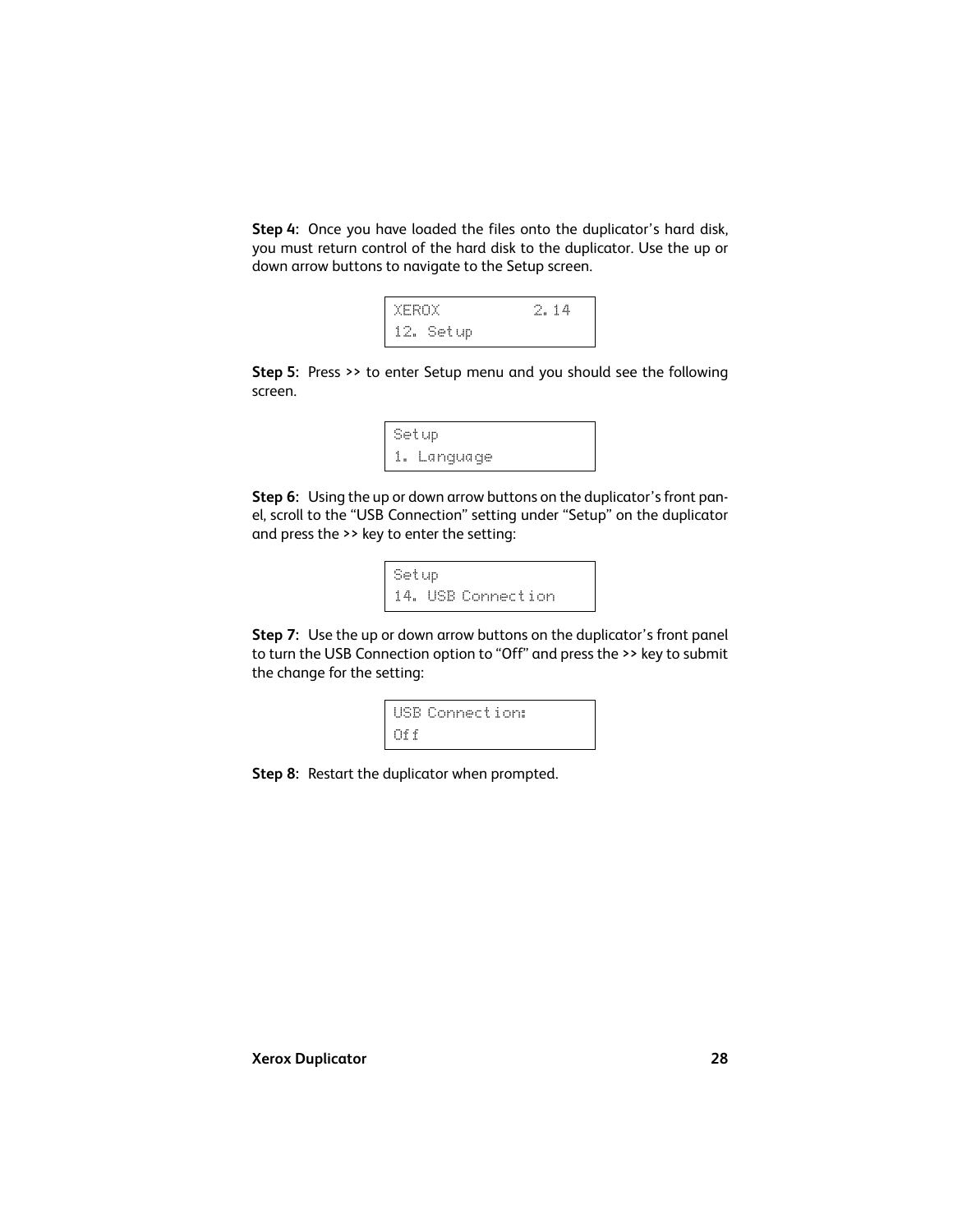**Step 4:** Once you have loaded the files onto the duplicator's hard disk, you must return control of the hard disk to the duplicator. Use the up or down arrow buttons to navigate to the Setup screen.

```
XEROX          2.14
12. Setup
```

**Step 5:** Press >> to enter Setup menu and you should see the following screen.

```
Setup
1. Language
```

**Step 6:** Using the up or down arrow buttons on the duplicator's front panel, scroll to the "USB Connection" setting under "Setup" on the duplicator and press the >> key to enter the setting:

```
Setup
14. USB Connection
```

**Step 7:** Use the up or down arrow buttons on the duplicator's front panel to turn the USB Connection option to "Off" and press the >> key to submit the change for the setting:

```
USB Connection:
Off
```

**Step 8:** Restart the duplicator when prompted.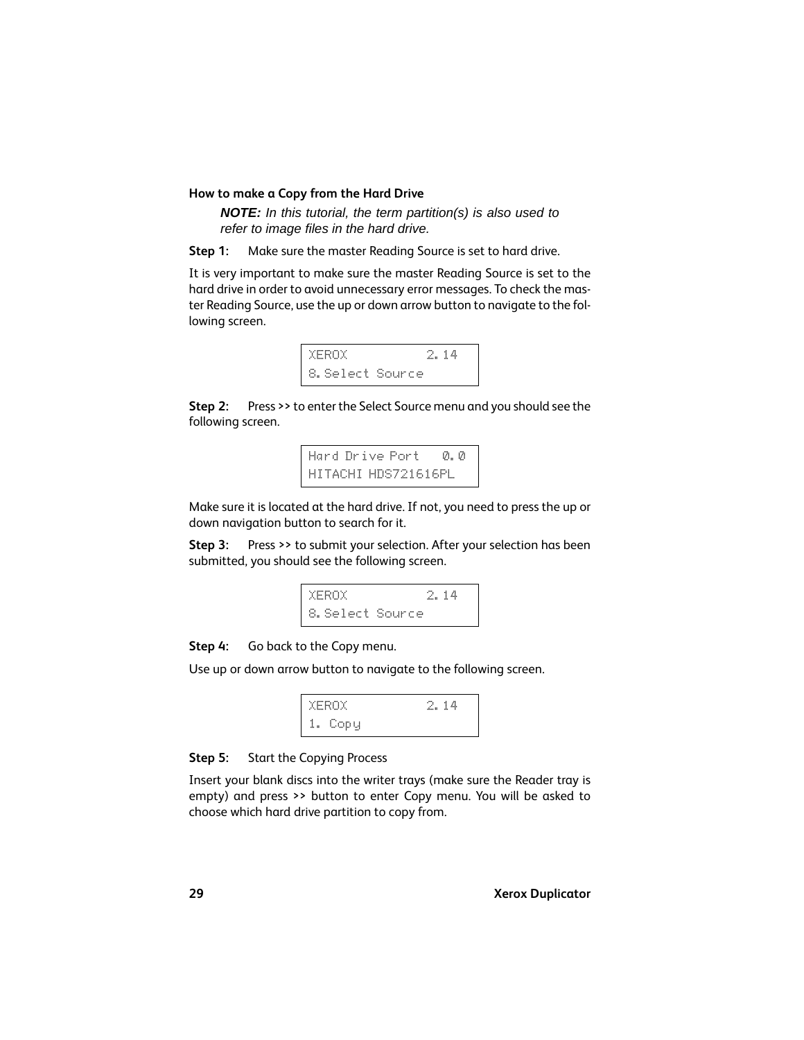### How to make a Copy from the Hard Drive

> ***NOTE:*** *In this tutorial, the term partition(s) is also used to refer to image files in the hard drive.*

**Step 1:** Make sure the master Reading Source is set to hard drive.

It is very important to make sure the master Reading Source is set to the hard drive in order to avoid unnecessary error messages. To check the master Reading Source, use the up or down arrow button to navigate to the following screen.

```
XEROX           2.14
8.Select Source
```

**Step 2:** Press >> to enter the Select Source menu and you should see the following screen.

```
Hard Drive Port   0.0
HITACHI HDS721616PL
```

Make sure it is located at the hard drive. If not, you need to press the up or down navigation button to search for it.

**Step 3:** Press >> to submit your selection. After your selection has been submitted, you should see the following screen.

```
XEROX           2.14
8.Select Source
```

**Step 4:** Go back to the Copy menu.

Use up or down arrow button to navigate to the following screen.

```
XEROX           2.14
1. Copy
```

**Step 5:** Start the Copying Process

Insert your blank discs into the writer trays (make sure the Reader tray is empty) and press >> button to enter Copy menu. You will be asked to choose which hard drive partition to copy from.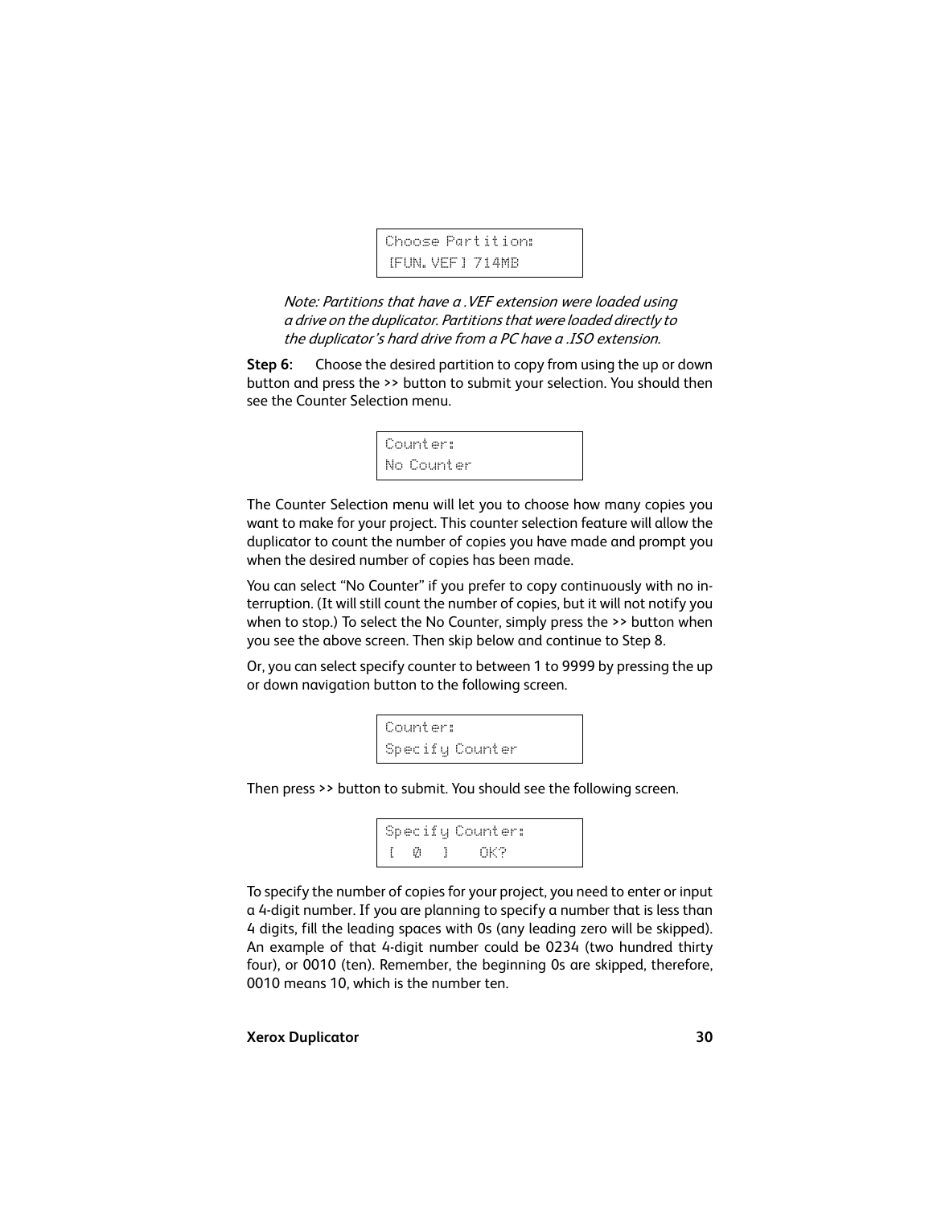```
Choose Partition:
[FUN.VEF] 714MB
```

*Note: Partitions that have a .VEF extension were loaded using a drive on the duplicator. Partitions that were loaded directly to the duplicator's hard drive from a PC have a .ISO extension.*

**Step 6:** Choose the desired partition to copy from using the up or down button and press the >> button to submit your selection. You should then see the Counter Selection menu.

```
Counter:
No Counter
```

The Counter Selection menu will let you to choose how many copies you want to make for your project. This counter selection feature will allow the duplicator to count the number of copies you have made and prompt you when the desired number of copies has been made.

You can select "No Counter" if you prefer to copy continuously with no interruption. (It will still count the number of copies, but it will not notify you when to stop.) To select the No Counter, simply press the >> button when you see the above screen. Then skip below and continue to Step 8.

Or, you can select specify counter to between 1 to 9999 by pressing the up or down navigation button to the following screen.

```
Counter:
Specify Counter
```

Then press >> button to submit. You should see the following screen.

```
Specify Counter:
[  0  ]    OK?
```

To specify the number of copies for your project, you need to enter or input a 4-digit number. If you are planning to specify a number that is less than 4 digits, fill the leading spaces with 0s (any leading zero will be skipped). An example of that 4-digit number could be 0234 (two hundred thirty four), or 0010 (ten). Remember, the beginning 0s are skipped, therefore, 0010 means 10, which is the number ten.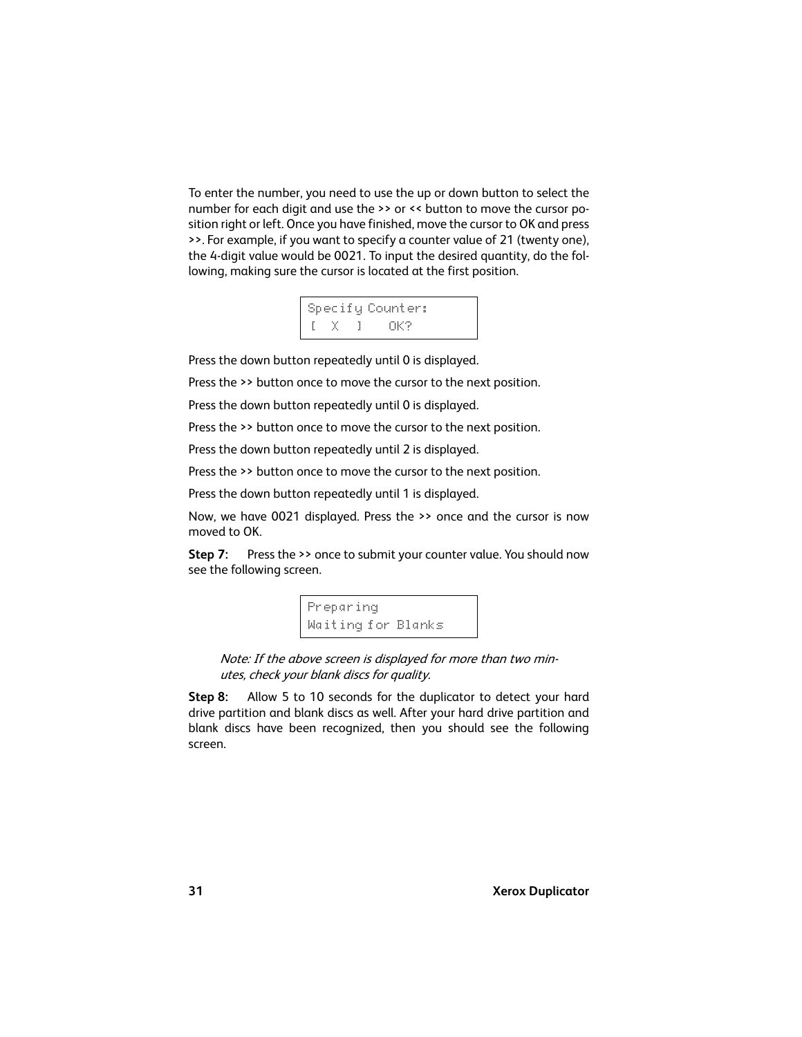To enter the number, you need to use the up or down button to select the number for each digit and use the >> or << button to move the cursor position right or left. Once you have finished, move the cursor to OK and press >>. For example, if you want to specify a counter value of 21 (twenty one), the 4-digit value would be 0021. To input the desired quantity, do the following, making sure the cursor is located at the first position.

```
Specify Counter:
[  X   ]    OK?
```

Press the down button repeatedly until 0 is displayed.

Press the >> button once to move the cursor to the next position.

Press the down button repeatedly until 0 is displayed.

Press the >> button once to move the cursor to the next position.

Press the down button repeatedly until 2 is displayed.

Press the >> button once to move the cursor to the next position.

Press the down button repeatedly until 1 is displayed.

Now, we have 0021 displayed. Press the >> once and the cursor is now moved to OK.

**Step 7**: Press the >> once to submit your counter value. You should now see the following screen.

```
Preparing
Waiting for Blanks
```

*Note: If the above screen is displayed for more than two minutes, check your blank discs for quality.*

**Step 8**: Allow 5 to 10 seconds for the duplicator to detect your hard drive partition and blank discs as well. After your hard drive partition and blank discs have been recognized, then you should see the following screen.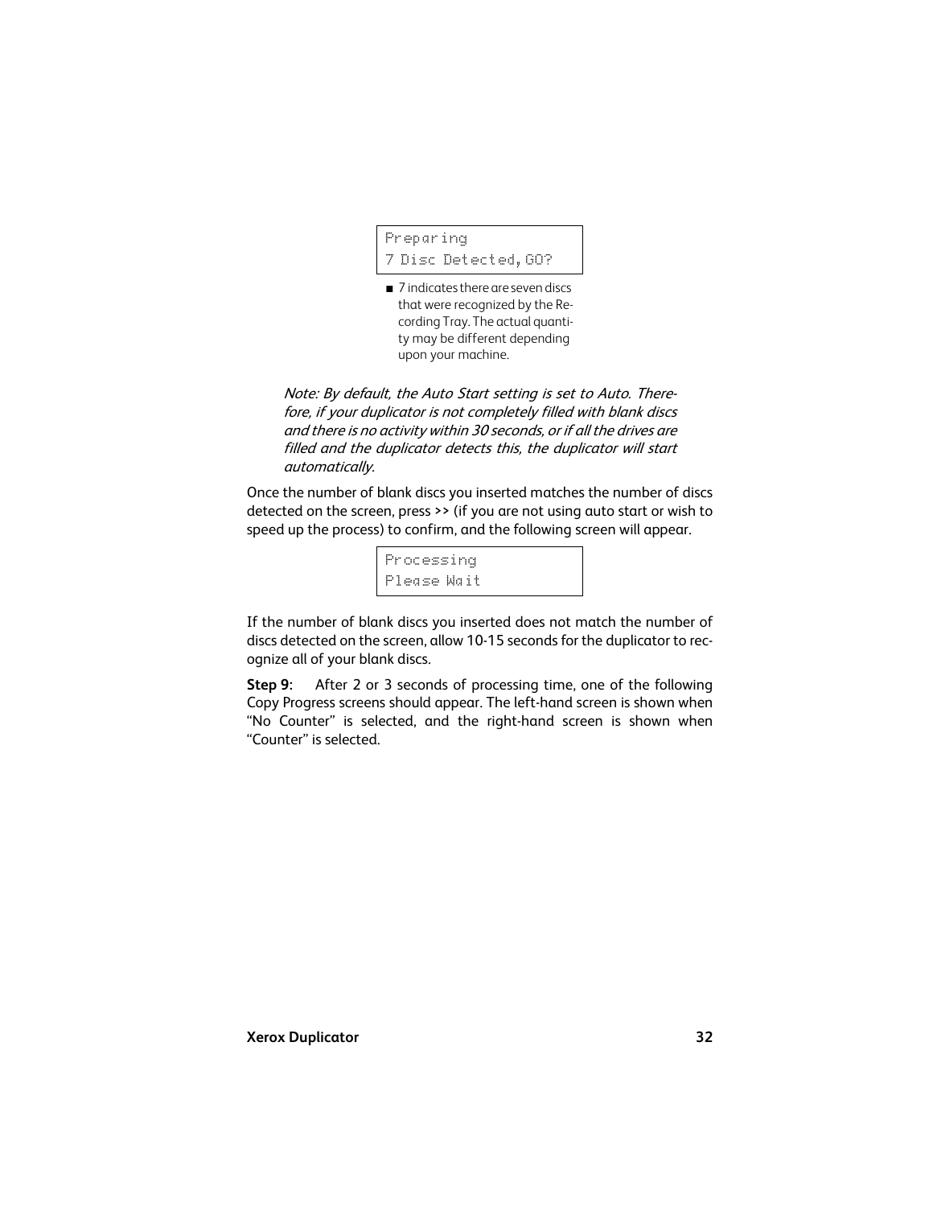```
Preparing
7 Disc Detected,GO?
```

- 7 indicates there are seven discs that were recognized by the Recording Tray. The actual quantity may be different depending upon your machine.

*Note: By default, the Auto Start setting is set to Auto. Therefore, if your duplicator is not completely filled with blank discs and there is no activity within 30 seconds, or if all the drives are filled and the duplicator detects this, the duplicator will start automatically.*

Once the number of blank discs you inserted matches the number of discs detected on the screen, press >> (if you are not using auto start or wish to speed up the process) to confirm, and the following screen will appear.

```
Processing
Please Wait
```

If the number of blank discs you inserted does not match the number of discs detected on the screen, allow 10-15 seconds for the duplicator to recognize all of your blank discs.

**Step 9:** After 2 or 3 seconds of processing time, one of the following Copy Progress screens should appear. The left-hand screen is shown when “No Counter” is selected, and the right-hand screen is shown when “Counter” is selected.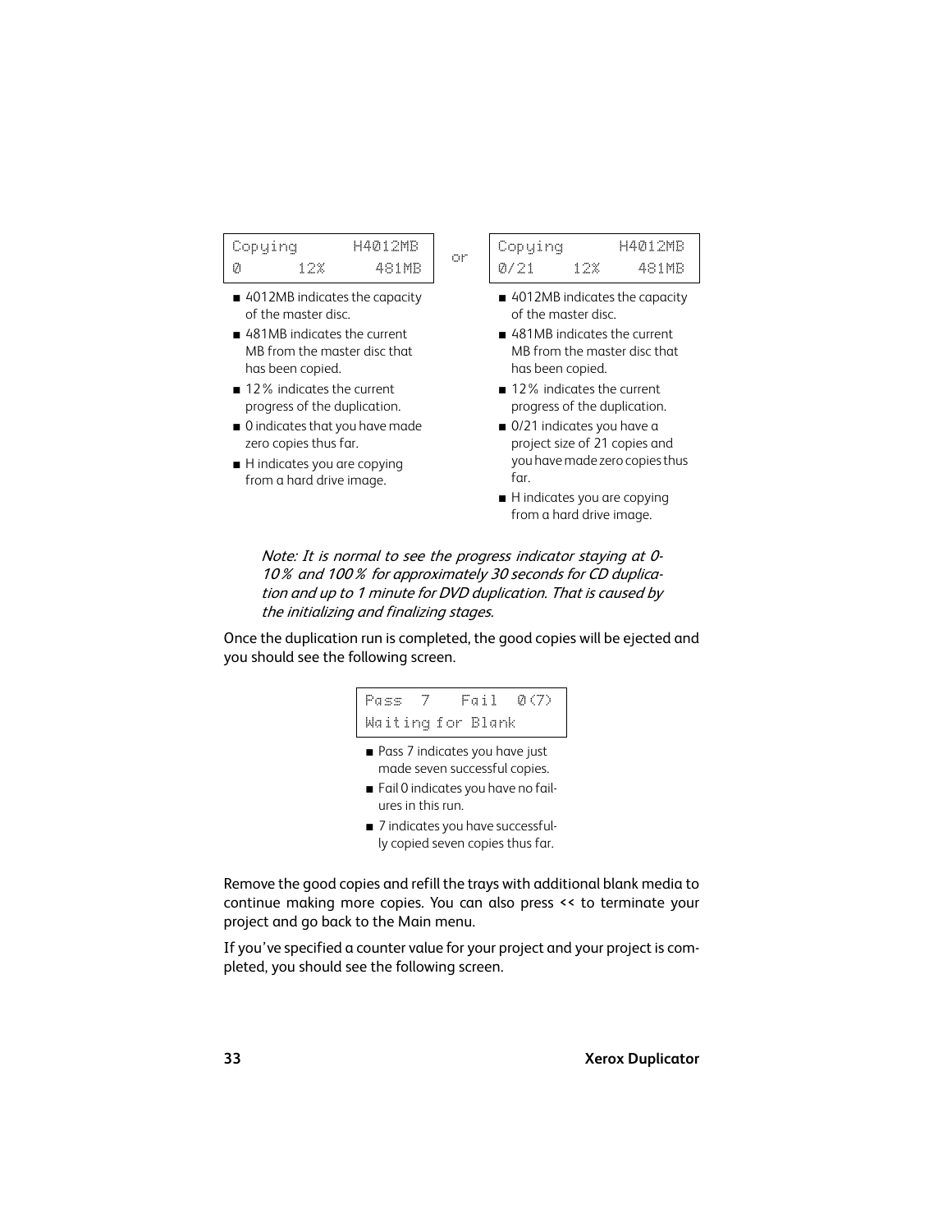```
Copying       H4012MB
0       12%     481MB
```

- 4012MB indicates the capacity of the master disc.
- 481MB indicates the current MB from the master disc that has been copied.
- 12% indicates the current progress of the duplication.
- 0 indicates that you have made zero copies thus far.
- H indicates you are copying from a hard drive image.

or

```
Copying       H4012MB
0/21    12%     481MB
```

- 4012MB indicates the capacity of the master disc.
- 481MB indicates the current MB from the master disc that has been copied.
- 12% indicates the current progress of the duplication.
- 0/21 indicates you have a project size of 21 copies and you have made zero copies thus far.
- H indicates you are copying from a hard drive image.

*Note: It is normal to see the progress indicator staying at 0-10% and 100% for approximately 30 seconds for CD duplication and up to 1 minute for DVD duplication. That is caused by the initializing and finalizing stages.*

Once the duplication run is completed, the good copies will be ejected and you should see the following screen.

```
Pass  7    Fail  0(7)
Waiting for Blank
```

- Pass 7 indicates you have just made seven successful copies.
- Fail 0 indicates you have no failures in this run.
- 7 indicates you have successfully copied seven copies thus far.

Remove the good copies and refill the trays with additional blank media to continue making more copies. You can also press << to terminate your project and go back to the Main menu.

If you've specified a counter value for your project and your project is completed, you should see the following screen.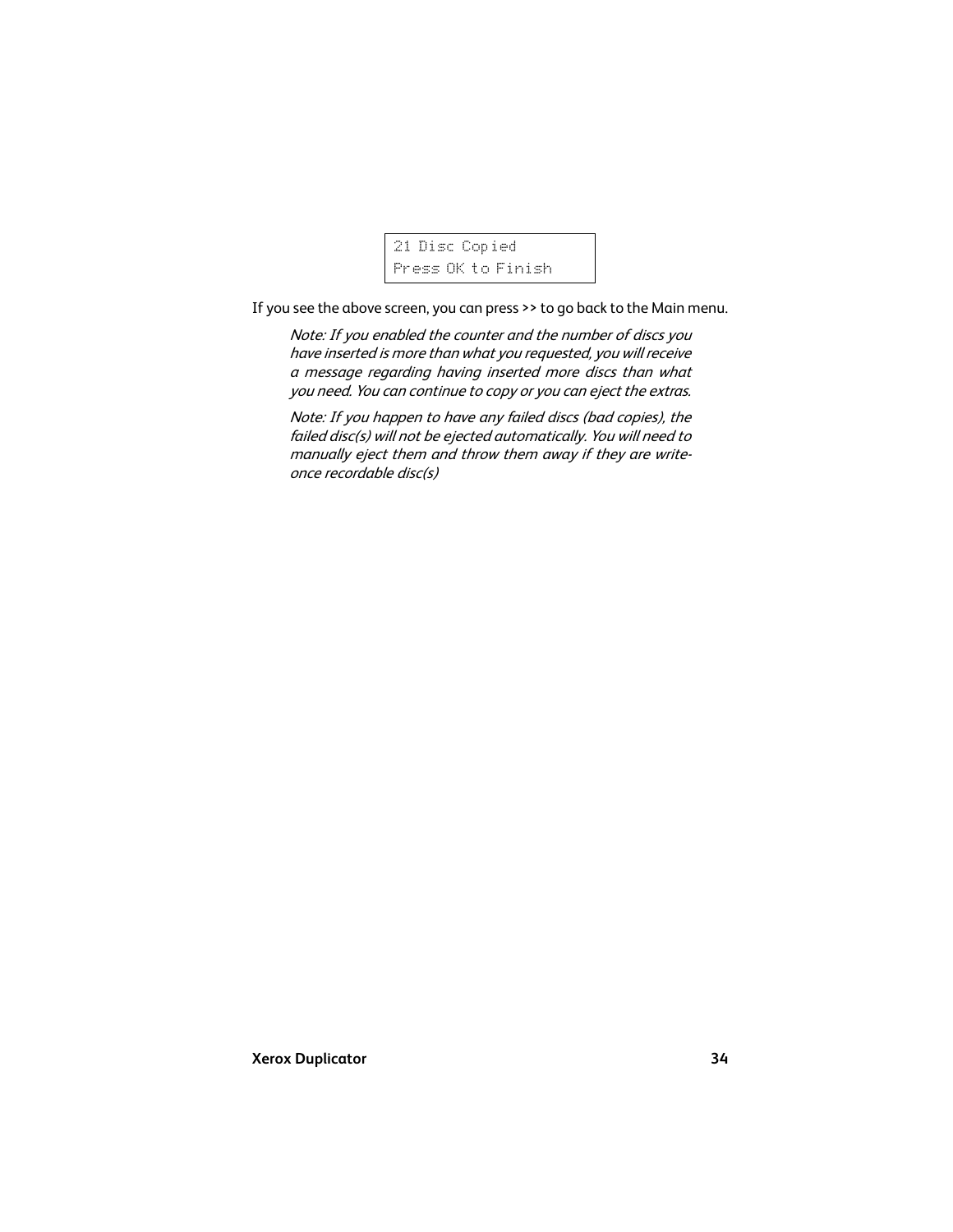```
21 Disc Copied
Press OK to Finish
```

If you see the above screen, you can press >> to go back to the Main menu.

> *Note: If you enabled the counter and the number of discs you have inserted is more than what you requested, you will receive a message regarding having inserted more discs than what you need. You can continue to copy or you can eject the extras.*

> *Note: If you happen to have any failed discs (bad copies), the failed disc(s) will not be ejected automatically. You will need to manually eject them and throw them away if they are write-once recordable disc(s)*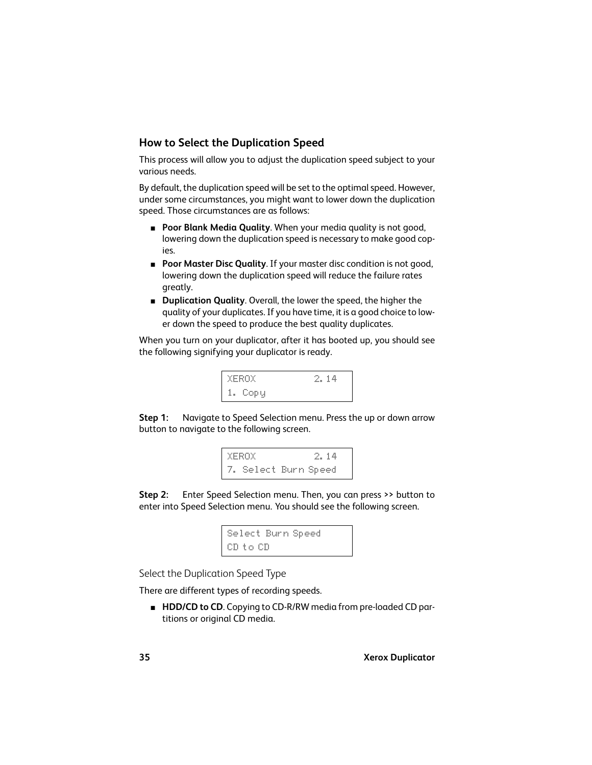## How to Select the Duplication Speed

This process will allow you to adjust the duplication speed subject to your various needs.

By default, the duplication speed will be set to the optimal speed. However, under some circumstances, you might want to lower down the duplication speed. Those circumstances are as follows:

- **Poor Blank Media Quality**. When your media quality is not good, lowering down the duplication speed is necessary to make good copies.
- **Poor Master Disc Quality**. If your master disc condition is not good, lowering down the duplication speed will reduce the failure rates greatly.
- **Duplication Quality**. Overall, the lower the speed, the higher the quality of your duplicates. If you have time, it is a good choice to lower down the speed to produce the best quality duplicates.

When you turn on your duplicator, after it has booted up, you should see the following signifying your duplicator is ready.

```
XEROX          2.14
1. Copy
```

**Step 1**: Navigate to Speed Selection menu. Press the up or down arrow button to navigate to the following screen.

```
XEROX          2.14
7. Select Burn Speed
```

**Step 2**: Enter Speed Selection menu. Then, you can press >> button to enter into Speed Selection menu. You should see the following screen.

```
Select Burn Speed
CD to CD
```

### Select the Duplication Speed Type

There are different types of recording speeds.

- **HDD/CD to CD**. Copying to CD-R/RW media from pre-loaded CD partitions or original CD media.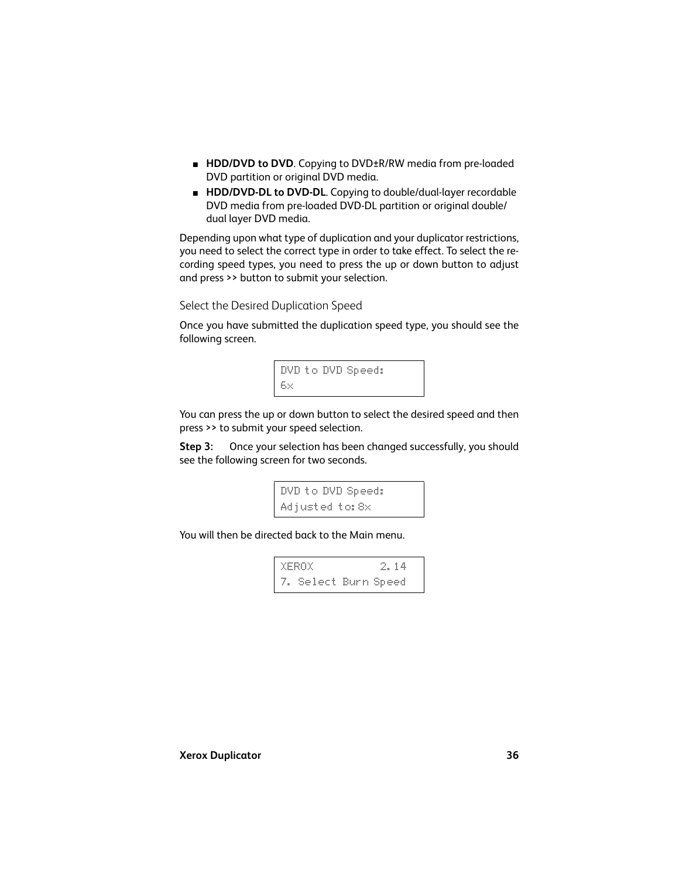- **HDD/DVD to DVD**. Copying to DVD±R/RW media from pre-loaded DVD partition or original DVD media.
- **HDD/DVD-DL to DVD-DL**. Copying to double/dual-layer recordable DVD media from pre-loaded DVD-DL partition or original double/dual layer DVD media.

Depending upon what type of duplication and your duplicator restrictions, you need to select the correct type in order to take effect. To select the recording speed types, you need to press the up or down button to adjust and press >> button to submit your selection.

### Select the Desired Duplication Speed

Once you have submitted the duplication speed type, you should see the following screen.

```
DVD to DVD Speed:
6x
```

You can press the up or down button to select the desired speed and then press >> to submit your speed selection.

**Step 3:** Once your selection has been changed successfully, you should see the following screen for two seconds.

```
DVD to DVD Speed:
Adjusted to:8x
```

You will then be directed back to the Main menu.

```
XEROX          2.14
7. Select Burn Speed
```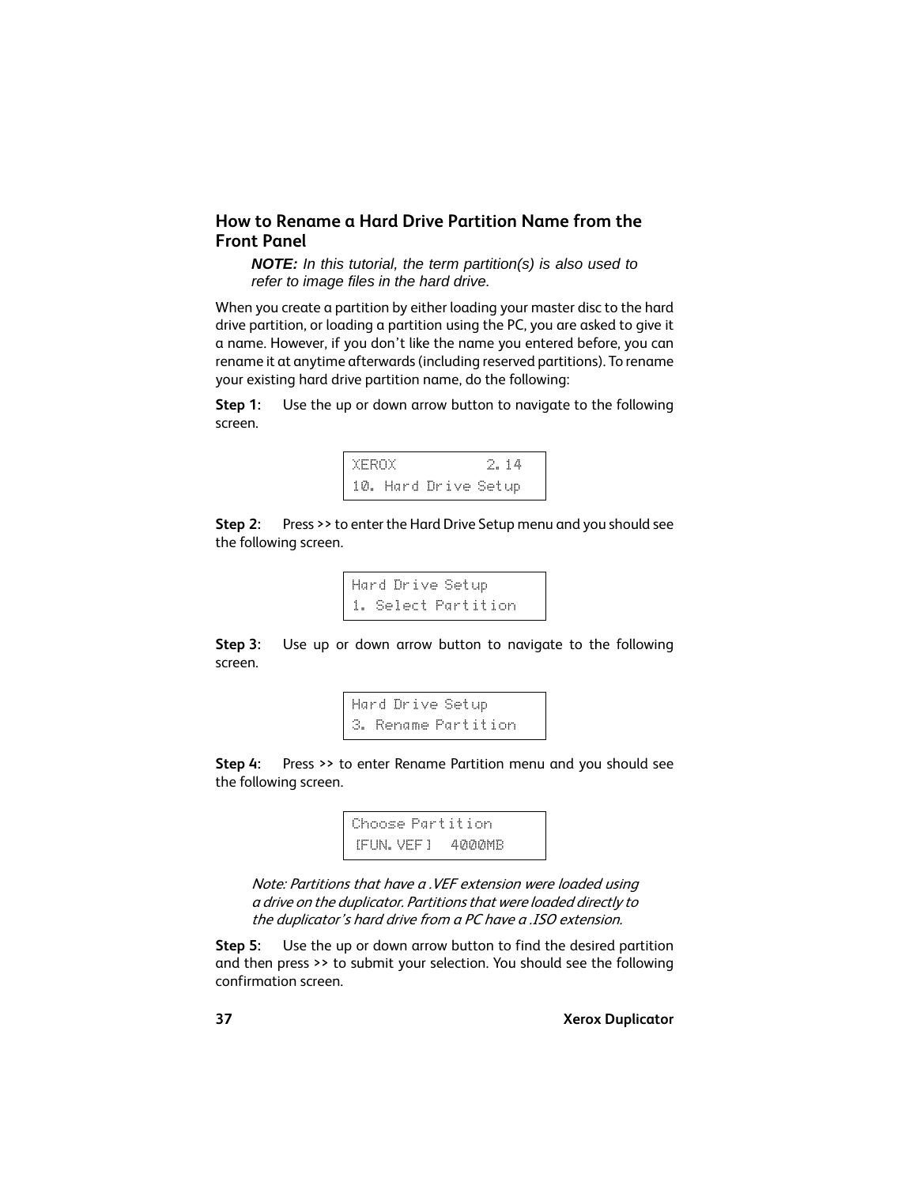## How to Rename a Hard Drive Partition Name from the Front Panel

> ***NOTE:*** *In this tutorial, the term partition(s) is also used to refer to image files in the hard drive.*

When you create a partition by either loading your master disc to the hard drive partition, or loading a partition using the PC, you are asked to give it a name. However, if you don't like the name you entered before, you can rename it at anytime afterwards (including reserved partitions). To rename your existing hard drive partition name, do the following:

**Step 1**: Use the up or down arrow button to navigate to the following screen.

```
XEROX           2.14
10. Hard Drive Setup
```

**Step 2**: Press >> to enter the Hard Drive Setup menu and you should see the following screen.

```
Hard Drive Setup
1. Select Partition
```

**Step 3**: Use up or down arrow button to navigate to the following screen.

```
Hard Drive Setup
3. Rename Partition
```

**Step 4**: Press >> to enter Rename Partition menu and you should see the following screen.

```
Choose Partition
[FUN.VEF]  4000MB
```

> *Note: Partitions that have a .VEF extension were loaded using a drive on the duplicator. Partitions that were loaded directly to the duplicator's hard drive from a PC have a .ISO extension.*

**Step 5**: Use the up or down arrow button to find the desired partition and then press >> to submit your selection. You should see the following confirmation screen.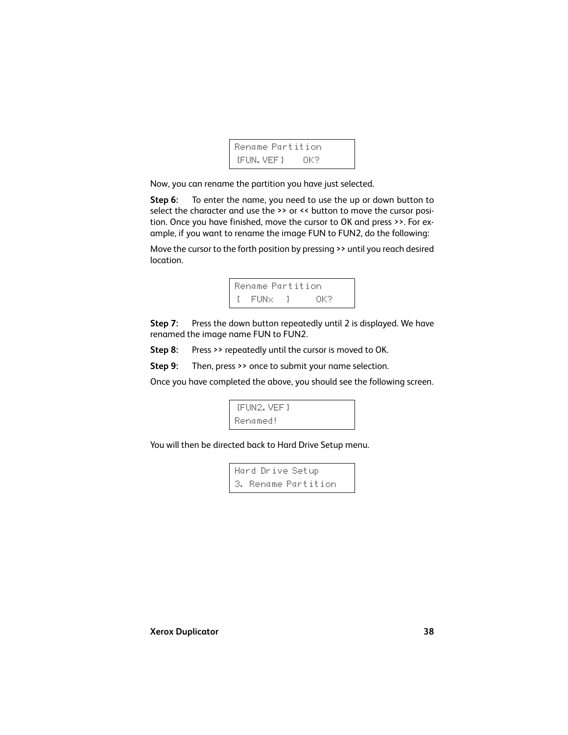```
Rename Partition
[FUN.VEF]    OK?
```

Now, you can rename the partition you have just selected.

**Step 6:** To enter the name, you need to use the up or down button to select the character and use the >> or << button to move the cursor position. Once you have finished, move the cursor to OK and press >>. For example, if you want to rename the image FUN to FUN2, do the following:

Move the cursor to the forth position by pressing >> until you reach desired location.

```
Rename Partition
[  FUNx  ]     OK?
```

**Step 7:** Press the down button repeatedly until 2 is displayed. We have renamed the image name FUN to FUN2.

**Step 8:** Press >> repeatedly until the cursor is moved to OK.

**Step 9:** Then, press >> once to submit your name selection.

Once you have completed the above, you should see the following screen.

```
[FUN2.VEF]
Renamed!
```

You will then be directed back to Hard Drive Setup menu.

```
Hard Drive Setup
3. Rename Partition
```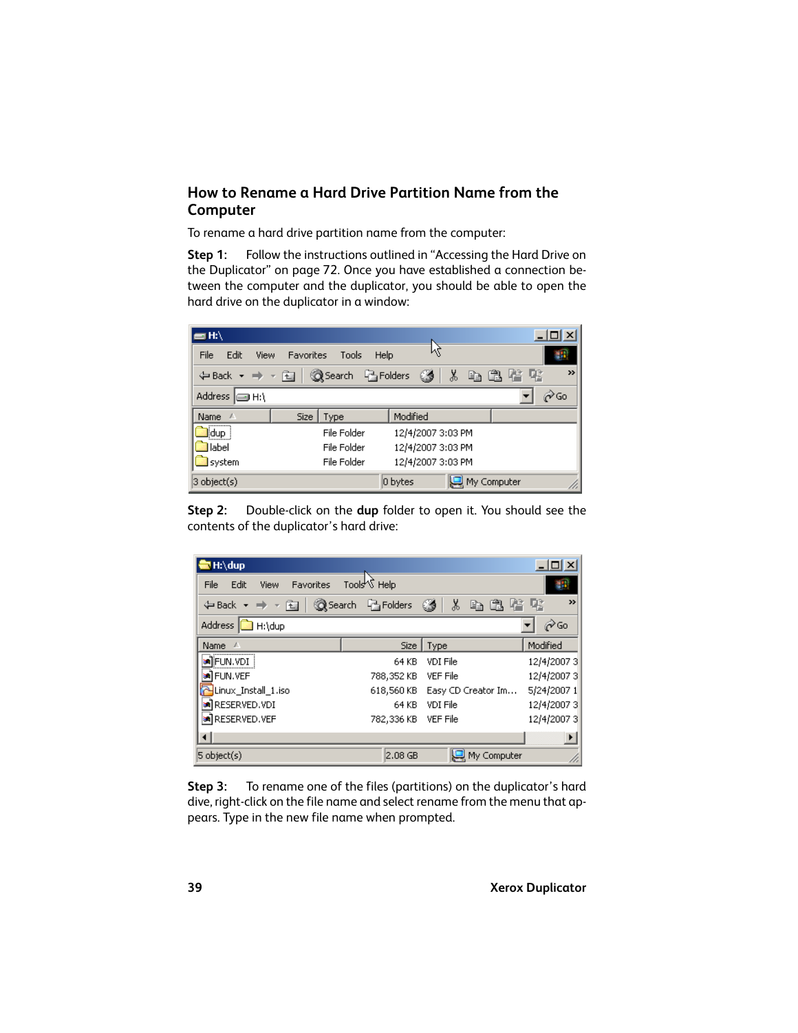## How to Rename a Hard Drive Partition Name from the Computer

To rename a hard drive partition name from the computer:

**Step 1**: Follow the instructions outlined in "Accessing the Hard Drive on the Duplicator" on page 72. Once you have established a connection between the computer and the duplicator, you should be able to open the hard drive on the duplicator in a window:

**Step 2**: Double-click on the **dup** folder to open it. You should see the contents of the duplicator's hard drive:

**Step 3**: To rename one of the files (partitions) on the duplicator's hard dive, right-click on the file name and select rename from the menu that appears. Type in the new file name when prompted.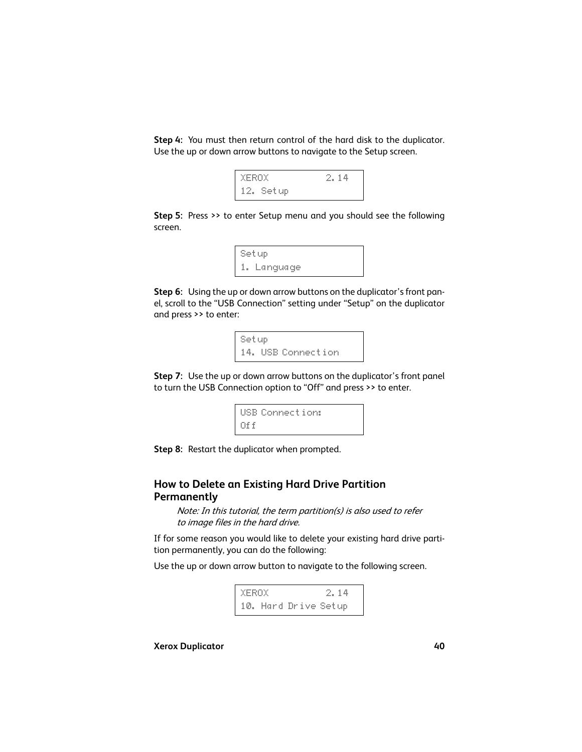**Step 4**: You must then return control of the hard disk to the duplicator. Use the up or down arrow buttons to navigate to the Setup screen.

```
XEROX          2.14
12. Setup
```

**Step 5**: Press >> to enter Setup menu and you should see the following screen.

```
Setup
1. Language
```

**Step 6**: Using the up or down arrow buttons on the duplicator's front panel, scroll to the "USB Connection" setting under "Setup" on the duplicator and press >> to enter:

```
Setup
14. USB Connection
```

**Step 7**: Use the up or down arrow buttons on the duplicator's front panel to turn the USB Connection option to "Off" and press >> to enter.

```
USB Connection:
Off
```

**Step 8**: Restart the duplicator when prompted.

## How to Delete an Existing Hard Drive Partition Permanently

*Note: In this tutorial, the term partition(s) is also used to refer to image files in the hard drive.*

If for some reason you would like to delete your existing hard drive partition permanently, you can do the following:

Use the up or down arrow button to navigate to the following screen.

```
XEROX          2.14
10. Hard Drive Setup
```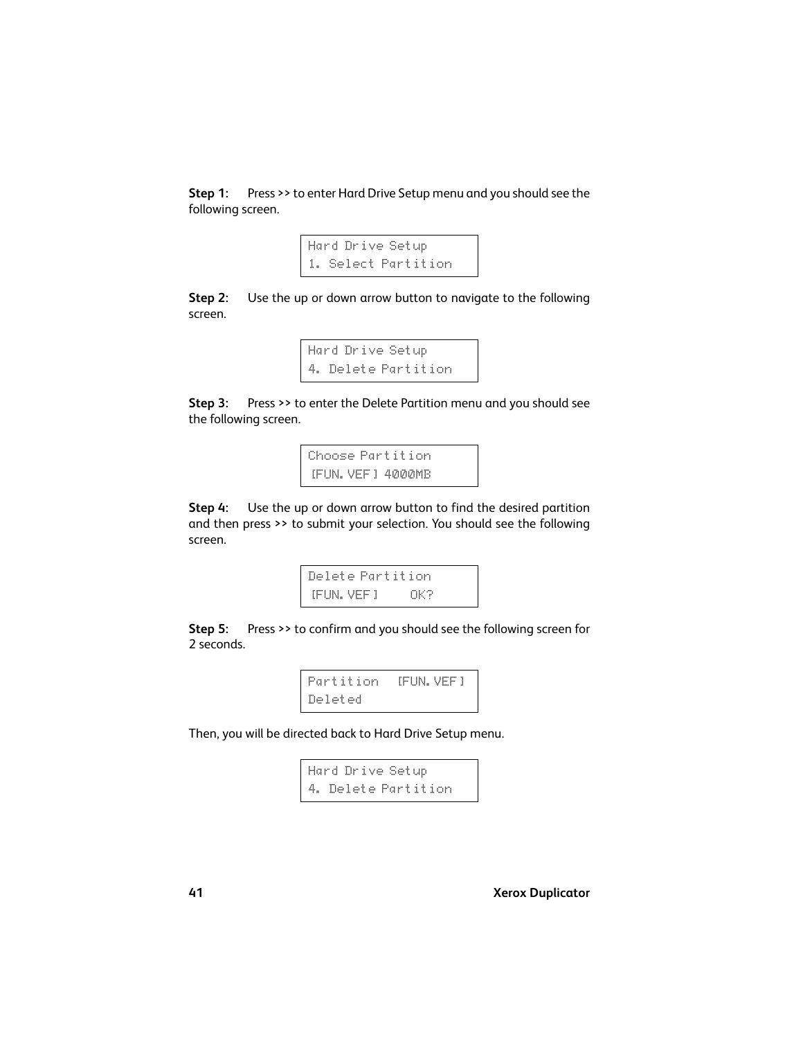**Step 1:** Press >> to enter Hard Drive Setup menu and you should see the following screen.

```
Hard Drive Setup
1. Select Partition
```

**Step 2:** Use the up or down arrow button to navigate to the following screen.

```
Hard Drive Setup
4. Delete Partition
```

**Step 3:** Press >> to enter the Delete Partition menu and you should see the following screen.

```
Choose Partition
[FUN.VEF] 4000MB
```

**Step 4:** Use the up or down arrow button to find the desired partition and then press >> to submit your selection. You should see the following screen.

```
Delete Partition
[FUN.VEF]     OK?
```

**Step 5:** Press >> to confirm and you should see the following screen for 2 seconds.

```
Partition  [FUN.VEF]
Deleted
```

Then, you will be directed back to Hard Drive Setup menu.

```
Hard Drive Setup
4. Delete Partition
```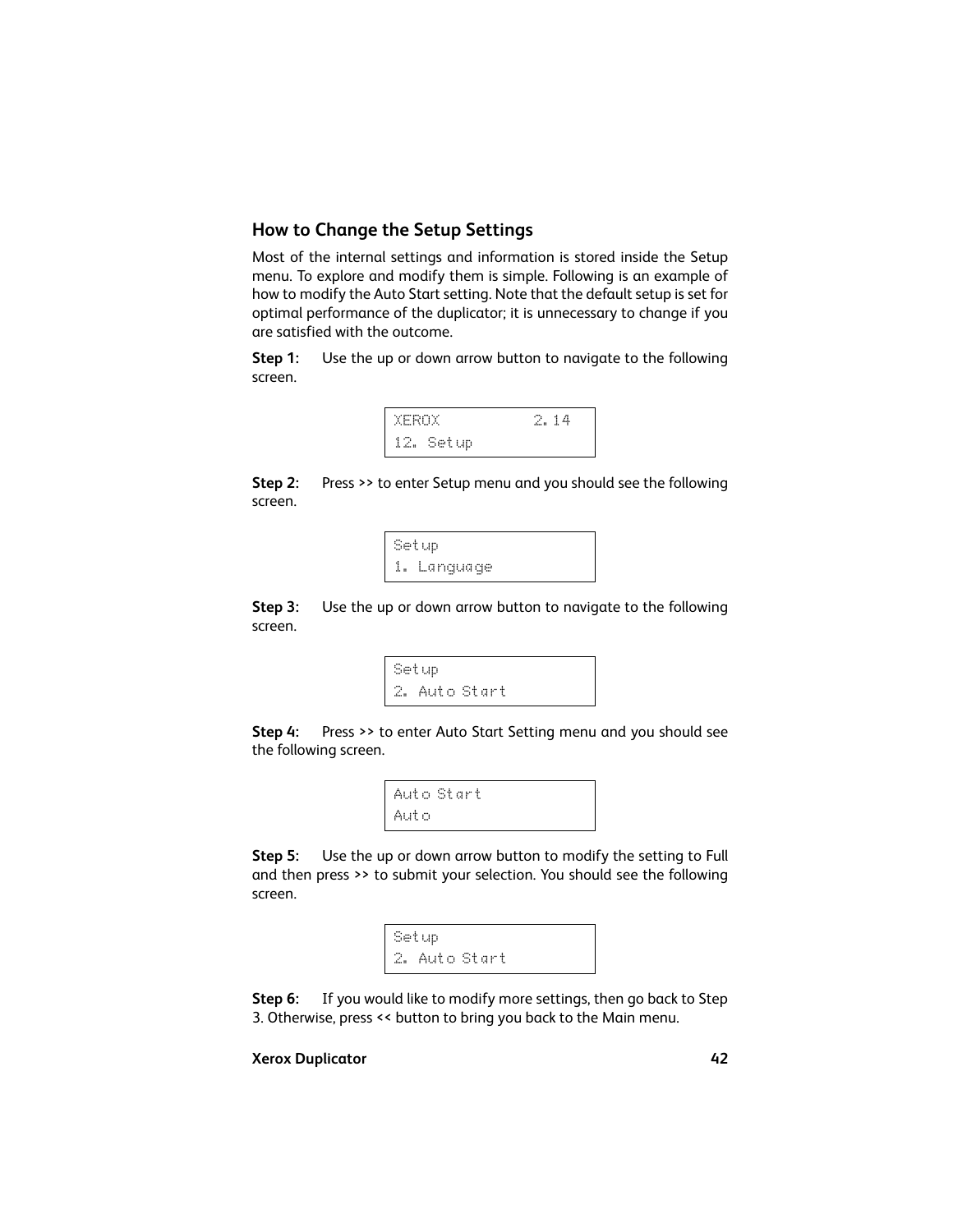## How to Change the Setup Settings

Most of the internal settings and information is stored inside the Setup menu. To explore and modify them is simple. Following is an example of how to modify the Auto Start setting. Note that the default setup is set for optimal performance of the duplicator; it is unnecessary to change if you are satisfied with the outcome.

**Step 1:** Use the up or down arrow button to navigate to the following screen.

```
XEROX          2.14
12. Setup
```

**Step 2:** Press >> to enter Setup menu and you should see the following screen.

```
Setup
1. Language
```

**Step 3:** Use the up or down arrow button to navigate to the following screen.

```
Setup
2. Auto Start
```

**Step 4:** Press >> to enter Auto Start Setting menu and you should see the following screen.

```
Auto Start
Auto
```

**Step 5:** Use the up or down arrow button to modify the setting to Full and then press >> to submit your selection. You should see the following screen.

```
Setup
2. Auto Start
```

**Step 6:** If you would like to modify more settings, then go back to Step 3. Otherwise, press << button to bring you back to the Main menu.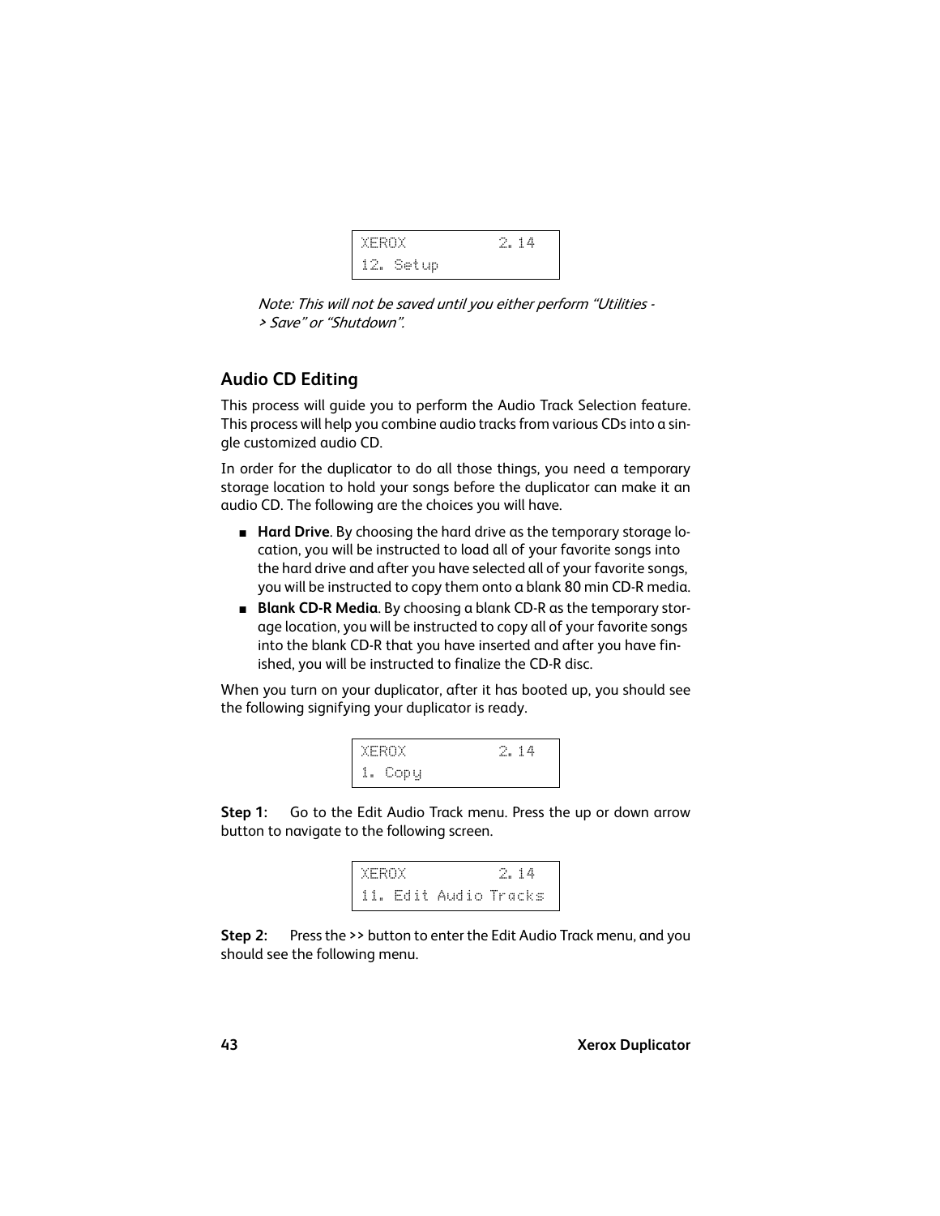```
XEROX           2.14
12. Setup
```

*Note: This will not be saved until you either perform "Utilities -> Save" or "Shutdown".*

## Audio CD Editing

This process will guide you to perform the Audio Track Selection feature. This process will help you combine audio tracks from various CDs into a single customized audio CD.

In order for the duplicator to do all those things, you need a temporary storage location to hold your songs before the duplicator can make it an audio CD. The following are the choices you will have.

- **Hard Drive**. By choosing the hard drive as the temporary storage location, you will be instructed to load all of your favorite songs into the hard drive and after you have selected all of your favorite songs, you will be instructed to copy them onto a blank 80 min CD-R media.
- **Blank CD-R Media**. By choosing a blank CD-R as the temporary storage location, you will be instructed to copy all of your favorite songs into the blank CD-R that you have inserted and after you have finished, you will be instructed to finalize the CD-R disc.

When you turn on your duplicator, after it has booted up, you should see the following signifying your duplicator is ready.

```
XEROX           2.14
1. Copy
```

**Step 1:** Go to the Edit Audio Track menu. Press the up or down arrow button to navigate to the following screen.

```
XEROX           2.14
11. Edit Audio Tracks
```

**Step 2:** Press the >> button to enter the Edit Audio Track menu, and you should see the following menu.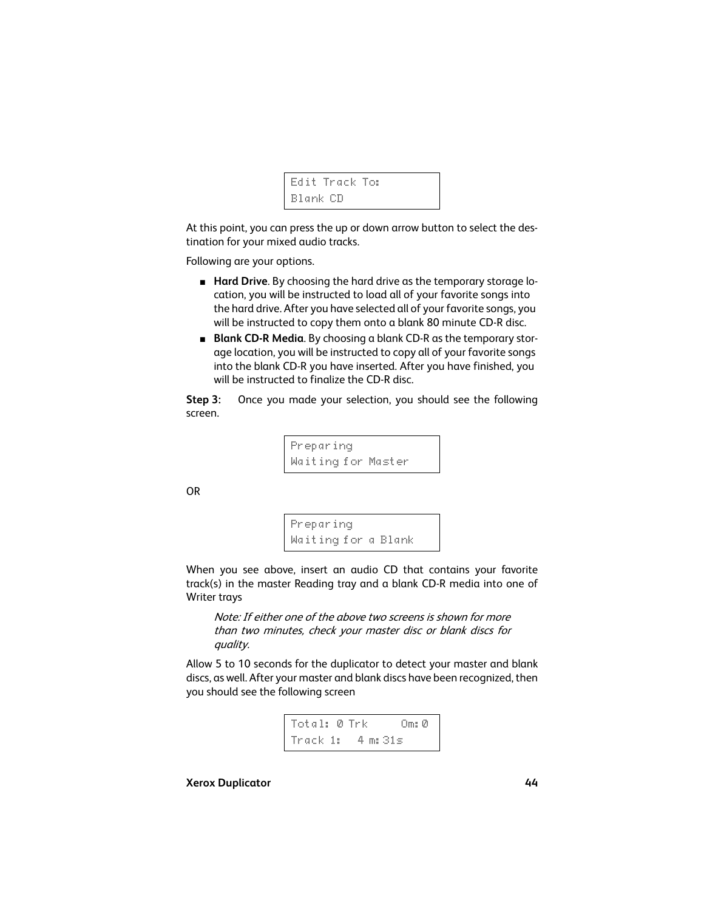```
Edit Track To:
Blank CD
```

At this point, you can press the up or down arrow button to select the destination for your mixed audio tracks.

Following are your options.

- **Hard Drive**. By choosing the hard drive as the temporary storage location, you will be instructed to load all of your favorite songs into the hard drive. After you have selected all of your favorite songs, you will be instructed to copy them onto a blank 80 minute CD-R disc.
- **Blank CD-R Media**. By choosing a blank CD-R as the temporary storage location, you will be instructed to copy all of your favorite songs into the blank CD-R you have inserted. After you have finished, you will be instructed to finalize the CD-R disc.

**Step 3**: Once you made your selection, you should see the following screen.

```
Preparing
Waiting for Master
```

OR

```
Preparing
Waiting for a Blank
```

When you see above, insert an audio CD that contains your favorite track(s) in the master Reading tray and a blank CD-R media into one of Writer trays

*Note: If either one of the above two screens is shown for more than two minutes, check your master disc or blank discs for quality.*

Allow 5 to 10 seconds for the duplicator to detect your master and blank discs, as well. After your master and blank discs have been recognized, then you should see the following screen

```
Total: 0 Trk      0m:0
Track 1:   4 m:31s
```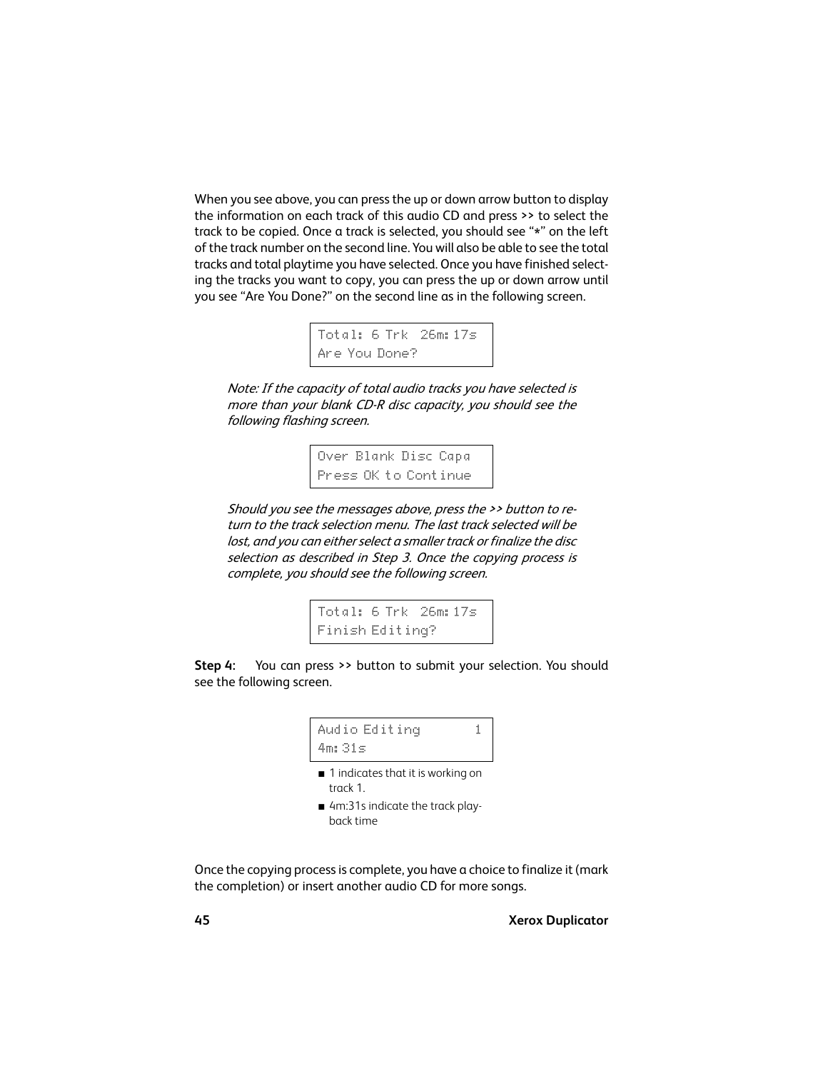When you see above, you can press the up or down arrow button to display the information on each track of this audio CD and press >> to select the track to be copied. Once a track is selected, you should see "*" on the left of the track number on the second line. You will also be able to see the total tracks and total playtime you have selected. Once you have finished selecting the tracks you want to copy, you can press the up or down arrow until you see "Are You Done?" on the second line as in the following screen.

```
Total: 6 Trk  26m:17s
Are You Done?
```

*Note: If the capacity of total audio tracks you have selected is more than your blank CD-R disc capacity, you should see the following flashing screen.*

```
Over Blank Disc Capa
Press OK to Continue
```

*Should you see the messages above, press the >> button to return to the track selection menu. The last track selected will be lost, and you can either select a smaller track or finalize the disc selection as described in Step 3. Once the copying process is complete, you should see the following screen.*

```
Total: 6 Trk  26m:17s
Finish Editing?
```

**Step 4:** You can press >> button to submit your selection. You should see the following screen.

```
Audio Editing       1
4m:31s
```

- 1 indicates that it is working on track 1.
- 4m:31s indicate the track playback time

Once the copying process is complete, you have a choice to finalize it (mark the completion) or insert another audio CD for more songs.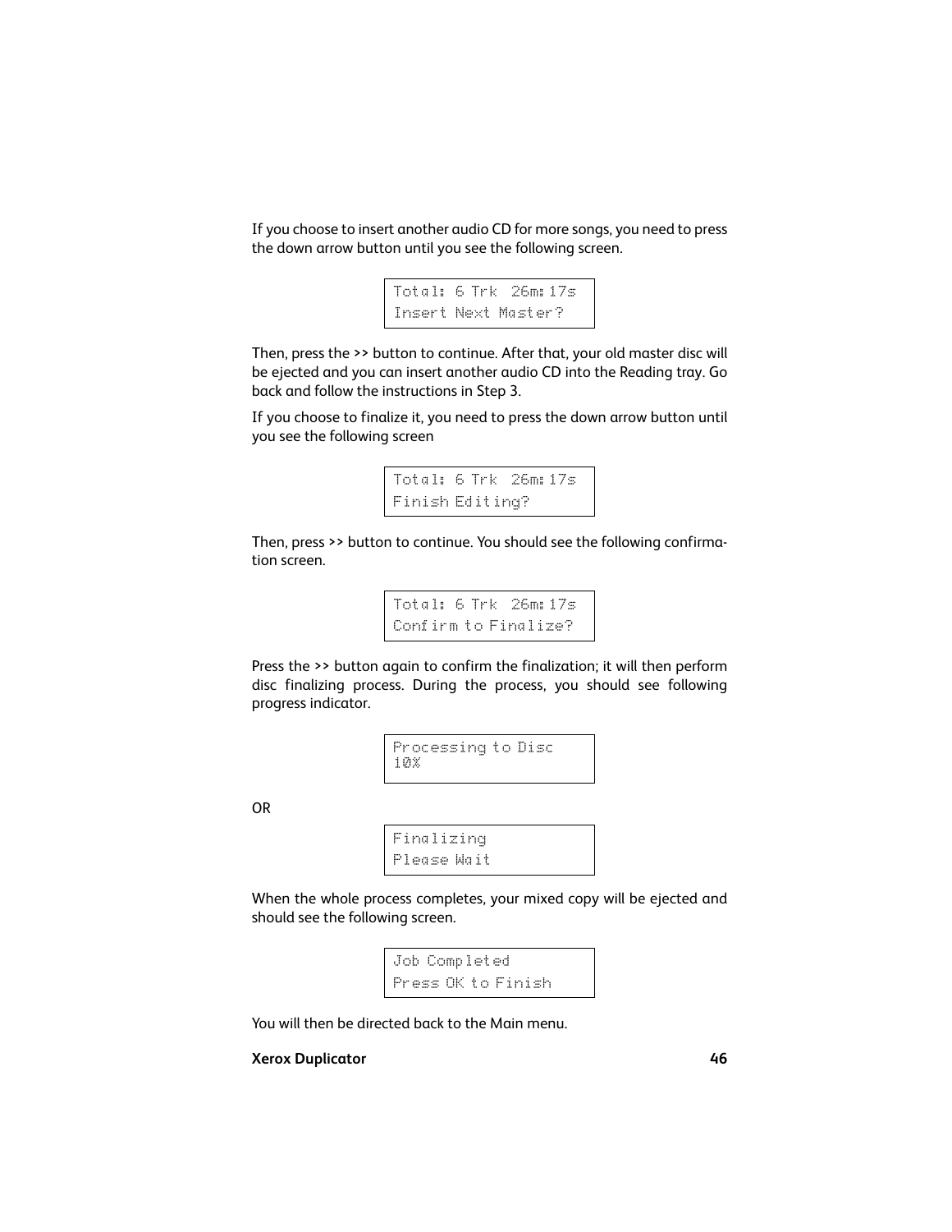If you choose to insert another audio CD for more songs, you need to press the down arrow button until you see the following screen.

```
Total: 6 Trk  26m:17s
Insert Next Master?
```

Then, press the >> button to continue. After that, your old master disc will be ejected and you can insert another audio CD into the Reading tray. Go back and follow the instructions in Step 3.

If you choose to finalize it, you need to press the down arrow button until you see the following screen

```
Total: 6 Trk  26m:17s
Finish Editing?
```

Then, press >> button to continue. You should see the following confirmation screen.

```
Total: 6 Trk  26m:17s
Confirm to Finalize?
```

Press the >> button again to confirm the finalization; it will then perform disc finalizing process. During the process, you should see following progress indicator.

```
Processing to Disc
10%
```

OR

```
Finalizing
Please Wait
```

When the whole process completes, your mixed copy will be ejected and should see the following screen.

```
Job Completed
Press OK to Finish
```

You will then be directed back to the Main menu.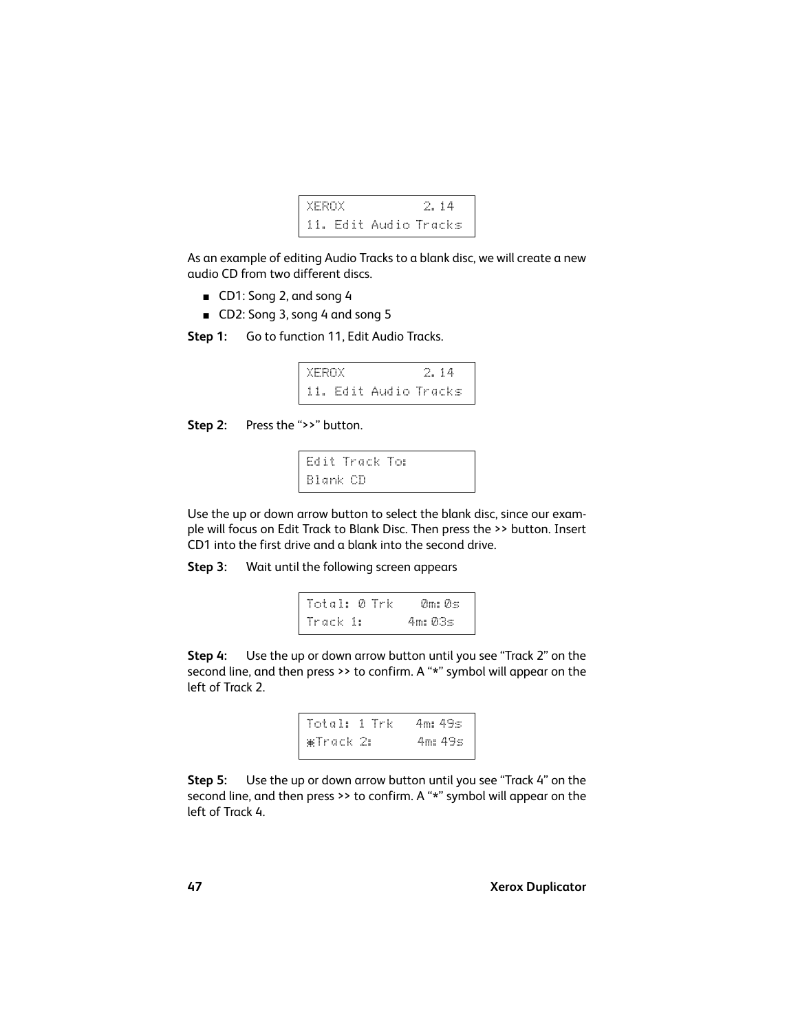```
XEROX          2.14
11. Edit Audio Tracks
```

As an example of editing Audio Tracks to a blank disc, we will create a new audio CD from two different discs.

- CD1: Song 2, and song 4
- CD2: Song 3, song 4 and song 5

**Step 1:** Go to function 11, Edit Audio Tracks.

```
XEROX          2.14
11. Edit Audio Tracks
```

**Step 2:** Press the ">>" button.

```
Edit Track To:
Blank CD
```

Use the up or down arrow button to select the blank disc, since our example will focus on Edit Track to Blank Disc. Then press the >> button. Insert CD1 into the first drive and a blank into the second drive.

**Step 3:** Wait until the following screen appears

```
Total: 0 Trk    0m:0s
Track 1:       4m:03s
```

**Step 4:** Use the up or down arrow button until you see "Track 2" on the second line, and then press >> to confirm. A "*" symbol will appear on the left of Track 2.

```
Total: 1 Trk   4m:49s
*Track 2:      4m:49s
```

**Step 5:** Use the up or down arrow button until you see "Track 4" on the second line, and then press >> to confirm. A "*" symbol will appear on the left of Track 4.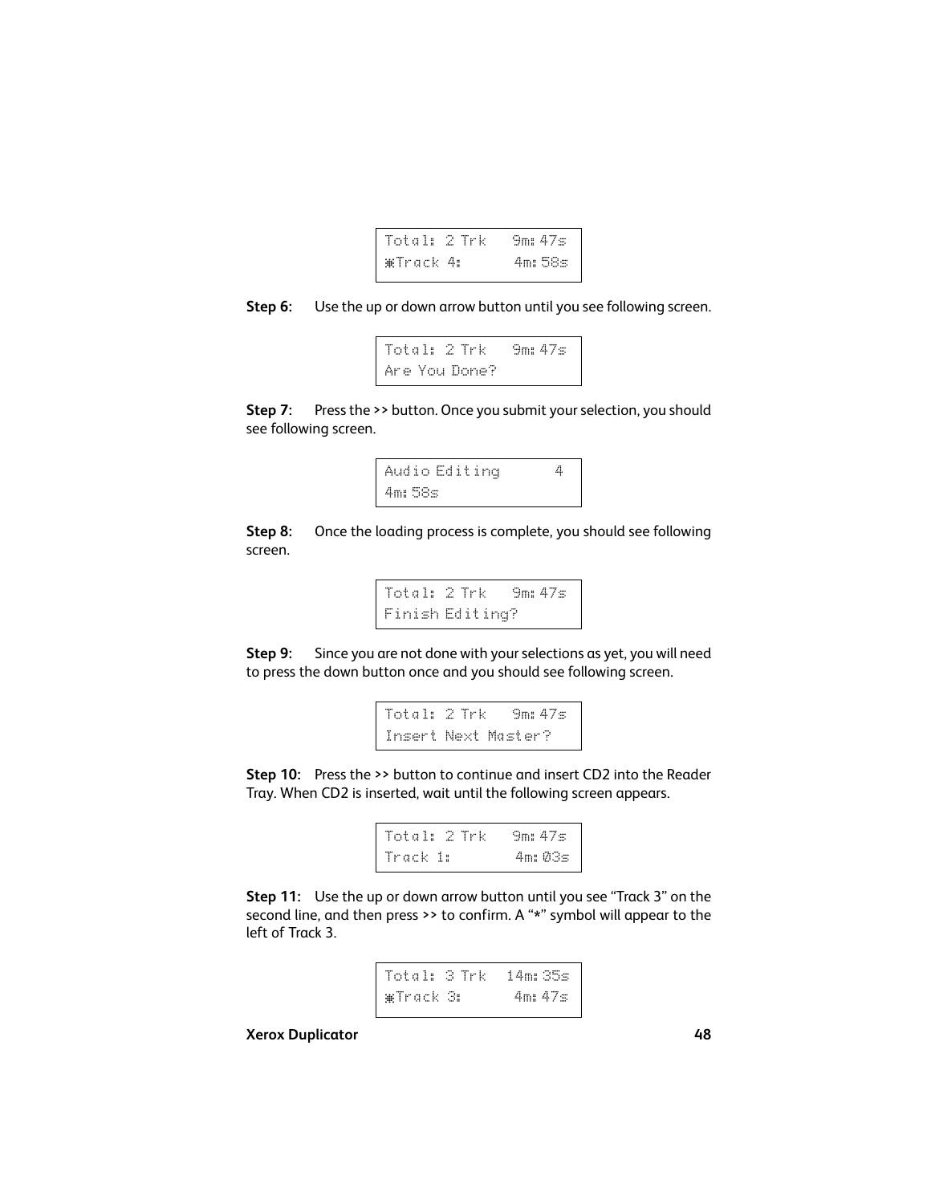```
Total: 2 Trk   9m:47s
*Track 4:      4m:58s
```

**Step 6**: Use the up or down arrow button until you see following screen.

```
Total: 2 Trk   9m:47s
Are You Done?
```

**Step 7**: Press the >> button. Once you submit your selection, you should see following screen.

```
Audio Editing      4
4m:58s
```

**Step 8**: Once the loading process is complete, you should see following screen.

```
Total: 2 Trk   9m:47s
Finish Editing?
```

**Step 9**: Since you are not done with your selections as yet, you will need to press the down button once and you should see following screen.

```
Total: 2 Trk   9m:47s
Insert Next Master?
```

**Step 10**: Press the >> button to continue and insert CD2 into the Reader Tray. When CD2 is inserted, wait until the following screen appears.

```
Total: 2 Trk   9m:47s
Track 1:       4m:03s
```

**Step 11**: Use the up or down arrow button until you see "Track 3" on the second line, and then press >> to confirm. A "*" symbol will appear to the left of Track 3.

```
Total: 3 Trk  14m:35s
*Track 3:      4m:47s
```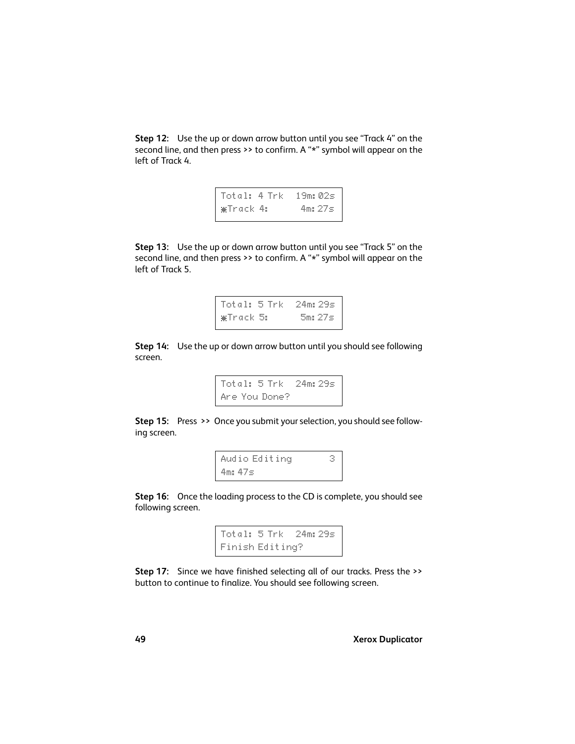**Step 12:** Use the up or down arrow button until you see "Track 4" on the second line, and then press >> to confirm. A "*" symbol will appear on the left of Track 4.

```
Total: 4 Trk   19m:02s
*Track 4:       4m:27s
```

**Step 13:** Use the up or down arrow button until you see "Track 5" on the second line, and then press >> to confirm. A "*" symbol will appear on the left of Track 5.

```
Total: 5 Trk   24m:29s
*Track 5:       5m:27s
```

**Step 14:** Use the up or down arrow button until you should see following screen.

```
Total: 5 Trk   24m:29s
Are You Done?
```

**Step 15:** Press >> Once you submit your selection, you should see following screen.

```
Audio Editing        3
4m:47s
```

**Step 16:** Once the loading process to the CD is complete, you should see following screen.

```
Total: 5 Trk   24m:29s
Finish Editing?
```

**Step 17:** Since we have finished selecting all of our tracks. Press the >> button to continue to finalize. You should see following screen.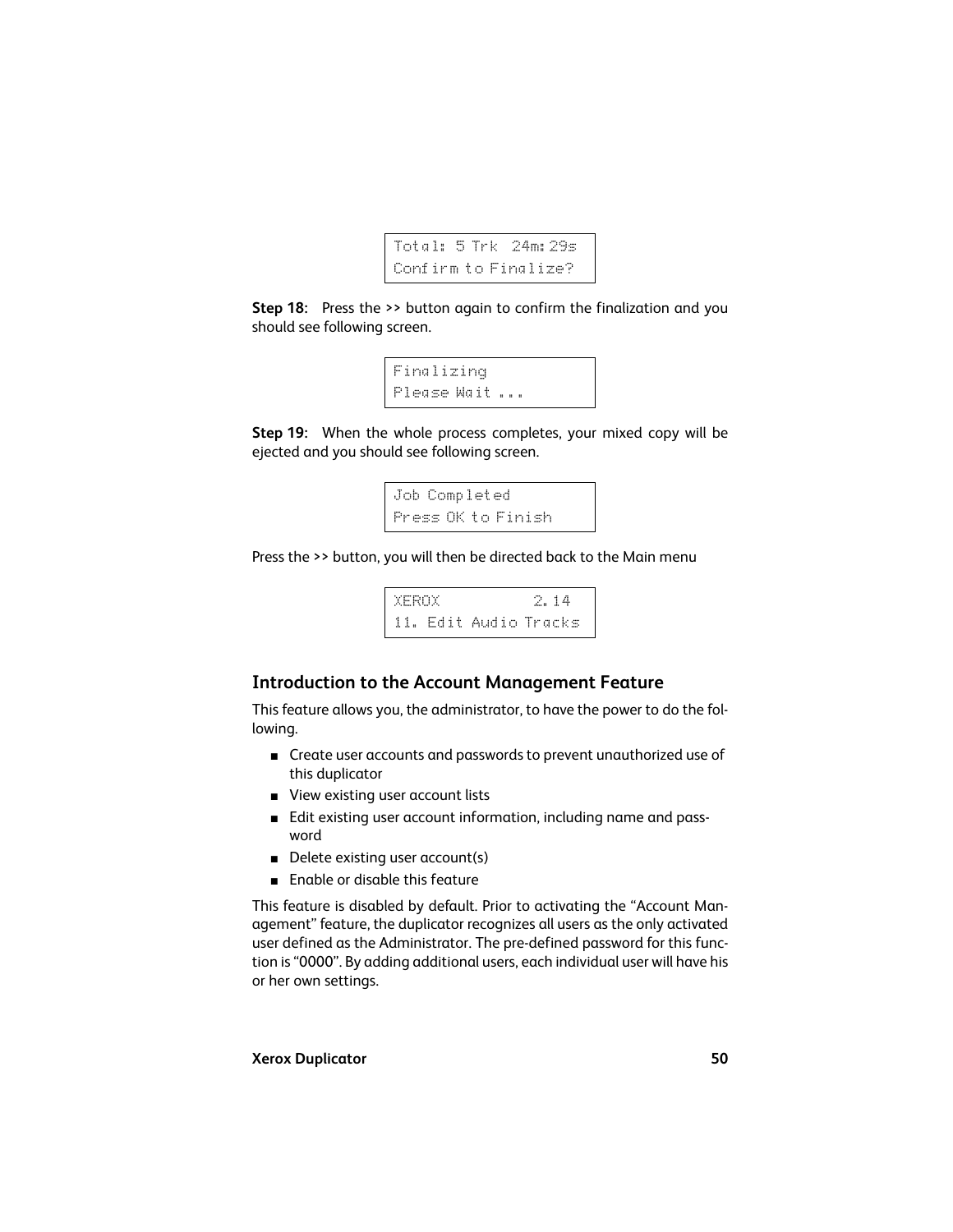```
Total: 5 Trk  24m:29s
Confirm to Finalize?
```

**Step 18**: Press the >> button again to confirm the finalization and you should see following screen.

```
Finalizing
Please Wait ...
```

**Step 19**: When the whole process completes, your mixed copy will be ejected and you should see following screen.

```
Job Completed
Press OK to Finish
```

Press the >> button, you will then be directed back to the Main menu

```
XEROX           2.14
11. Edit Audio Tracks
```

## Introduction to the Account Management Feature

This feature allows you, the administrator, to have the power to do the following.

- Create user accounts and passwords to prevent unauthorized use of this duplicator
- View existing user account lists
- Edit existing user account information, including name and password
- Delete existing user account(s)
- Enable or disable this feature

This feature is disabled by default. Prior to activating the "Account Management" feature, the duplicator recognizes all users as the only activated user defined as the Administrator. The pre-defined password for this function is "0000". By adding additional users, each individual user will have his or her own settings.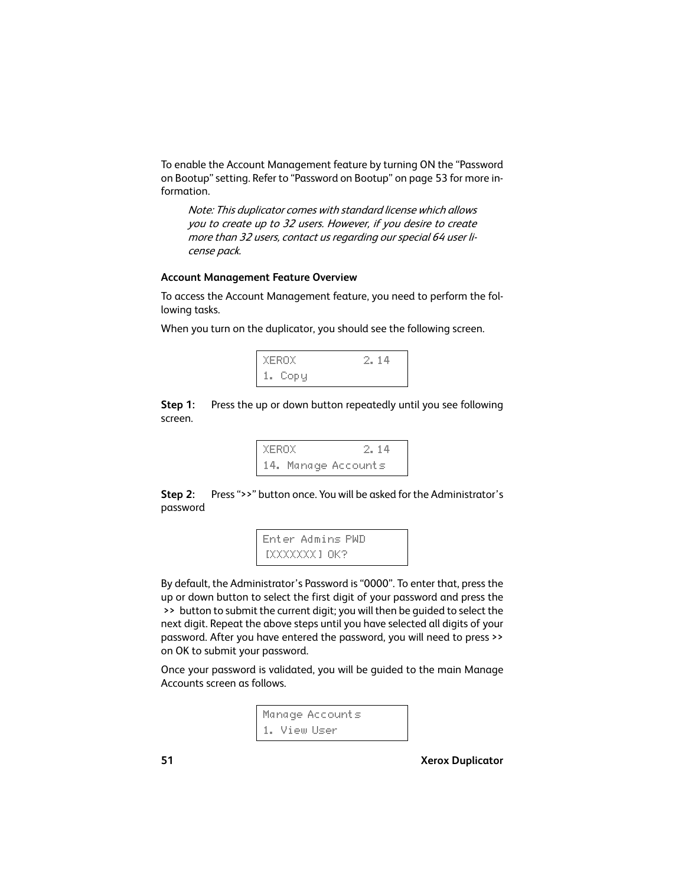To enable the Account Management feature by turning ON the "Password on Bootup" setting. Refer to "Password on Bootup" on page 53 for more information.

> *Note: This duplicator comes with standard license which allows you to create up to 32 users. However, if you desire to create more than 32 users, contact us regarding our special 64 user license pack.*

### Account Management Feature Overview

To access the Account Management feature, you need to perform the following tasks.

When you turn on the duplicator, you should see the following screen.

```
XEROX          2.14
1. Copy
```

**Step 1:** Press the up or down button repeatedly until you see following screen.

```
XEROX          2.14
14. Manage Accounts
```

**Step 2:** Press ">>" button once. You will be asked for the Administrator's password

```
Enter Admins PWD
[XXXXXXX] OK?
```

By default, the Administrator's Password is "0000". To enter that, press the up or down button to select the first digit of your password and press the >> button to submit the current digit; you will then be guided to select the next digit. Repeat the above steps until you have selected all digits of your password. After you have entered the password, you will need to press >> on OK to submit your password.

Once your password is validated, you will be guided to the main Manage Accounts screen as follows.

```
Manage Accounts
1. View User
```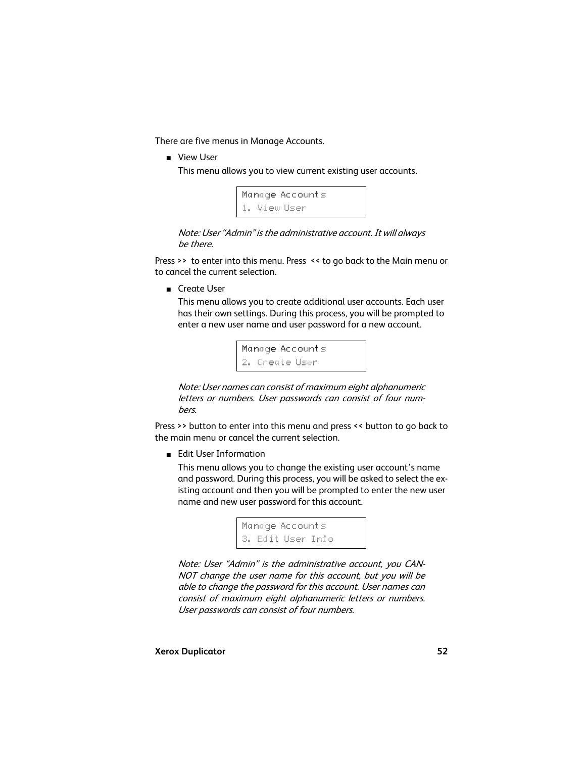There are five menus in Manage Accounts.

- View User

  This menu allows you to view current existing user accounts.

  ```
  Manage Accounts
  1. View User
  ```

  *Note: User "Admin" is the administrative account. It will always be there.*

Press >> to enter into this menu. Press << to go back to the Main menu or to cancel the current selection.

- Create User

  This menu allows you to create additional user accounts. Each user has their own settings. During this process, you will be prompted to enter a new user name and user password for a new account.

  ```
  Manage Accounts
  2. Create User
  ```

  *Note: User names can consist of maximum eight alphanumeric letters or numbers. User passwords can consist of four numbers.*

Press >> button to enter into this menu and press << button to go back to the main menu or cancel the current selection.

- Edit User Information

  This menu allows you to change the existing user account's name and password. During this process, you will be asked to select the existing account and then you will be prompted to enter the new user name and new user password for this account.

  ```
  Manage Accounts
  3. Edit User Info
  ```

  *Note: User "Admin" is the administrative account, you CANNOT change the user name for this account, but you will be able to change the password for this account. User names can consist of maximum eight alphanumeric letters or numbers. User passwords can consist of four numbers.*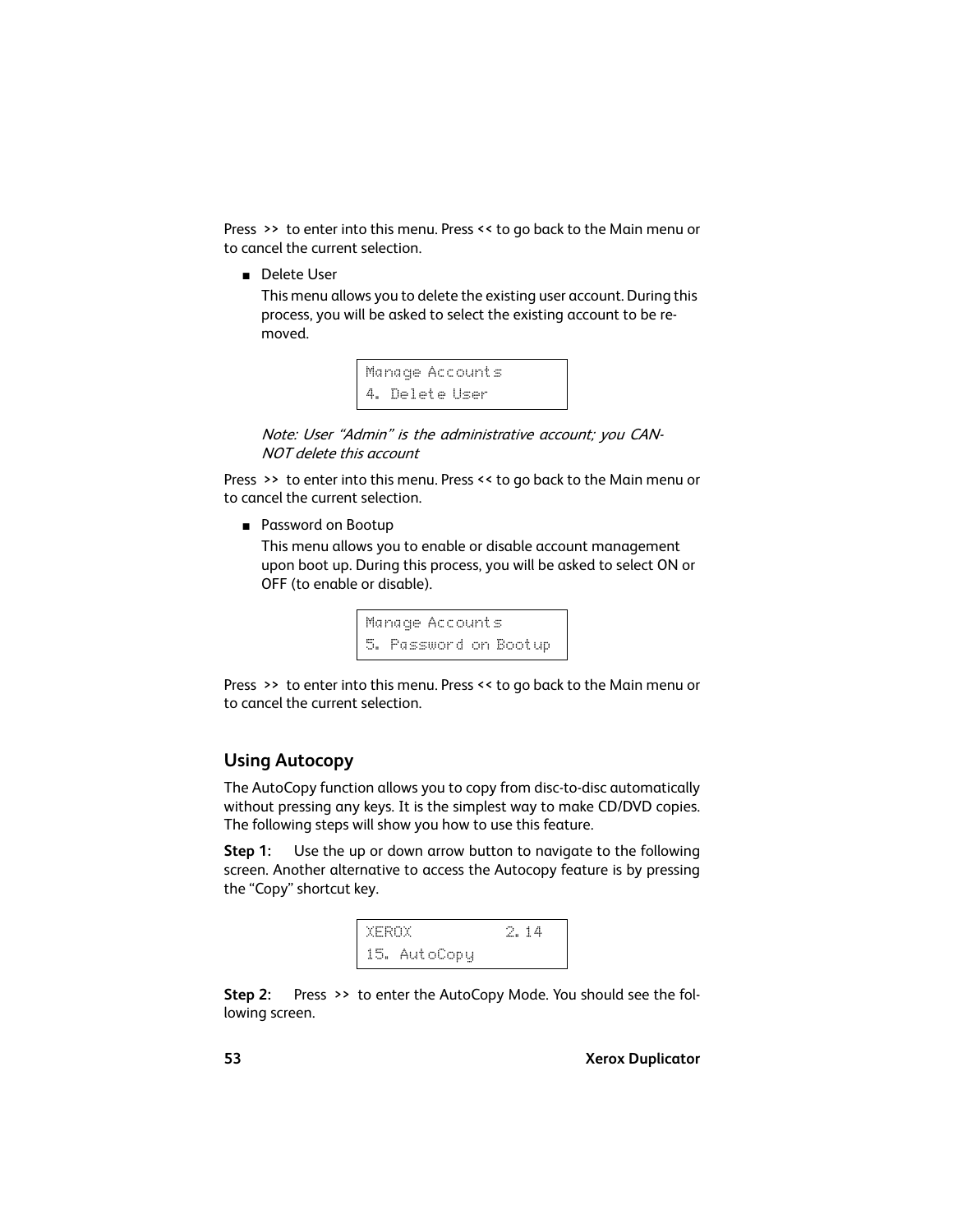Press >> to enter into this menu. Press << to go back to the Main menu or to cancel the current selection.

- Delete User

  This menu allows you to delete the existing user account. During this process, you will be asked to select the existing account to be removed.

```
Manage Accounts
4. Delete User
```

*Note: User "Admin" is the administrative account; you CANNOT delete this account*

Press >> to enter into this menu. Press << to go back to the Main menu or to cancel the current selection.

- Password on Bootup

  This menu allows you to enable or disable account management upon boot up. During this process, you will be asked to select ON or OFF (to enable or disable).

```
Manage Accounts
5. Password on Bootup
```

Press >> to enter into this menu. Press << to go back to the Main menu or to cancel the current selection.

## Using Autocopy

The AutoCopy function allows you to copy from disc-to-disc automatically without pressing any keys. It is the simplest way to make CD/DVD copies. The following steps will show you how to use this feature.

**Step 1:** Use the up or down arrow button to navigate to the following screen. Another alternative to access the Autocopy feature is by pressing the "Copy" shortcut key.

```
XEROX          2.14
15. AutoCopy
```

**Step 2:** Press >> to enter the AutoCopy Mode. You should see the following screen.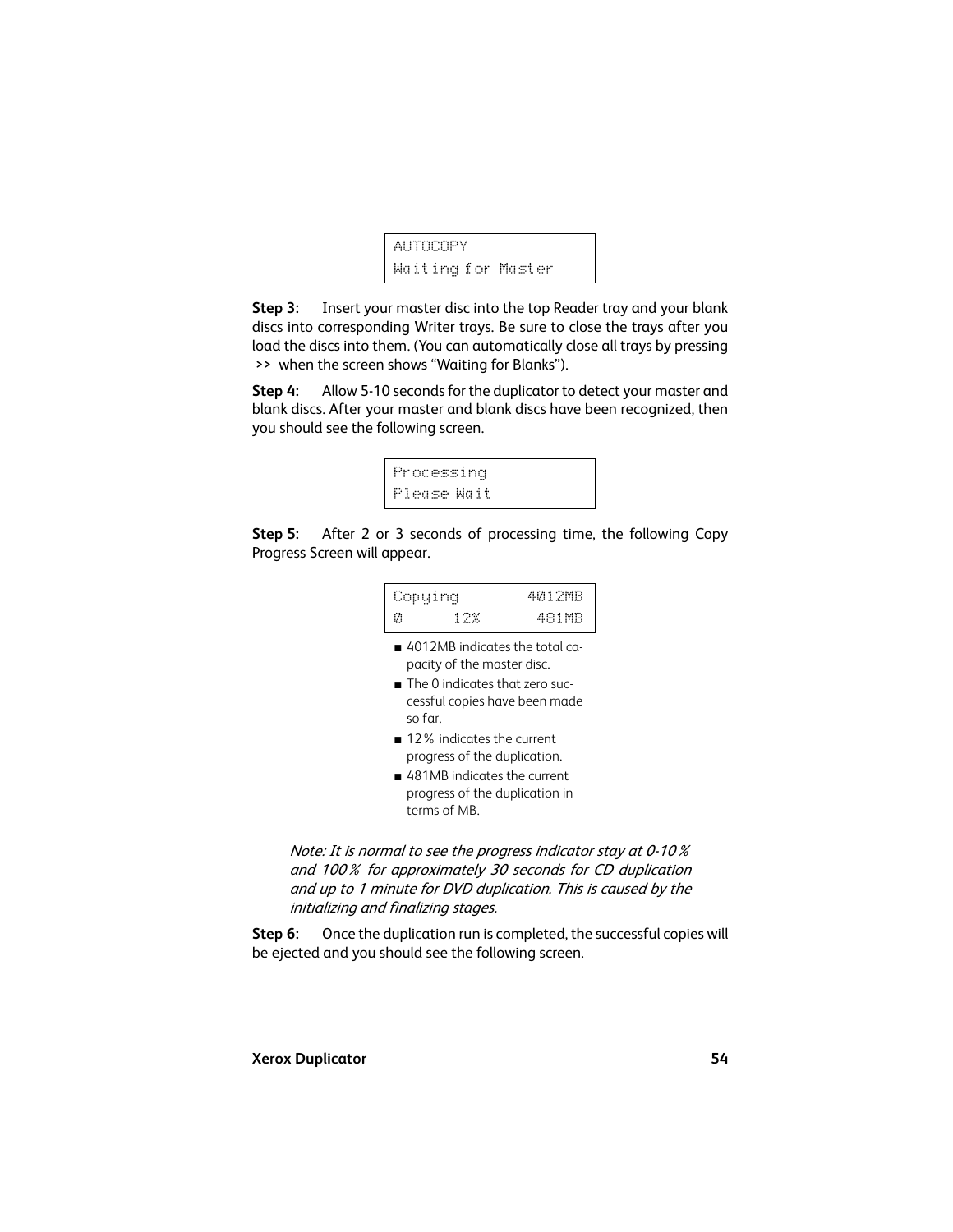```
AUTOCOPY
Waiting for Master
```

**Step 3:** Insert your master disc into the top Reader tray and your blank discs into corresponding Writer trays. Be sure to close the trays after you load the discs into them. (You can automatically close all trays by pressing >> when the screen shows “Waiting for Blanks”).

**Step 4:** Allow 5-10 seconds for the duplicator to detect your master and blank discs. After your master and blank discs have been recognized, then you should see the following screen.

```
Processing
Please Wait
```

**Step 5:** After 2 or 3 seconds of processing time, the following Copy Progress Screen will appear.

```
Copying        4012MB
0      12%      481MB
```

- 4012MB indicates the total capacity of the master disc.
- The 0 indicates that zero successful copies have been made so far.
- 12% indicates the current progress of the duplication.
- 481MB indicates the current progress of the duplication in terms of MB.

*Note: It is normal to see the progress indicator stay at 0-10% and 100% for approximately 30 seconds for CD duplication and up to 1 minute for DVD duplication. This is caused by the initializing and finalizing stages.*

**Step 6:** Once the duplication run is completed, the successful copies will be ejected and you should see the following screen.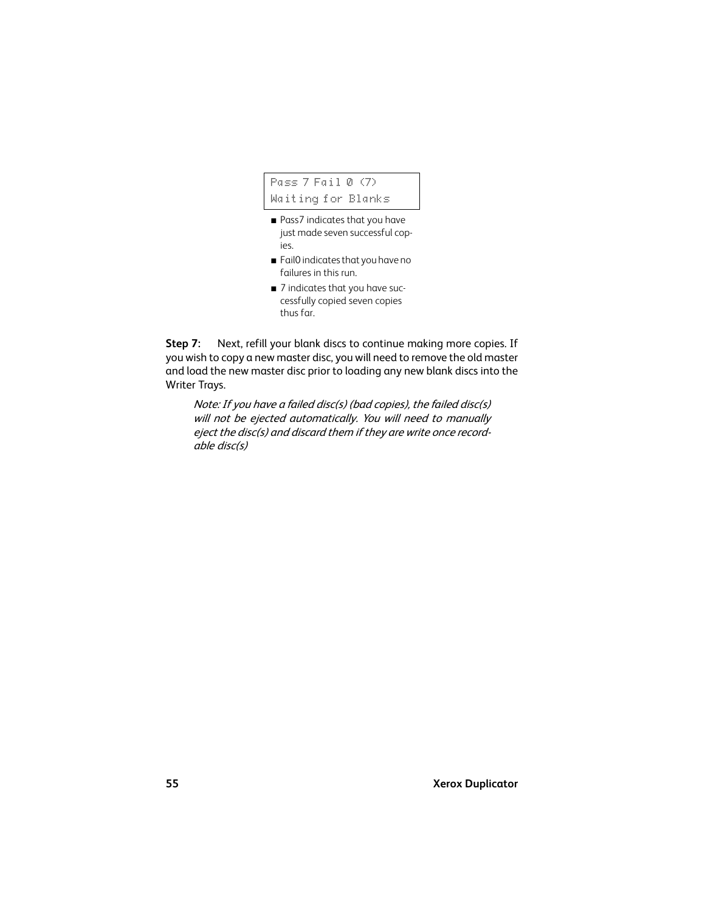```
Pass 7 Fail 0 (7)
Waiting for Blanks
```

- Pass7 indicates that you have just made seven successful copies.
- Fail0 indicates that you have no failures in this run.
- 7 indicates that you have successfully copied seven copies thus far.

**Step 7:** Next, refill your blank discs to continue making more copies. If you wish to copy a new master disc, you will need to remove the old master and load the new master disc prior to loading any new blank discs into the Writer Trays.

> *Note: If you have a failed disc(s) (bad copies), the failed disc(s) will not be ejected automatically. You will need to manually eject the disc(s) and discard them if they are write once recordable disc(s)*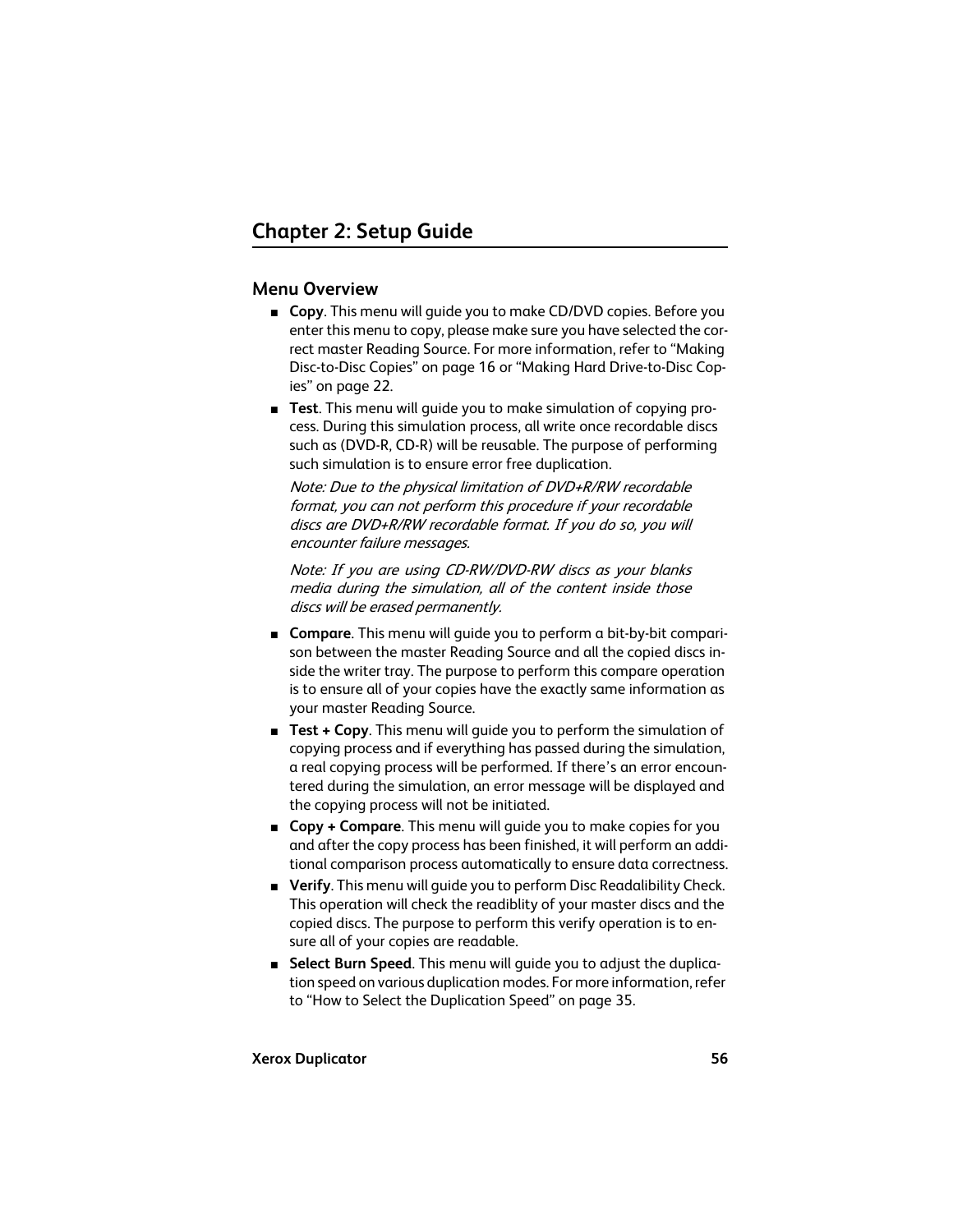## Chapter 2: Setup Guide

### Menu Overview

- **Copy**. This menu will guide you to make CD/DVD copies. Before you enter this menu to copy, please make sure you have selected the correct master Reading Source. For more information, refer to "Making Disc-to-Disc Copies" on page 16 or "Making Hard Drive-to-Disc Copies" on page 22.
- **Test**. This menu will guide you to make simulation of copying process. During this simulation process, all write once recordable discs such as (DVD-R, CD-R) will be reusable. The purpose of performing such simulation is to ensure error free duplication.

  *Note: Due to the physical limitation of DVD+R/RW recordable format, you can not perform this procedure if your recordable discs are DVD+R/RW recordable format. If you do so, you will encounter failure messages.*

  *Note: If you are using CD-RW/DVD-RW discs as your blanks media during the simulation, all of the content inside those discs will be erased permanently.*

- **Compare**. This menu will guide you to perform a bit-by-bit comparison between the master Reading Source and all the copied discs inside the writer tray. The purpose to perform this compare operation is to ensure all of your copies have the exactly same information as your master Reading Source.
- **Test + Copy**. This menu will guide you to perform the simulation of copying process and if everything has passed during the simulation, a real copying process will be performed. If there's an error encountered during the simulation, an error message will be displayed and the copying process will not be initiated.
- **Copy + Compare**. This menu will guide you to make copies for you and after the copy process has been finished, it will perform an additional comparison process automatically to ensure data correctness.
- **Verify**. This menu will guide you to perform Disc Readalibility Check. This operation will check the readiblity of your master discs and the copied discs. The purpose to perform this verify operation is to ensure all of your copies are readable.
- **Select Burn Speed**. This menu will guide you to adjust the duplication speed on various duplication modes. For more information, refer to "How to Select the Duplication Speed" on page 35.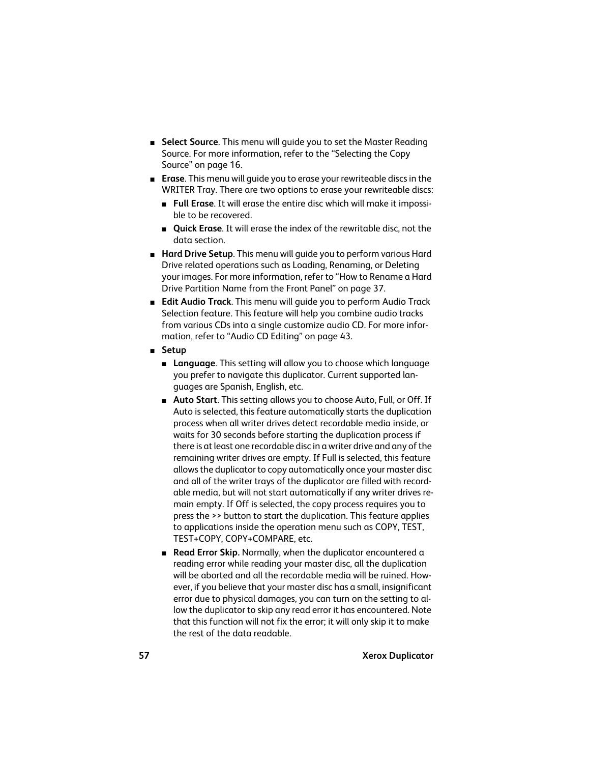- **Select Source**. This menu will guide you to set the Master Reading Source. For more information, refer to the "Selecting the Copy Source" on page 16.
- **Erase**. This menu will guide you to erase your rewriteable discs in the WRITER Tray. There are two options to erase your rewriteable discs:
  - **Full Erase**. It will erase the entire disc which will make it impossible to be recovered.
  - **Quick Erase**. It will erase the index of the rewritable disc, not the data section.
- **Hard Drive Setup**. This menu will guide you to perform various Hard Drive related operations such as Loading, Renaming, or Deleting your images. For more information, refer to "How to Rename a Hard Drive Partition Name from the Front Panel" on page 37.
- **Edit Audio Track**. This menu will guide you to perform Audio Track Selection feature. This feature will help you combine audio tracks from various CDs into a single customize audio CD. For more information, refer to "Audio CD Editing" on page 43.
- **Setup**
  - **Language**. This setting will allow you to choose which language you prefer to navigate this duplicator. Current supported languages are Spanish, English, etc.
  - **Auto Start**. This setting allows you to choose Auto, Full, or Off. If Auto is selected, this feature automatically starts the duplication process when all writer drives detect recordable media inside, or waits for 30 seconds before starting the duplication process if there is at least one recordable disc in a writer drive and any of the remaining writer drives are empty. If Full is selected, this feature allows the duplicator to copy automatically once your master disc and all of the writer trays of the duplicator are filled with recordable media, but will not start automatically if any writer drives remain empty. If Off is selected, the copy process requires you to press the >> button to start the duplication. This feature applies to applications inside the operation menu such as COPY, TEST, TEST+COPY, COPY+COMPARE, etc.
  - **Read Error Skip.** Normally, when the duplicator encountered a reading error while reading your master disc, all the duplication will be aborted and all the recordable media will be ruined. However, if you believe that your master disc has a small, insignificant error due to physical damages, you can turn on the setting to allow the duplicator to skip any read error it has encountered. Note that this function will not fix the error; it will only skip it to make the rest of the data readable.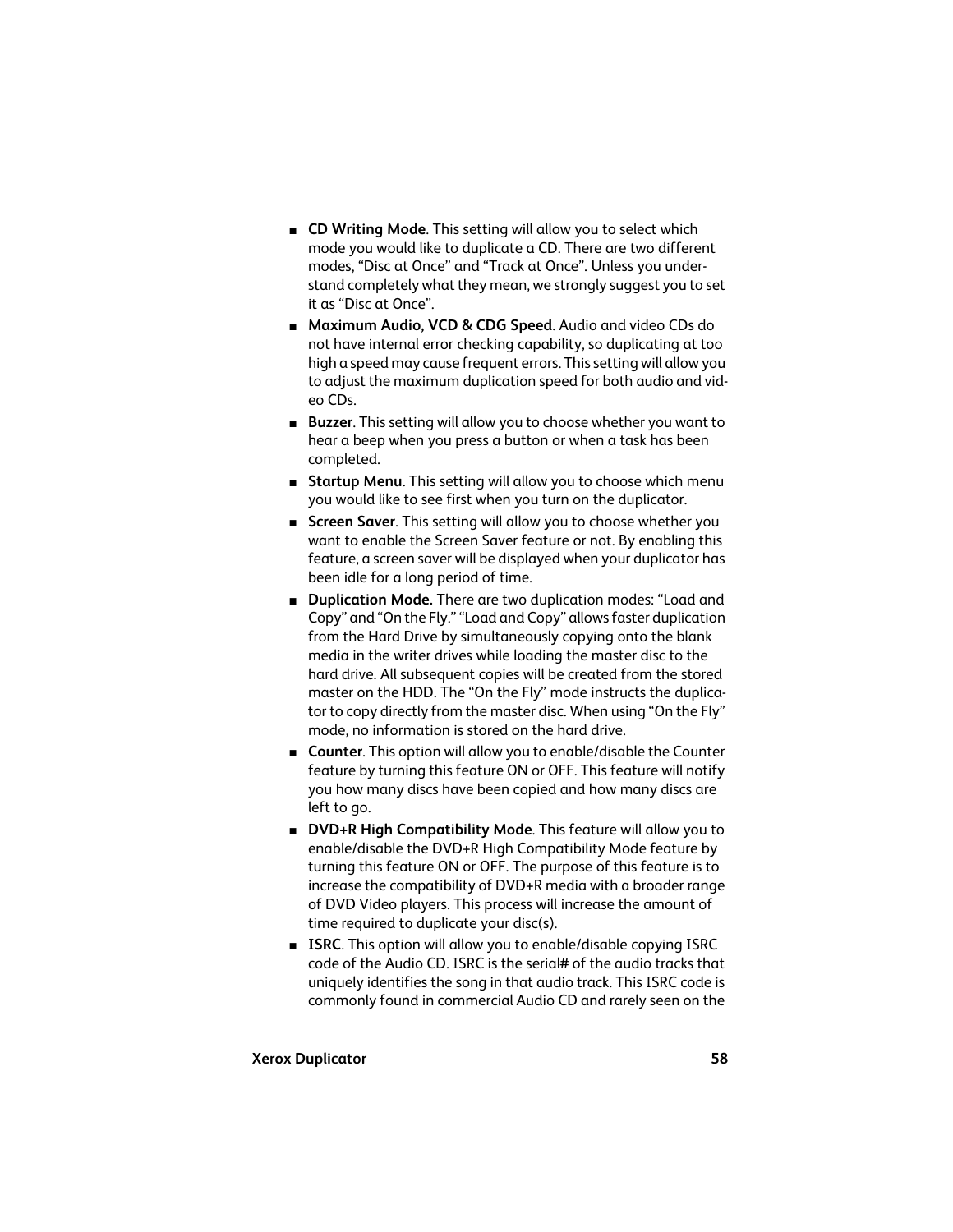- **CD Writing Mode**. This setting will allow you to select which mode you would like to duplicate a CD. There are two different modes, “Disc at Once” and “Track at Once”. Unless you understand completely what they mean, we strongly suggest you to set it as “Disc at Once”.
- **Maximum Audio, VCD & CDG Speed**. Audio and video CDs do not have internal error checking capability, so duplicating at too high a speed may cause frequent errors. This setting will allow you to adjust the maximum duplication speed for both audio and video CDs.
- **Buzzer**. This setting will allow you to choose whether you want to hear a beep when you press a button or when a task has been completed.
- **Startup Menu**. This setting will allow you to choose which menu you would like to see first when you turn on the duplicator.
- **Screen Saver**. This setting will allow you to choose whether you want to enable the Screen Saver feature or not. By enabling this feature, a screen saver will be displayed when your duplicator has been idle for a long period of time.
- **Duplication Mode.** There are two duplication modes: “Load and Copy” and “On the Fly.” “Load and Copy” allows faster duplication from the Hard Drive by simultaneously copying onto the blank media in the writer drives while loading the master disc to the hard drive. All subsequent copies will be created from the stored master on the HDD. The “On the Fly” mode instructs the duplicator to copy directly from the master disc. When using “On the Fly” mode, no information is stored on the hard drive.
- **Counter**. This option will allow you to enable/disable the Counter feature by turning this feature ON or OFF. This feature will notify you how many discs have been copied and how many discs are left to go.
- **DVD+R High Compatibility Mode**. This feature will allow you to enable/disable the DVD+R High Compatibility Mode feature by turning this feature ON or OFF. The purpose of this feature is to increase the compatibility of DVD+R media with a broader range of DVD Video players. This process will increase the amount of time required to duplicate your disc(s).
- **ISRC**. This option will allow you to enable/disable copying ISRC code of the Audio CD. ISRC is the serial# of the audio tracks that uniquely identifies the song in that audio track. This ISRC code is commonly found in commercial Audio CD and rarely seen on the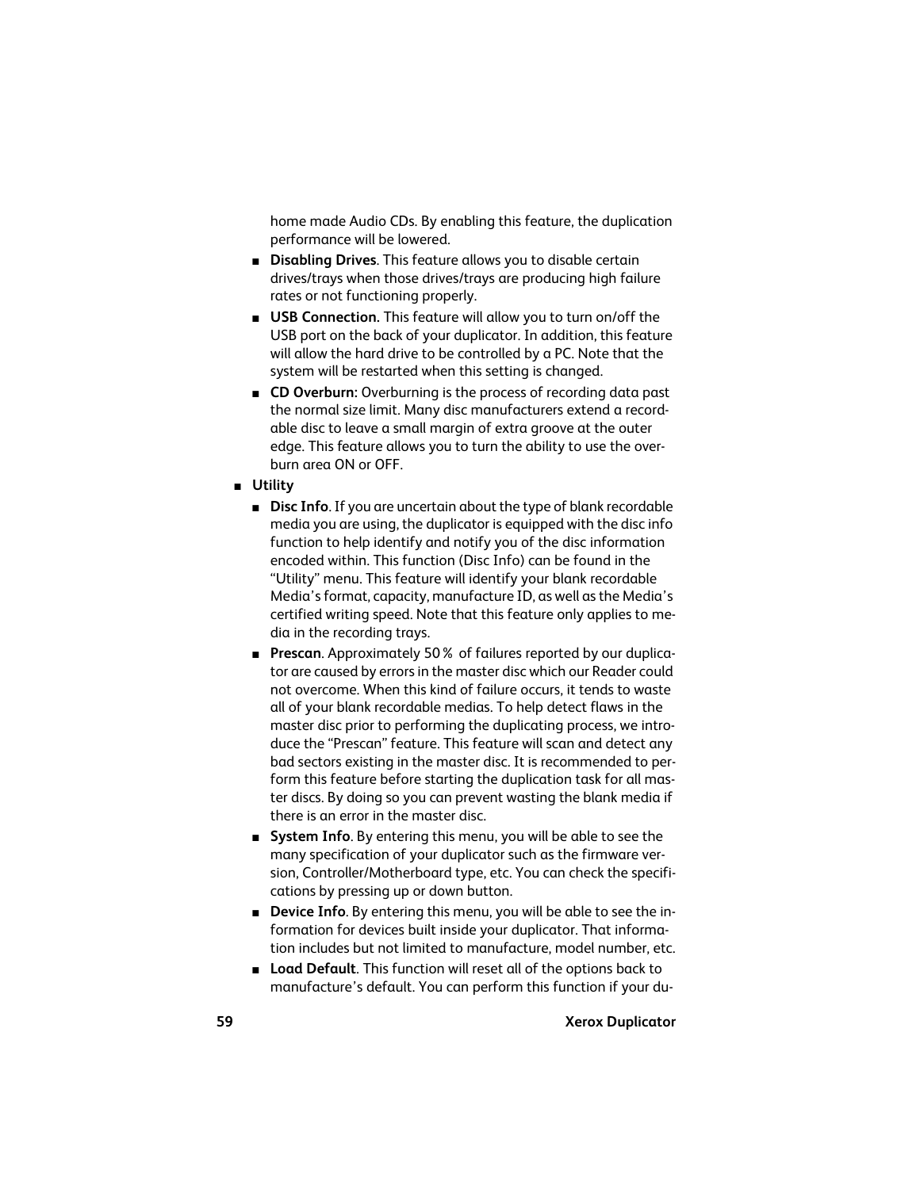home made Audio CDs. By enabling this feature, the duplication performance will be lowered.

- **Disabling Drives**. This feature allows you to disable certain drives/trays when those drives/trays are producing high failure rates or not functioning properly.
- **USB Connection.** This feature will allow you to turn on/off the USB port on the back of your duplicator. In addition, this feature will allow the hard drive to be controlled by a PC. Note that the system will be restarted when this setting is changed.
- **CD Overburn:** Overburning is the process of recording data past the normal size limit. Many disc manufacturers extend a recordable disc to leave a small margin of extra groove at the outer edge. This feature allows you to turn the ability to use the overburn area ON or OFF.

- **Utility**
  - **Disc Info**. If you are uncertain about the type of blank recordable media you are using, the duplicator is equipped with the disc info function to help identify and notify you of the disc information encoded within. This function (Disc Info) can be found in the "Utility" menu. This feature will identify your blank recordable Media's format, capacity, manufacture ID, as well as the Media's certified writing speed. Note that this feature only applies to media in the recording trays.
  - **Prescan**. Approximately 50 % of failures reported by our duplicator are caused by errors in the master disc which our Reader could not overcome. When this kind of failure occurs, it tends to waste all of your blank recordable medias. To help detect flaws in the master disc prior to performing the duplicating process, we introduce the "Prescan" feature. This feature will scan and detect any bad sectors existing in the master disc. It is recommended to perform this feature before starting the duplication task for all master discs. By doing so you can prevent wasting the blank media if there is an error in the master disc.
  - **System Info**. By entering this menu, you will be able to see the many specification of your duplicator such as the firmware version, Controller/Motherboard type, etc. You can check the specifications by pressing up or down button.
  - **Device Info**. By entering this menu, you will be able to see the information for devices built inside your duplicator. That information includes but not limited to manufacture, model number, etc.
  - **Load Default**. This function will reset all of the options back to manufacture's default. You can perform this function if your du-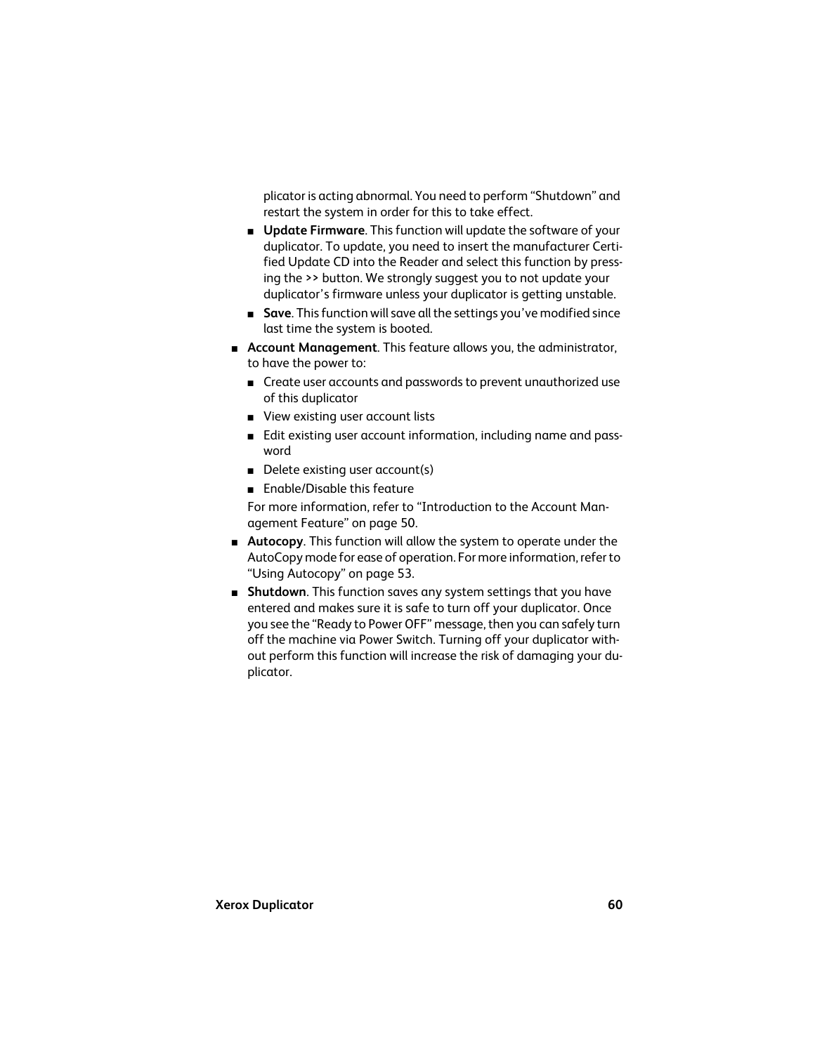plicator is acting abnormal. You need to perform "Shutdown" and restart the system in order for this to take effect.

  - **Update Firmware**. This function will update the software of your duplicator. To update, you need to insert the manufacturer Certified Update CD into the Reader and select this function by pressing the >> button. We strongly suggest you to not update your duplicator's firmware unless your duplicator is getting unstable.
  - **Save**. This function will save all the settings you've modified since last time the system is booted.

- **Account Management**. This feature allows you, the administrator, to have the power to:
  - Create user accounts and passwords to prevent unauthorized use of this duplicator
  - View existing user account lists
  - Edit existing user account information, including name and password
  - Delete existing user account(s)
  - Enable/Disable this feature

  For more information, refer to "Introduction to the Account Management Feature" on page 50.

- **Autocopy**. This function will allow the system to operate under the AutoCopy mode for ease of operation. For more information, refer to "Using Autocopy" on page 53.
- **Shutdown**. This function saves any system settings that you have entered and makes sure it is safe to turn off your duplicator. Once you see the "Ready to Power OFF" message, then you can safely turn off the machine via Power Switch. Turning off your duplicator without perform this function will increase the risk of damaging your duplicator.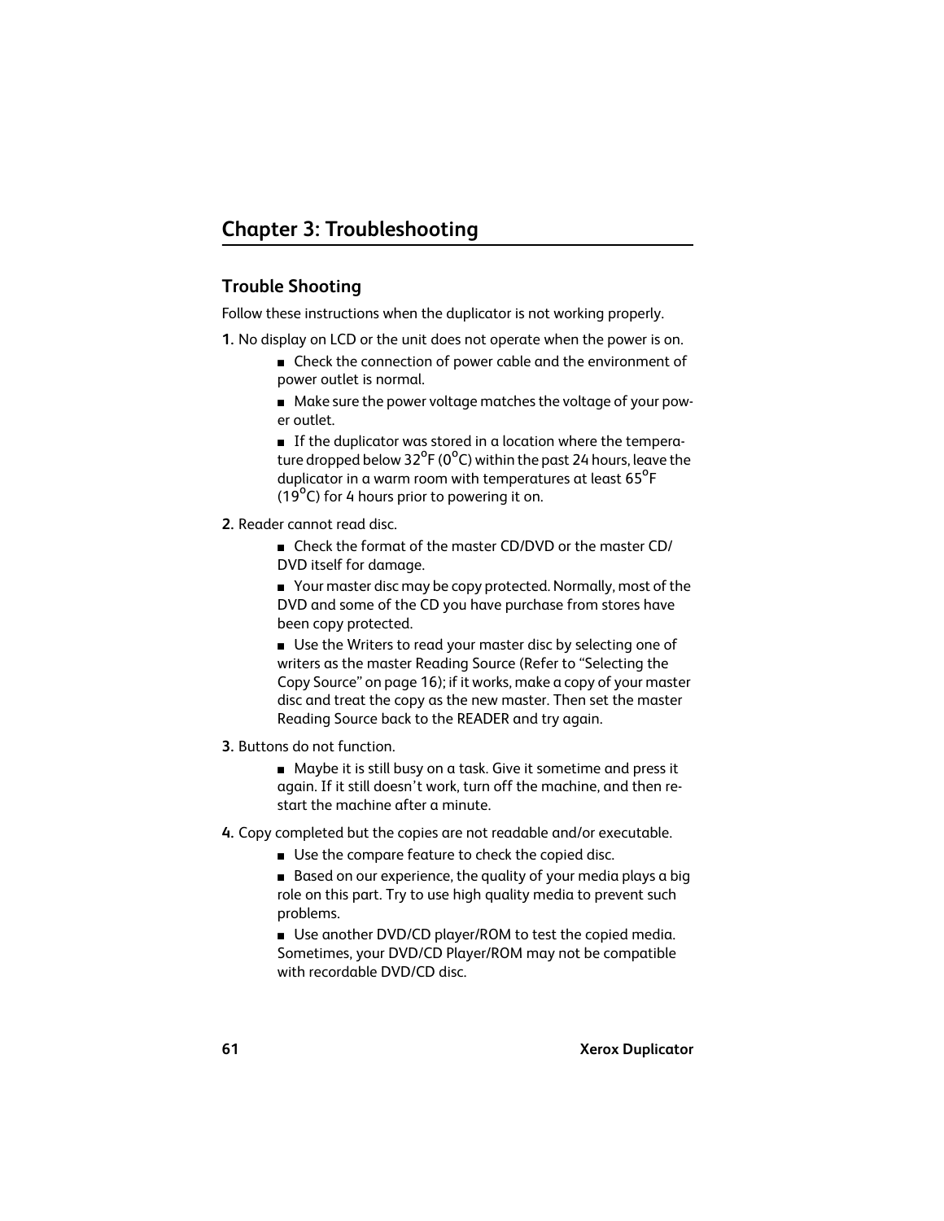# Chapter 3: Troubleshooting

## Trouble Shooting

Follow these instructions when the duplicator is not working properly.

**1.** No display on LCD or the unit does not operate when the power is on.

- Check the connection of power cable and the environment of power outlet is normal.
- Make sure the power voltage matches the voltage of your power outlet.
- If the duplicator was stored in a location where the temperature dropped below 32°F (0°C) within the past 24 hours, leave the duplicator in a warm room with temperatures at least 65°F (19°C) for 4 hours prior to powering it on.

**2.** Reader cannot read disc.

- Check the format of the master CD/DVD or the master CD/DVD itself for damage.
- Your master disc may be copy protected. Normally, most of the DVD and some of the CD you have purchase from stores have been copy protected.
- Use the Writers to read your master disc by selecting one of writers as the master Reading Source (Refer to "Selecting the Copy Source" on page 16); if it works, make a copy of your master disc and treat the copy as the new master. Then set the master Reading Source back to the READER and try again.

**3.** Buttons do not function.

- Maybe it is still busy on a task. Give it sometime and press it again. If it still doesn't work, turn off the machine, and then restart the machine after a minute.

**4.** Copy completed but the copies are not readable and/or executable.

- Use the compare feature to check the copied disc.
- Based on our experience, the quality of your media plays a big role on this part. Try to use high quality media to prevent such problems.
- Use another DVD/CD player/ROM to test the copied media. Sometimes, your DVD/CD Player/ROM may not be compatible with recordable DVD/CD disc.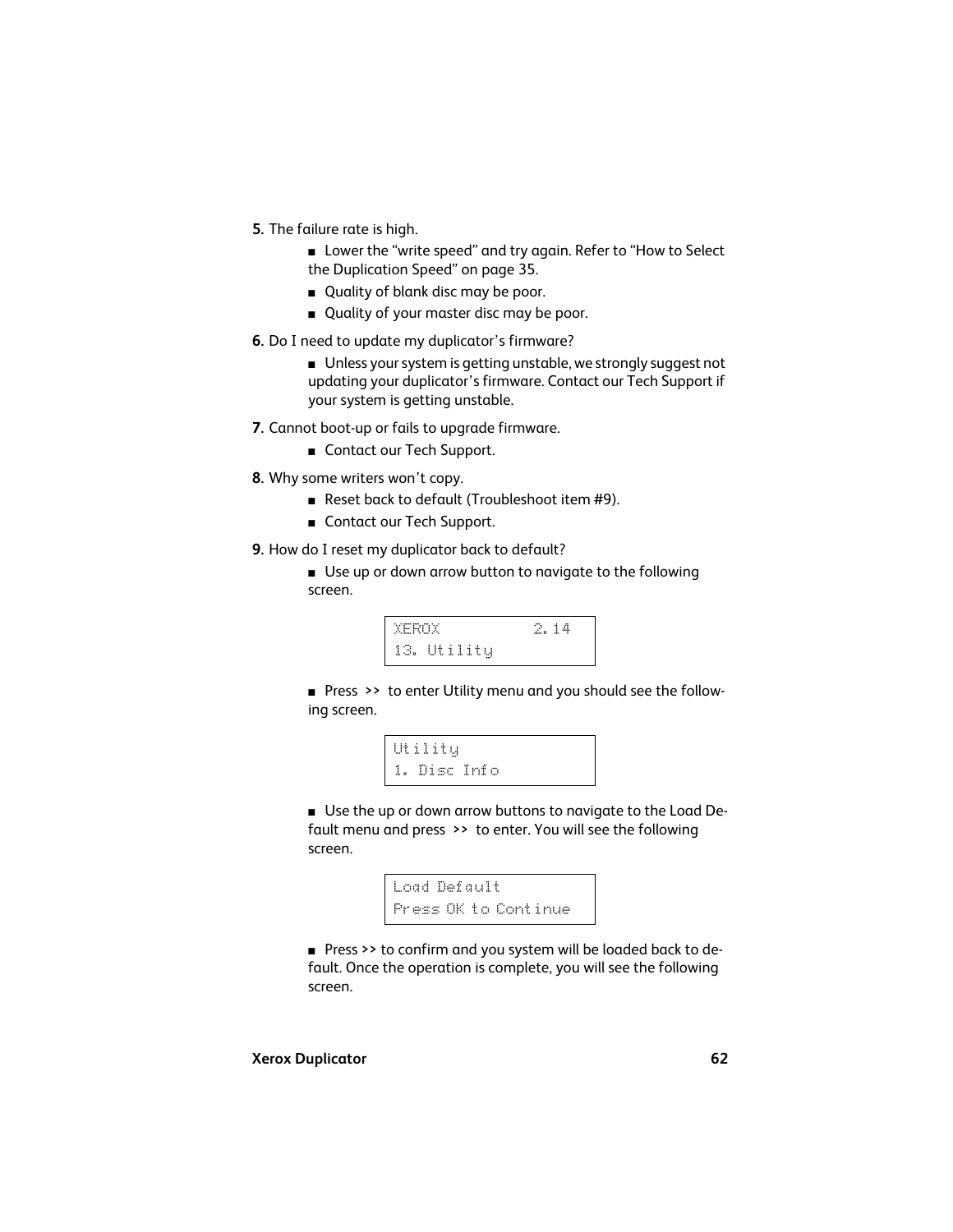5. The failure rate is high.

    - Lower the "write speed" and try again. Refer to "How to Select the Duplication Speed" on page 35.
    - Quality of blank disc may be poor.
    - Quality of your master disc may be poor.

6. Do I need to update my duplicator's firmware?

    - Unless your system is getting unstable, we strongly suggest not updating your duplicator's firmware. Contact our Tech Support if your system is getting unstable.

7. Cannot boot-up or fails to upgrade firmware.

    - Contact our Tech Support.

8. Why some writers won't copy.

    - Reset back to default (Troubleshoot item #9).
    - Contact our Tech Support.

9. How do I reset my duplicator back to default?

    - Use up or down arrow button to navigate to the following screen.

    ```
    XEROX          2.14
    13. Utility
    ```

    - Press >> to enter Utility menu and you should see the following screen.

    ```
    Utility
    1. Disc Info
    ```

    - Use the up or down arrow buttons to navigate to the Load Default menu and press >> to enter. You will see the following screen.

    ```
    Load Default
    Press OK to Continue
    ```

    - Press >> to confirm and you system will be loaded back to default. Once the operation is complete, you will see the following screen.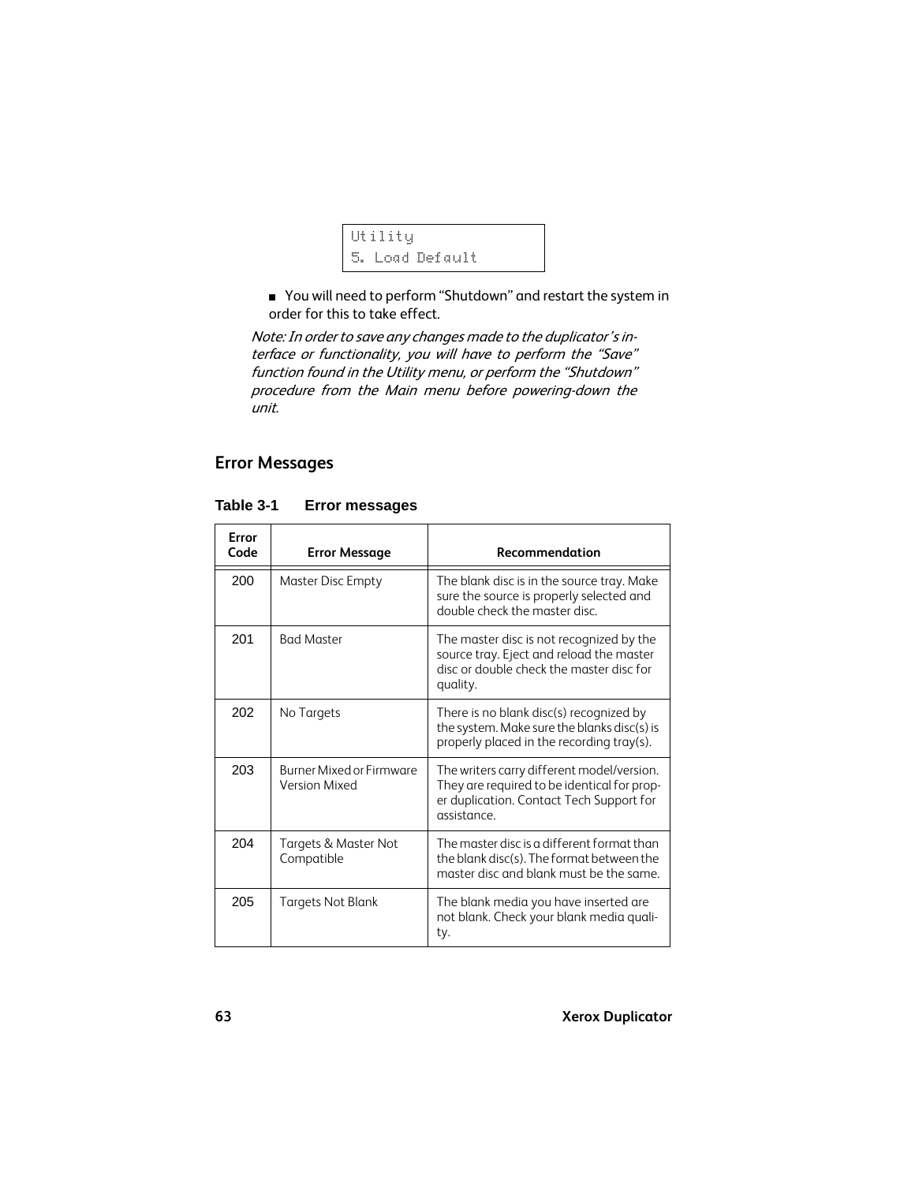```
Utility
5. Load Default
```

- You will need to perform “Shutdown” and restart the system in order for this to take effect.

*Note: In order to save any changes made to the duplicator’s interface or functionality, you will have to perform the “Save” function found in the Utility menu, or perform the “Shutdown” procedure from the Main menu before powering-down the unit.*

## Error Messages

**Table 3-1 Error messages**

| Error Code | Error Message | Recommendation |
|---|---|---|
| 200 | Master Disc Empty | The blank disc is in the source tray. Make sure the source is properly selected and double check the master disc. |
| 201 | Bad Master | The master disc is not recognized by the source tray. Eject and reload the master disc or double check the master disc for quality. |
| 202 | No Targets | There is no blank disc(s) recognized by the system. Make sure the blanks disc(s) is properly placed in the recording tray(s). |
| 203 | Burner Mixed or Firmware Version Mixed | The writers carry different model/version. They are required to be identical for proper duplication. Contact Tech Support for assistance. |
| 204 | Targets & Master Not Compatible | The master disc is a different format than the blank disc(s). The format between the master disc and blank must be the same. |
| 205 | Targets Not Blank | The blank media you have inserted are not blank. Check your blank media quality. |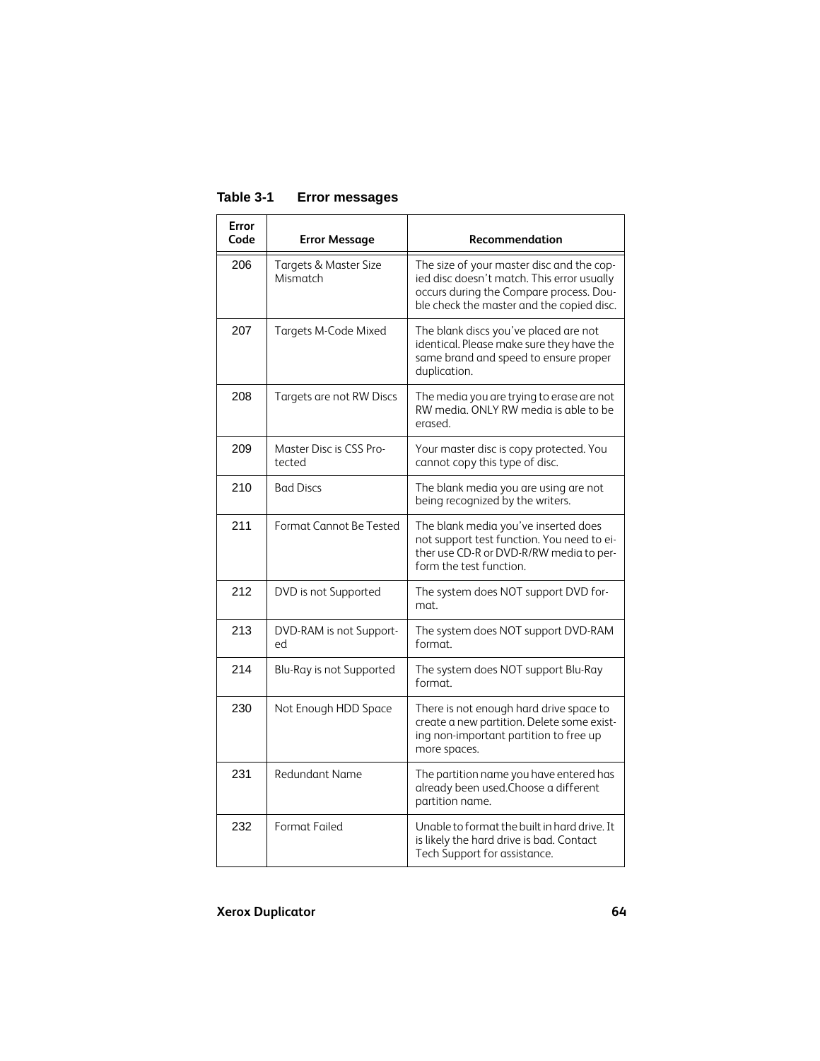**Table 3-1 Error messages**

| Error Code | Error Message | Recommendation |
|---|---|---|
| 206 | Targets & Master Size Mismatch | The size of your master disc and the copied disc doesn't match. This error usually occurs during the Compare process. Double check the master and the copied disc. |
| 207 | Targets M-Code Mixed | The blank discs you've placed are not identical. Please make sure they have the same brand and speed to ensure proper duplication. |
| 208 | Targets are not RW Discs | The media you are trying to erase are not RW media. ONLY RW media is able to be erased. |
| 209 | Master Disc is CSS Protected | Your master disc is copy protected. You cannot copy this type of disc. |
| 210 | Bad Discs | The blank media you are using are not being recognized by the writers. |
| 211 | Format Cannot Be Tested | The blank media you've inserted does not support test function. You need to either use CD-R or DVD-R/RW media to perform the test function. |
| 212 | DVD is not Supported | The system does NOT support DVD format. |
| 213 | DVD-RAM is not Supported | The system does NOT support DVD-RAM format. |
| 214 | Blu-Ray is not Supported | The system does NOT support Blu-Ray format. |
| 230 | Not Enough HDD Space | There is not enough hard drive space to create a new partition. Delete some existing non-important partition to free up more spaces. |
| 231 | Redundant Name | The partition name you have entered has already been used.Choose a different partition name. |
| 232 | Format Failed | Unable to format the built in hard drive. It is likely the hard drive is bad. Contact Tech Support for assistance. |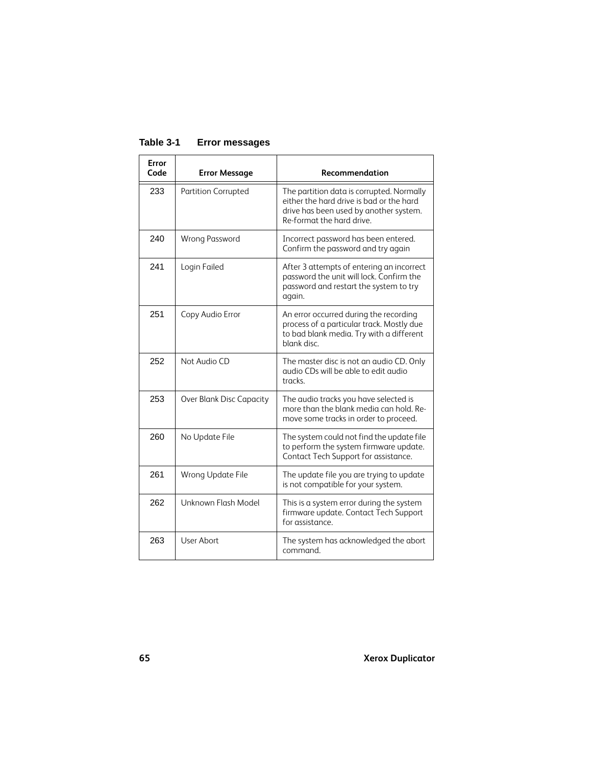**Table 3-1 Error messages**

| Error Code | Error Message | Recommendation |
|---|---|---|
| 233 | Partition Corrupted | The partition data is corrupted. Normally either the hard drive is bad or the hard drive has been used by another system. Re-format the hard drive. |
| 240 | Wrong Password | Incorrect password has been entered. Confirm the password and try again |
| 241 | Login Failed | After 3 attempts of entering an incorrect password the unit will lock. Confirm the password and restart the system to try again. |
| 251 | Copy Audio Error | An error occurred during the recording process of a particular track. Mostly due to bad blank media. Try with a different blank disc. |
| 252 | Not Audio CD | The master disc is not an audio CD. Only audio CDs will be able to edit audio tracks. |
| 253 | Over Blank Disc Capacity | The audio tracks you have selected is more than the blank media can hold. Remove some tracks in order to proceed. |
| 260 | No Update File | The system could not find the update file to perform the system firmware update. Contact Tech Support for assistance. |
| 261 | Wrong Update File | The update file you are trying to update is not compatible for your system. |
| 262 | Unknown Flash Model | This is a system error during the system firmware update. Contact Tech Support for assistance. |
| 263 | User Abort | The system has acknowledged the abort command. |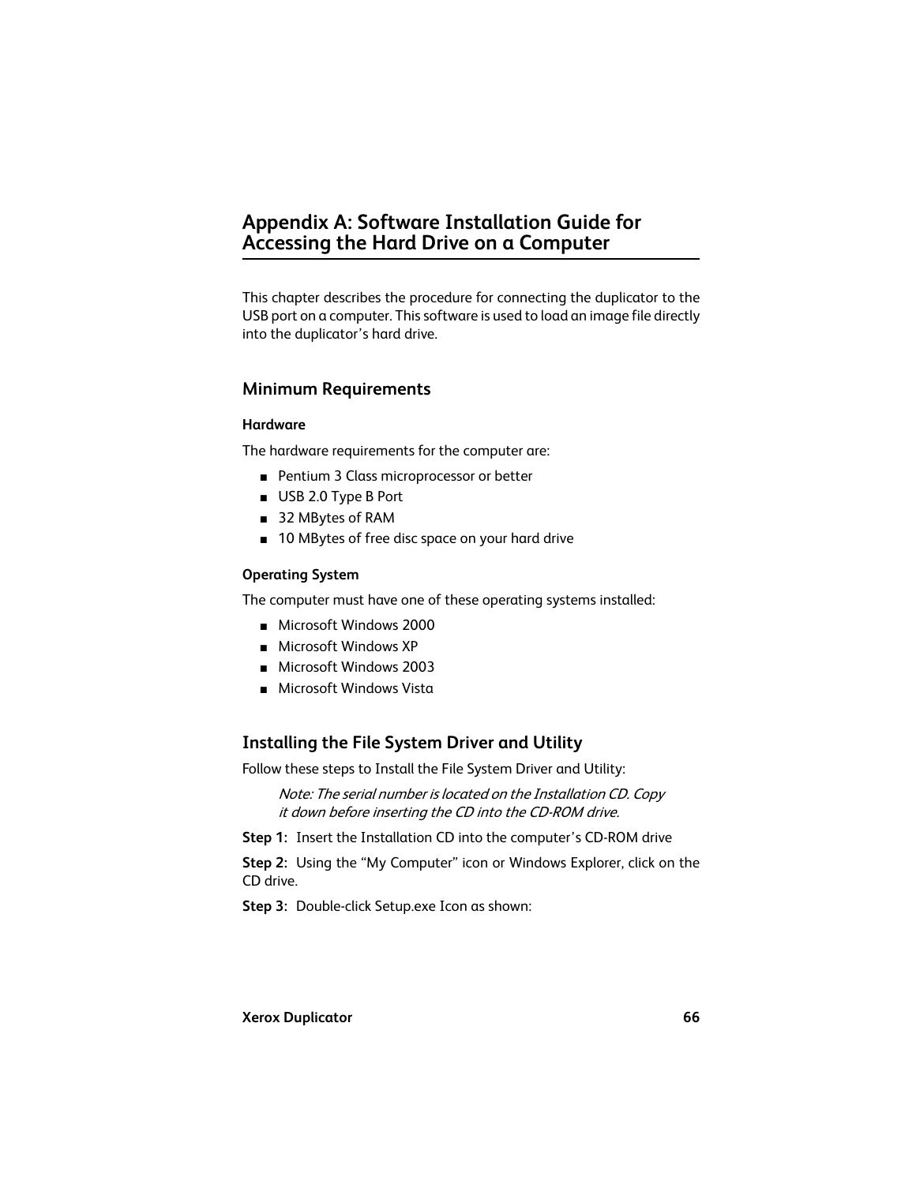# Appendix A: Software Installation Guide for Accessing the Hard Drive on a Computer

This chapter describes the procedure for connecting the duplicator to the USB port on a computer. This software is used to load an image file directly into the duplicator's hard drive.

## Minimum Requirements

### Hardware

The hardware requirements for the computer are:

- Pentium 3 Class microprocessor or better
- USB 2.0 Type B Port
- 32 MBytes of RAM
- 10 MBytes of free disc space on your hard drive

### Operating System

The computer must have one of these operating systems installed:

- Microsoft Windows 2000
- Microsoft Windows XP
- Microsoft Windows 2003
- Microsoft Windows Vista

## Installing the File System Driver and Utility

Follow these steps to Install the File System Driver and Utility:

> *Note: The serial number is located on the Installation CD. Copy it down before inserting the CD into the CD-ROM drive.*

**Step 1:** Insert the Installation CD into the computer's CD-ROM drive

**Step 2:** Using the "My Computer" icon or Windows Explorer, click on the CD drive.

**Step 3:** Double-click Setup.exe Icon as shown: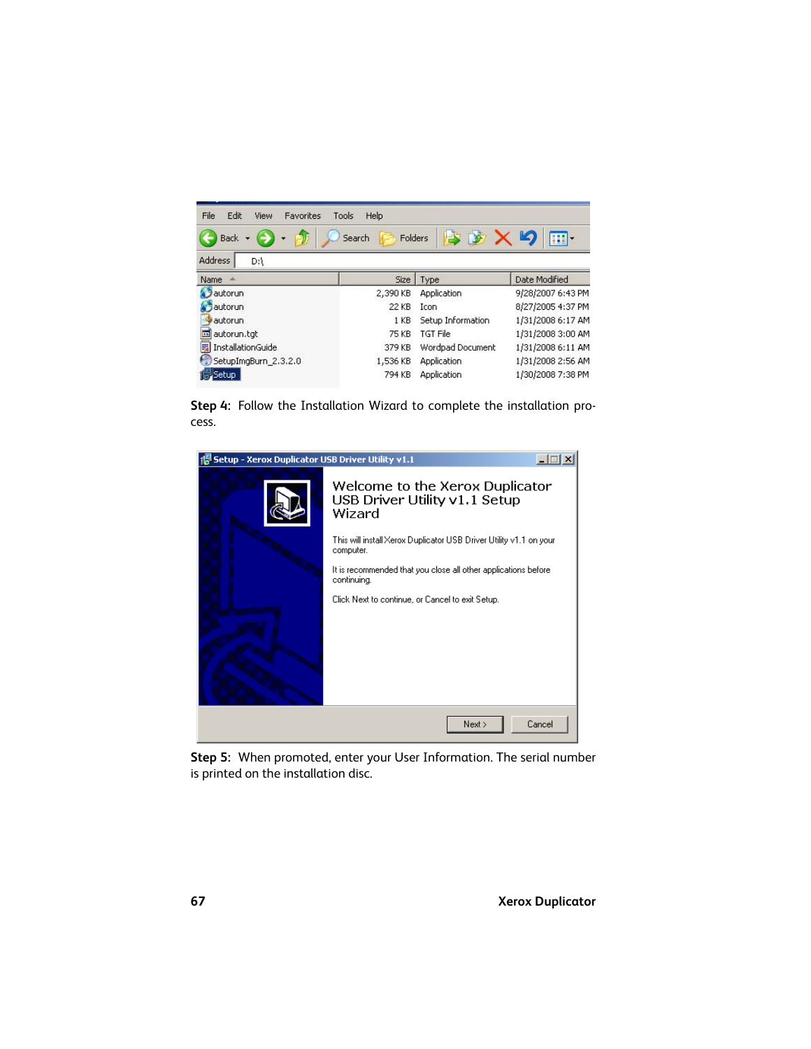**Step 4**: Follow the Installation Wizard to complete the installation process.

**Step 5**: When promoted, enter your User Information. The serial number is printed on the installation disc.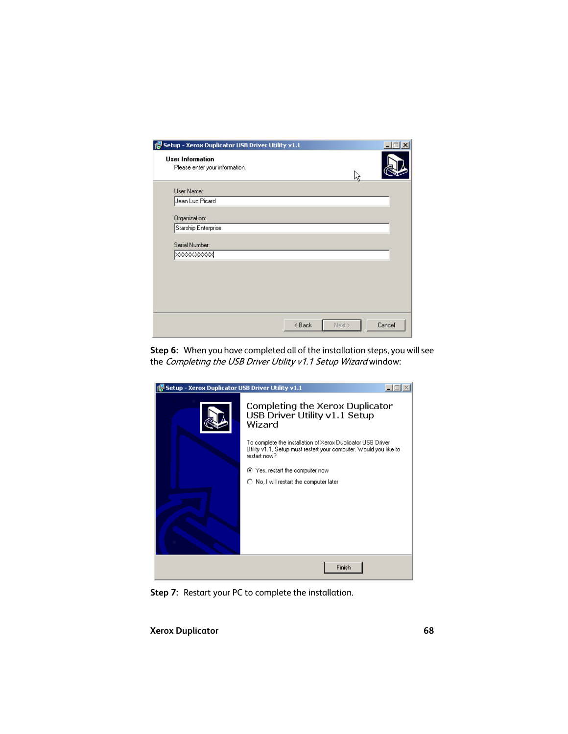**Step 6:** When you have completed all of the installation steps, you will see the *Completing the USB Driver Utility v1.1 Setup Wizard* window:

**Step 7:** Restart your PC to complete the installation.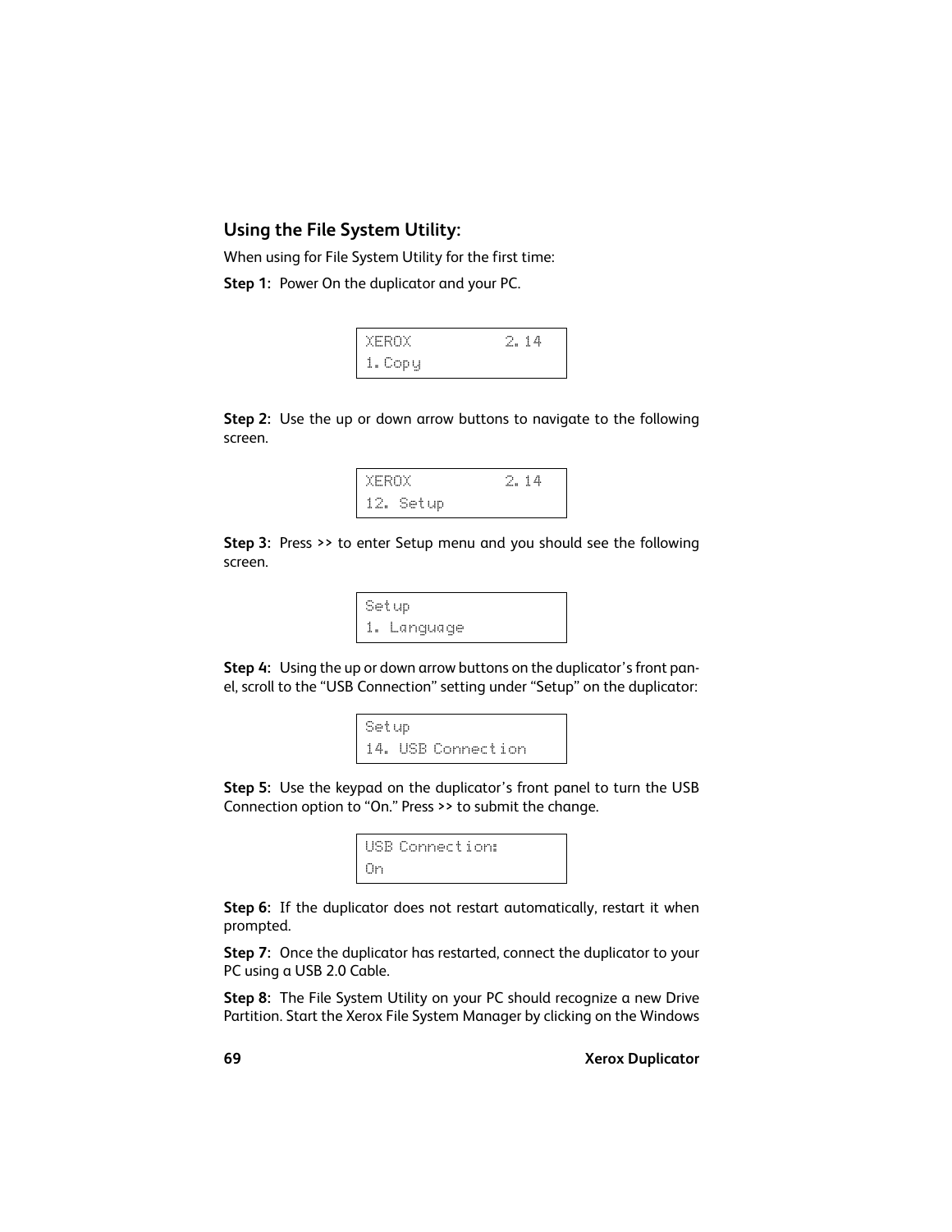## Using the File System Utility:

When using for File System Utility for the first time:

**Step 1:** Power On the duplicator and your PC.

```
XEROX          2.14
1.Copy
```

**Step 2:** Use the up or down arrow buttons to navigate to the following screen.

```
XEROX          2.14
12. Setup
```

**Step 3:** Press >> to enter Setup menu and you should see the following screen.

```
Setup
1. Language
```

**Step 4:** Using the up or down arrow buttons on the duplicator's front panel, scroll to the "USB Connection" setting under "Setup" on the duplicator:

```
Setup
14. USB Connection
```

**Step 5:** Use the keypad on the duplicator's front panel to turn the USB Connection option to "On." Press >> to submit the change.

```
USB Connection:
On
```

**Step 6:** If the duplicator does not restart automatically, restart it when prompted.

**Step 7:** Once the duplicator has restarted, connect the duplicator to your PC using a USB 2.0 Cable.

**Step 8:** The File System Utility on your PC should recognize a new Drive Partition. Start the Xerox File System Manager by clicking on the Windows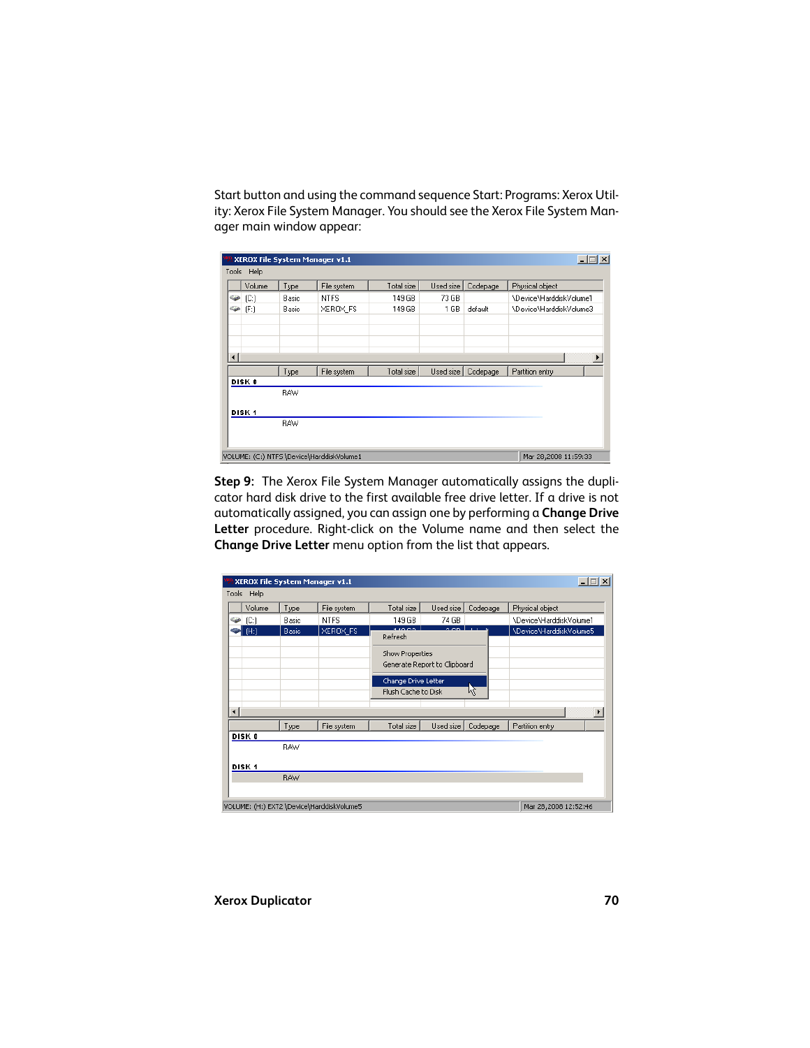Start button and using the command sequence Start: Programs: Xerox Utility: Xerox File System Manager. You should see the Xerox File System Manager main window appear:

**Step 9**: The Xerox File System Manager automatically assigns the duplicator hard disk drive to the first available free drive letter. If a drive is not automatically assigned, you can assign one by performing a **Change Drive Letter** procedure. Right-click on the Volume name and then select the **Change Drive Letter** menu option from the list that appears.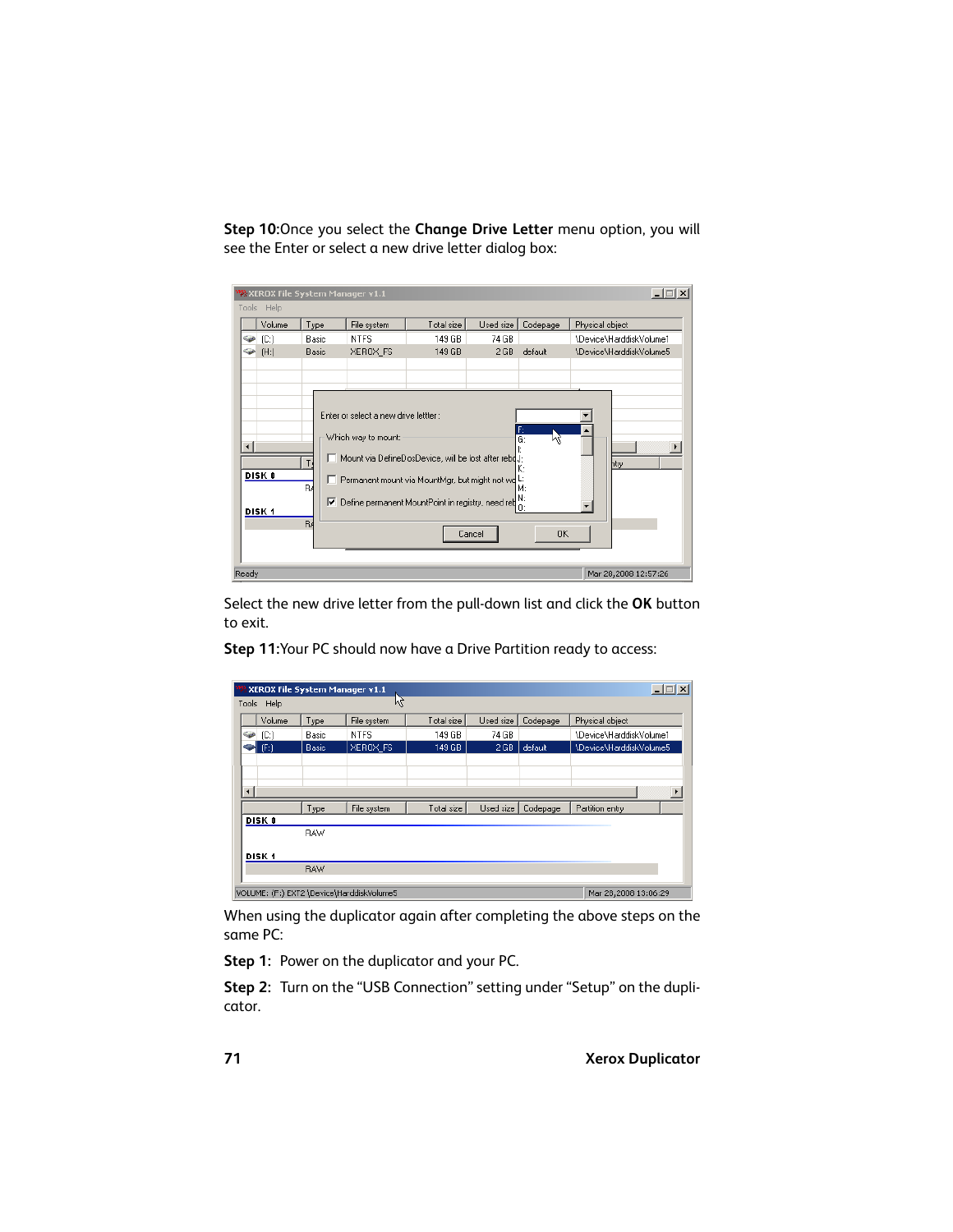**Step 10:**Once you select the **Change Drive Letter** menu option, you will see the Enter or select a new drive letter dialog box:

Select the new drive letter from the pull-down list and click the **OK** button to exit.

**Step 11:**Your PC should now have a Drive Partition ready to access:

When using the duplicator again after completing the above steps on the same PC:

**Step 1:** Power on the duplicator and your PC.

**Step 2:** Turn on the “USB Connection” setting under “Setup” on the duplicator.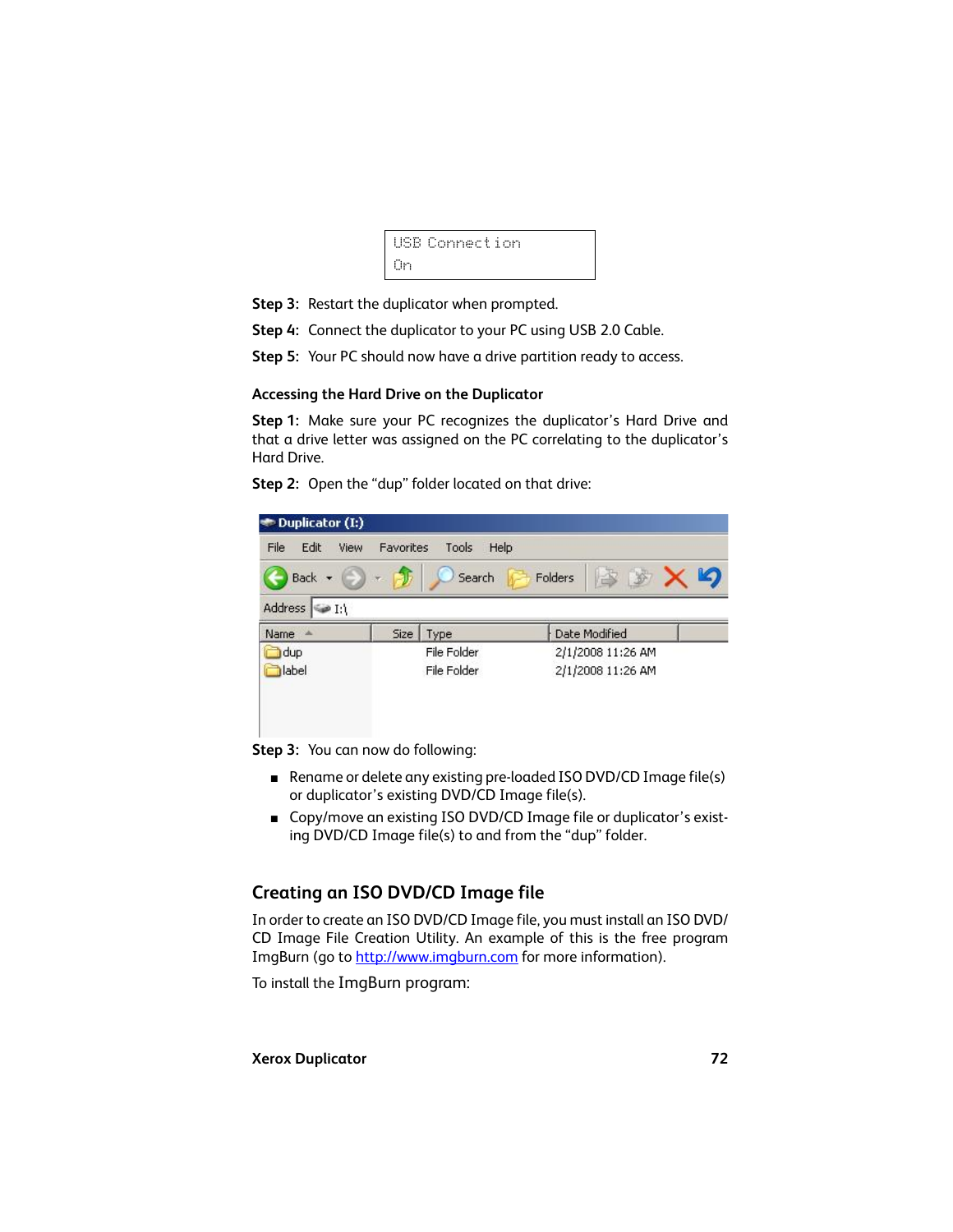```
USB Connection
On
```

**Step 3:** Restart the duplicator when prompted.

**Step 4:** Connect the duplicator to your PC using USB 2.0 Cable.

**Step 5:** Your PC should now have a drive partition ready to access.

### Accessing the Hard Drive on the Duplicator

**Step 1:** Make sure your PC recognizes the duplicator's Hard Drive and that a drive letter was assigned on the PC correlating to the duplicator's Hard Drive.

**Step 2:** Open the "dup" folder located on that drive:

Duplicator (I:)

File Edit View Favorites Tools Help

Back Search Folders

Address I:\

| Name | Size | Type | Date Modified |
|---|---|---|---|
| dup | | File Folder | 2/1/2008 11:26 AM |
| label | | File Folder | 2/1/2008 11:26 AM |

**Step 3:** You can now do following:

- Rename or delete any existing pre-loaded ISO DVD/CD Image file(s) or duplicator's existing DVD/CD Image file(s).
- Copy/move an existing ISO DVD/CD Image file or duplicator's existing DVD/CD Image file(s) to and from the "dup" folder.

## Creating an ISO DVD/CD Image file

In order to create an ISO DVD/CD Image file, you must install an ISO DVD/CD Image File Creation Utility. An example of this is the free program ImgBurn (go to http://www.imgburn.com for more information).

To install the ImgBurn program: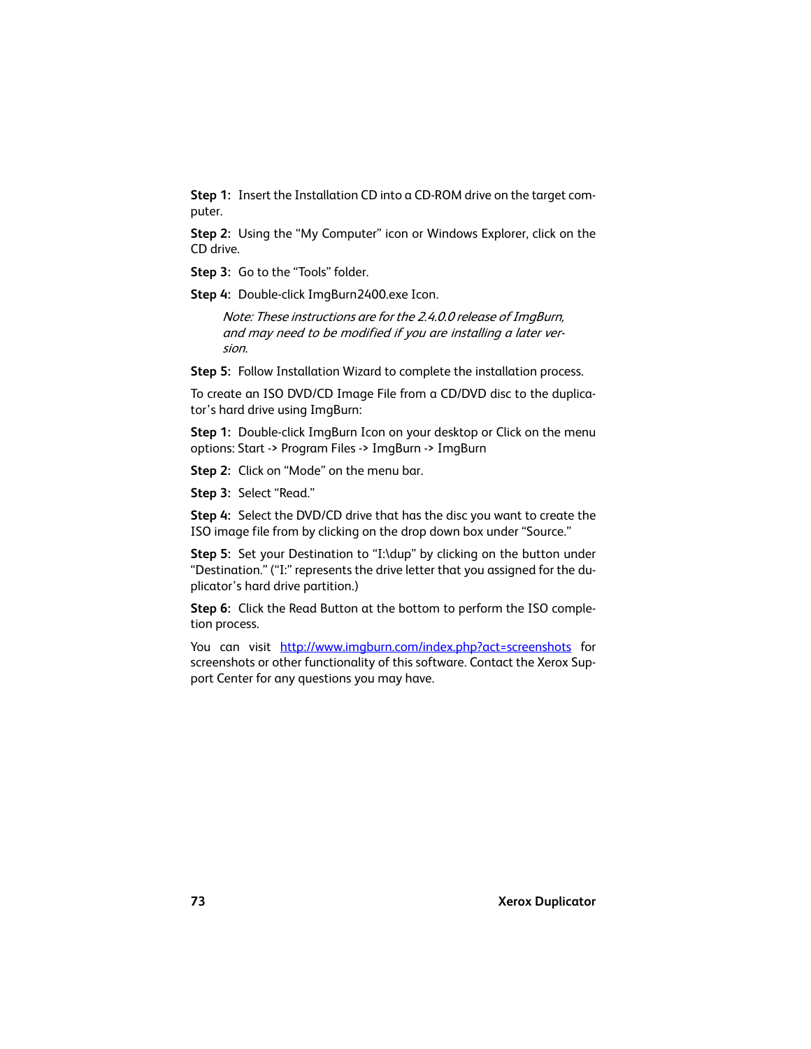**Step 1:** Insert the Installation CD into a CD-ROM drive on the target computer.

**Step 2:** Using the “My Computer” icon or Windows Explorer, click on the CD drive.

**Step 3:** Go to the “Tools” folder.

**Step 4:** Double-click ImgBurn2400.exe Icon.

> *Note: These instructions are for the 2.4.0.0 release of ImgBurn, and may need to be modified if you are installing a later version.*

**Step 5:** Follow Installation Wizard to complete the installation process.

To create an ISO DVD/CD Image File from a CD/DVD disc to the duplicator’s hard drive using ImgBurn:

**Step 1:** Double-click ImgBurn Icon on your desktop or Click on the menu options: Start -> Program Files -> ImgBurn -> ImgBurn

**Step 2:** Click on “Mode” on the menu bar.

**Step 3:** Select “Read.”

**Step 4:** Select the DVD/CD drive that has the disc you want to create the ISO image file from by clicking on the drop down box under “Source.”

**Step 5:** Set your Destination to “I:\dup” by clicking on the button under “Destination.” (“I:” represents the drive letter that you assigned for the duplicator’s hard drive partition.)

**Step 6:** Click the Read Button at the bottom to perform the ISO completion process.

You can visit http://www.imgburn.com/index.php?act=screenshots for screenshots or other functionality of this software. Contact the Xerox Support Center for any questions you may have.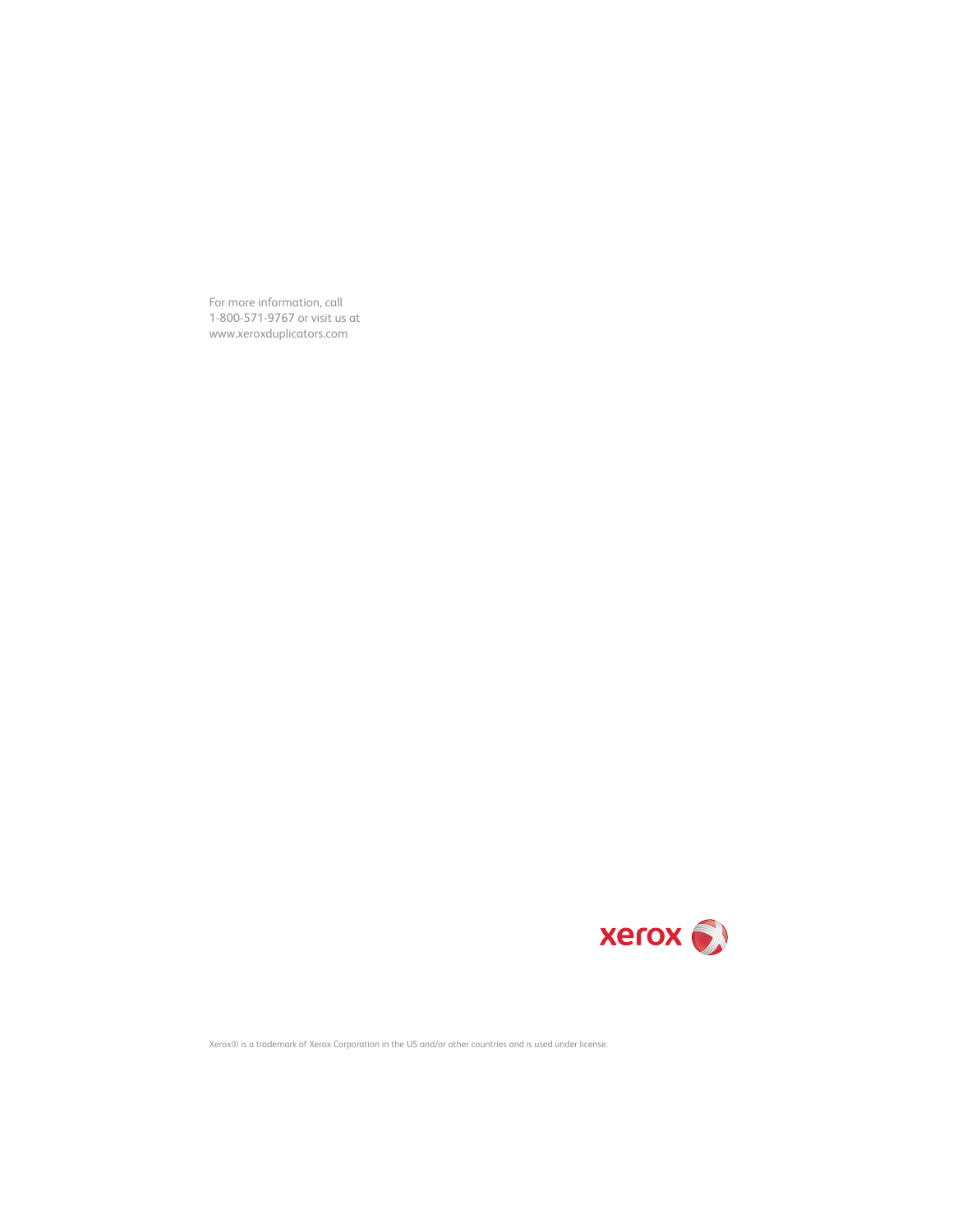For more information, call
1-800-571-9767 or visit us at
www.xeroxduplicators.com

xerox

Xerox® is a trademark of Xerox Corporation in the US and/or other countries and is used under license.